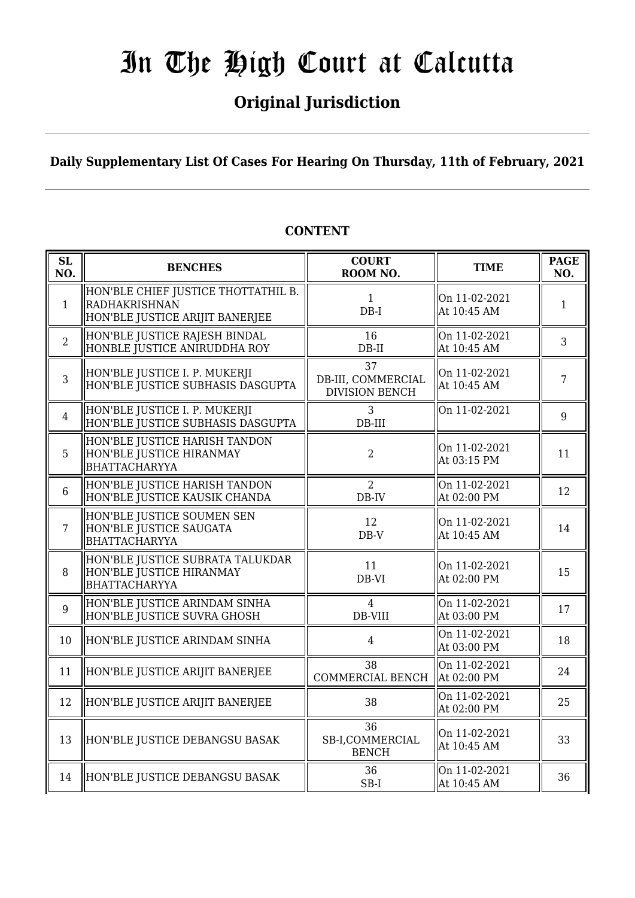# In The High Court at Calcutta

## Original Jurisdiction

**Daily Supplementary List Of Cases For Hearing On Thursday, 11th of February, 2021**

### CONTENT

| SL NO. | BENCHES | COURT ROOM NO. | TIME | PAGE NO. |
|---|---|---|---|---|
| 1 | HON'BLE CHIEF JUSTICE THOTTATHIL B. RADHAKRISHNAN<br>HON'BLE JUSTICE ARIJIT BANERJEE | 1<br>DB-I | On 11-02-2021<br>At 10:45 AM | 1 |
| 2 | HON'BLE JUSTICE RAJESH BINDAL<br>HONBLE JUSTICE ANIRUDDHA ROY | 16<br>DB-II | On 11-02-2021<br>At 10:45 AM | 3 |
| 3 | HON'BLE JUSTICE I. P. MUKERJI<br>HON'BLE JUSTICE SUBHASIS DASGUPTA | 37<br>DB-III, COMMERCIAL DIVISION BENCH | On 11-02-2021<br>At 10:45 AM | 7 |
| 4 | HON'BLE JUSTICE I. P. MUKERJI<br>HON'BLE JUSTICE SUBHASIS DASGUPTA | 3<br>DB-III | On 11-02-2021 | 9 |
| 5 | HON'BLE JUSTICE HARISH TANDON<br>HON'BLE JUSTICE HIRANMAY BHATTACHARYYA | 2 | On 11-02-2021<br>At 03:15 PM | 11 |
| 6 | HON'BLE JUSTICE HARISH TANDON<br>HON'BLE JUSTICE KAUSIK CHANDA | 2<br>DB-IV | On 11-02-2021<br>At 02:00 PM | 12 |
| 7 | HON'BLE JUSTICE SOUMEN SEN<br>HON'BLE JUSTICE SAUGATA BHATTACHARYYA | 12<br>DB-V | On 11-02-2021<br>At 10:45 AM | 14 |
| 8 | HON'BLE JUSTICE SUBRATA TALUKDAR<br>HON'BLE JUSTICE HIRANMAY BHATTACHARYYA | 11<br>DB-VI | On 11-02-2021<br>At 02:00 PM | 15 |
| 9 | HON'BLE JUSTICE ARINDAM SINHA<br>HON'BLE JUSTICE SUVRA GHOSH | 4<br>DB-VIII | On 11-02-2021<br>At 03:00 PM | 17 |
| 10 | HON'BLE JUSTICE ARINDAM SINHA | 4 | On 11-02-2021<br>At 03:00 PM | 18 |
| 11 | HON'BLE JUSTICE ARIJIT BANERJEE | 38<br>COMMERCIAL BENCH | On 11-02-2021<br>At 02:00 PM | 24 |
| 12 | HON'BLE JUSTICE ARIJIT BANERJEE | 38 | On 11-02-2021<br>At 02:00 PM | 25 |
| 13 | HON'BLE JUSTICE DEBANGSU BASAK | 36<br>SB-I,COMMERCIAL BENCH | On 11-02-2021<br>At 10:45 AM | 33 |
| 14 | HON'BLE JUSTICE DEBANGSU BASAK | 36<br>SB-I | On 11-02-2021<br>At 10:45 AM | 36 |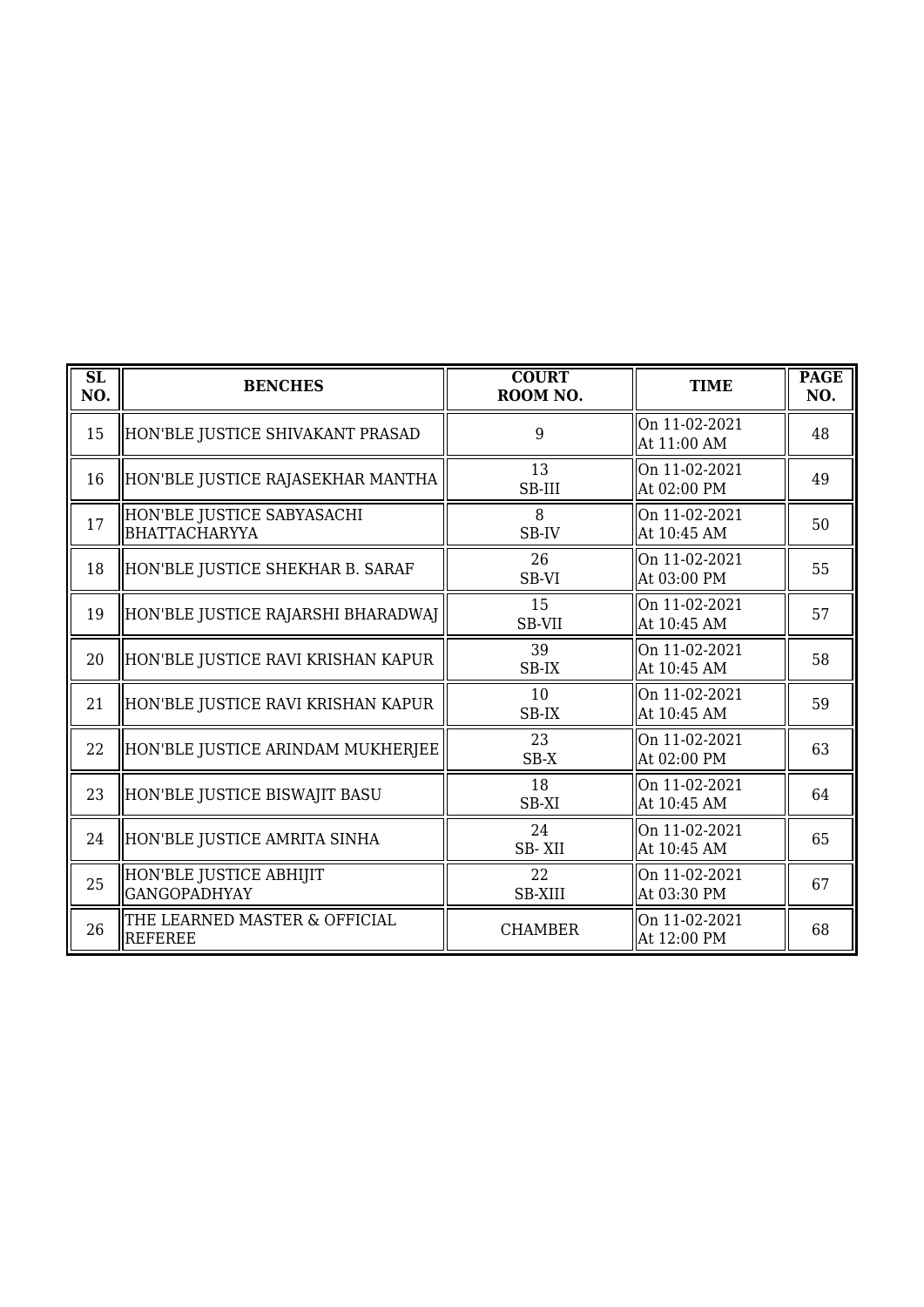| SL NO. | BENCHES | COURT ROOM NO. | TIME | PAGE NO. |
|---|---|---|---|---|
| 15 | HON'BLE JUSTICE SHIVAKANT PRASAD | 9 | On 11-02-2021 At 11:00 AM | 48 |
| 16 | HON'BLE JUSTICE RAJASEKHAR MANTHA | 13 SB-III | On 11-02-2021 At 02:00 PM | 49 |
| 17 | HON'BLE JUSTICE SABYASACHI BHATTACHARYYA | 8 SB-IV | On 11-02-2021 At 10:45 AM | 50 |
| 18 | HON'BLE JUSTICE SHEKHAR B. SARAF | 26 SB-VI | On 11-02-2021 At 03:00 PM | 55 |
| 19 | HON'BLE JUSTICE RAJARSHI BHARADWAJ | 15 SB-VII | On 11-02-2021 At 10:45 AM | 57 |
| 20 | HON'BLE JUSTICE RAVI KRISHAN KAPUR | 39 SB-IX | On 11-02-2021 At 10:45 AM | 58 |
| 21 | HON'BLE JUSTICE RAVI KRISHAN KAPUR | 10 SB-IX | On 11-02-2021 At 10:45 AM | 59 |
| 22 | HON'BLE JUSTICE ARINDAM MUKHERJEE | 23 SB-X | On 11-02-2021 At 02:00 PM | 63 |
| 23 | HON'BLE JUSTICE BISWAJIT BASU | 18 SB-XI | On 11-02-2021 At 10:45 AM | 64 |
| 24 | HON'BLE JUSTICE AMRITA SINHA | 24 SB- XII | On 11-02-2021 At 10:45 AM | 65 |
| 25 | HON'BLE JUSTICE ABHIJIT GANGOPADHYAY | 22 SB-XIII | On 11-02-2021 At 03:30 PM | 67 |
| 26 | THE LEARNED MASTER & OFFICIAL REFEREE | CHAMBER | On 11-02-2021 At 12:00 PM | 68 |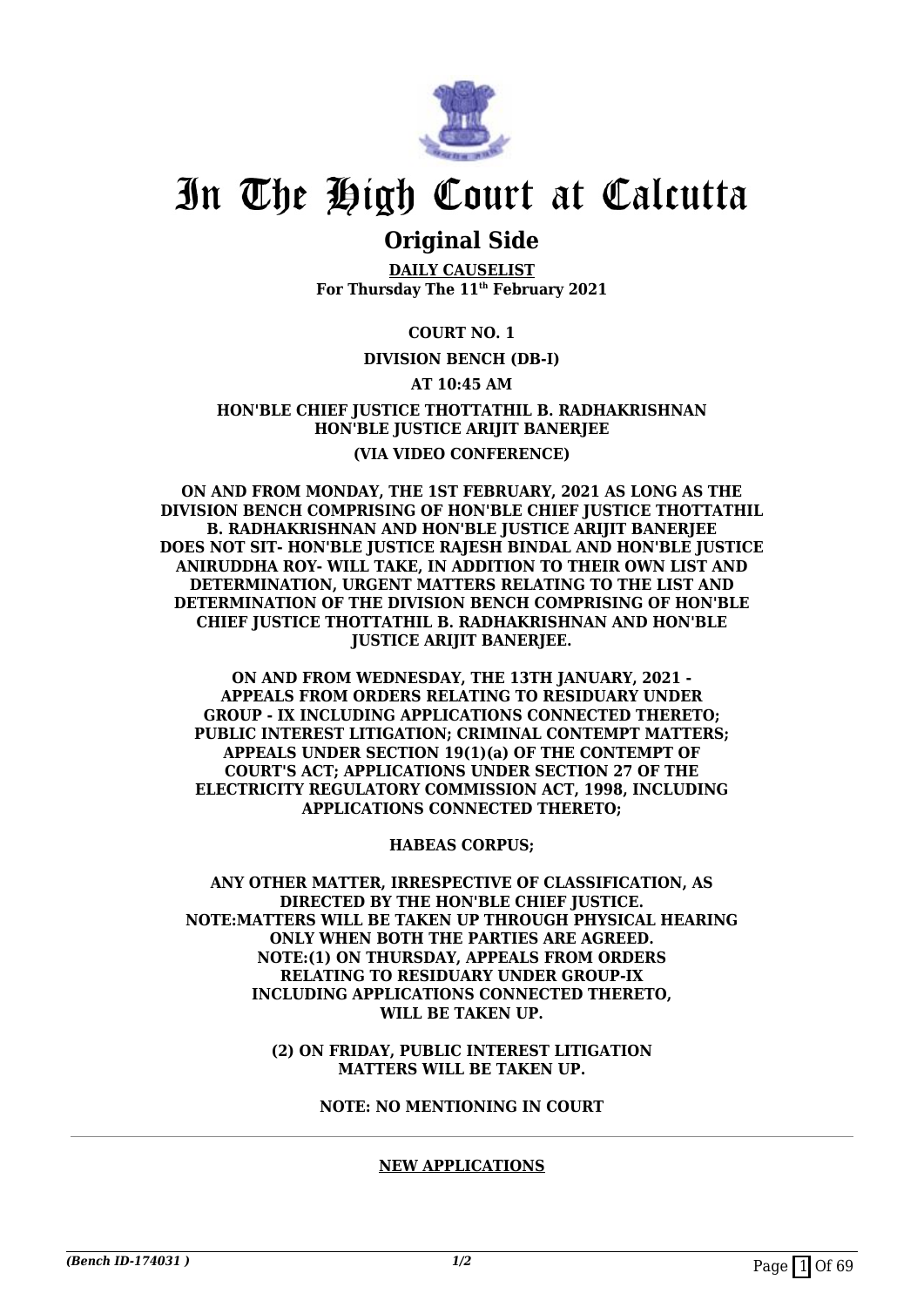# In The High Court at Calcutta

## Original Side

**DAILY CAUSELIST**
**For Thursday The 11th February 2021**

**COURT NO. 1**

**DIVISION BENCH (DB-I)**

**AT 10:45 AM**

**HON'BLE CHIEF JUSTICE THOTTATHIL B. RADHAKRISHNAN**
**HON'BLE JUSTICE ARIJIT BANERJEE**

**(VIA VIDEO CONFERENCE)**

**ON AND FROM MONDAY, THE 1ST FEBRUARY, 2021 AS LONG AS THE DIVISION BENCH COMPRISING OF HON'BLE CHIEF JUSTICE THOTTATHIL B. RADHAKRISHNAN AND HON'BLE JUSTICE ARIJIT BANERJEE DOES NOT SIT- HON'BLE JUSTICE RAJESH BINDAL AND HON'BLE JUSTICE ANIRUDDHA ROY- WILL TAKE, IN ADDITION TO THEIR OWN LIST AND DETERMINATION, URGENT MATTERS RELATING TO THE LIST AND DETERMINATION OF THE DIVISION BENCH COMPRISING OF HON'BLE CHIEF JUSTICE THOTTATHIL B. RADHAKRISHNAN AND HON'BLE JUSTICE ARIJIT BANERJEE.**

**ON AND FROM WEDNESDAY, THE 13TH JANUARY, 2021 - APPEALS FROM ORDERS RELATING TO RESIDUARY UNDER GROUP - IX INCLUDING APPLICATIONS CONNECTED THERETO; PUBLIC INTEREST LITIGATION; CRIMINAL CONTEMPT MATTERS; APPEALS UNDER SECTION 19(1)(a) OF THE CONTEMPT OF COURT'S ACT; APPLICATIONS UNDER SECTION 27 OF THE ELECTRICITY REGULATORY COMMISSION ACT, 1998, INCLUDING APPLICATIONS CONNECTED THERETO;**

**HABEAS CORPUS;**

**ANY OTHER MATTER, IRRESPECTIVE OF CLASSIFICATION, AS DIRECTED BY THE HON'BLE CHIEF JUSTICE.**
**NOTE:MATTERS WILL BE TAKEN UP THROUGH PHYSICAL HEARING ONLY WHEN BOTH THE PARTIES ARE AGREED.**
**NOTE:(1) ON THURSDAY, APPEALS FROM ORDERS RELATING TO RESIDUARY UNDER GROUP-IX INCLUDING APPLICATIONS CONNECTED THERETO, WILL BE TAKEN UP.**

**(2) ON FRIDAY, PUBLIC INTEREST LITIGATION MATTERS WILL BE TAKEN UP.**

**NOTE: NO MENTIONING IN COURT**

---

**NEW APPLICATIONS**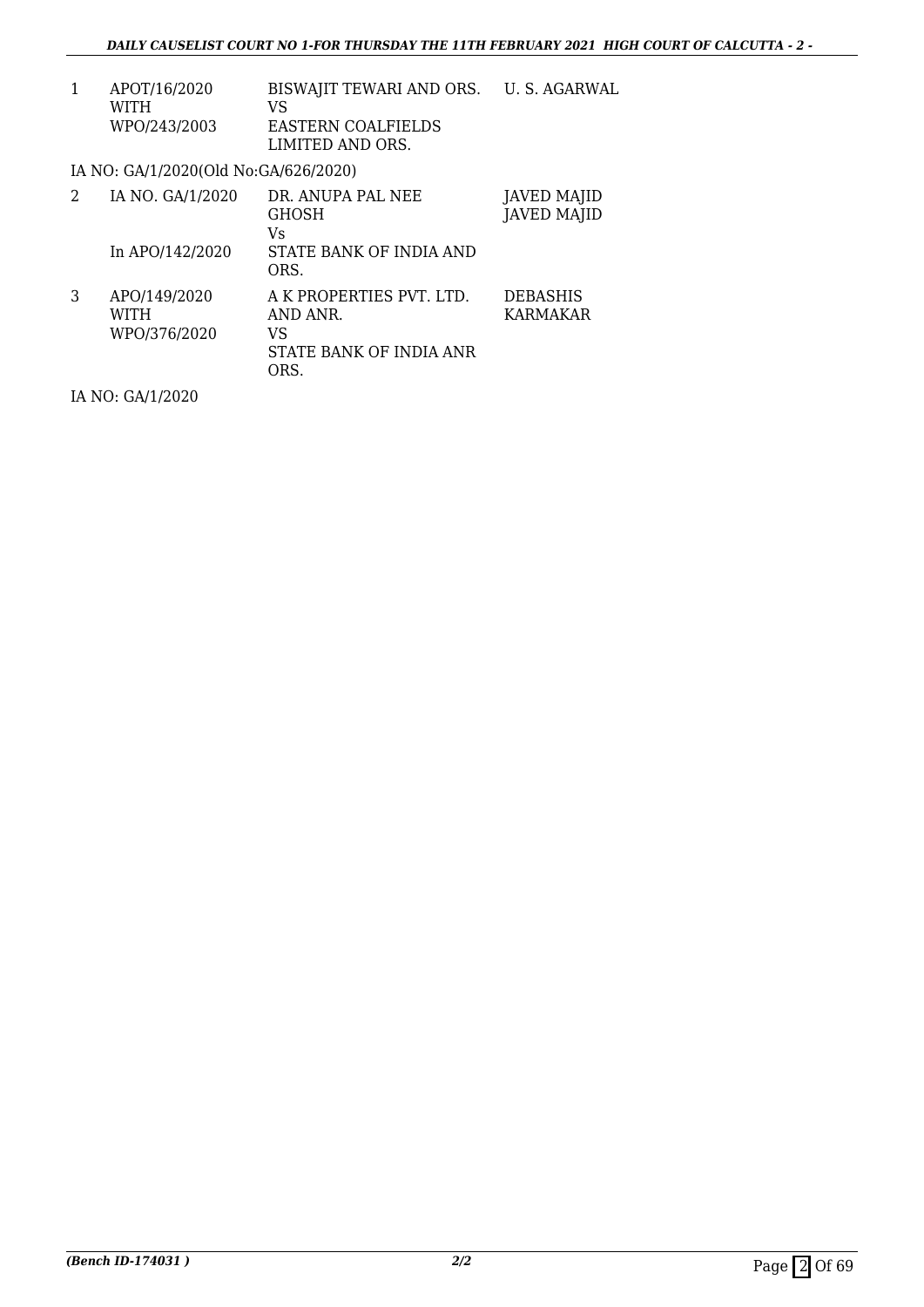| | | | |
|---|---|---|---|
| 1 | APOT/16/2020 WITH WPO/243/2003 | BISWAJIT TEWARI AND ORS. VS EASTERN COALFIELDS LIMITED AND ORS. | U. S. AGARWAL |

IA NO: GA/1/2020(Old No:GA/626/2020)

| | | | |
|---|---|---|---|
| 2 | IA NO. GA/1/2020 In APO/142/2020 | DR. ANUPA PAL NEE GHOSH Vs STATE BANK OF INDIA AND ORS. | JAVED MAJID JAVED MAJID |
| 3 | APO/149/2020 WITH WPO/376/2020 | A K PROPERTIES PVT. LTD. AND ANR. VS STATE BANK OF INDIA ANR ORS. | DEBASHIS KARMAKAR |

IA NO: GA/1/2020

*(Bench ID-174031 )* 2/2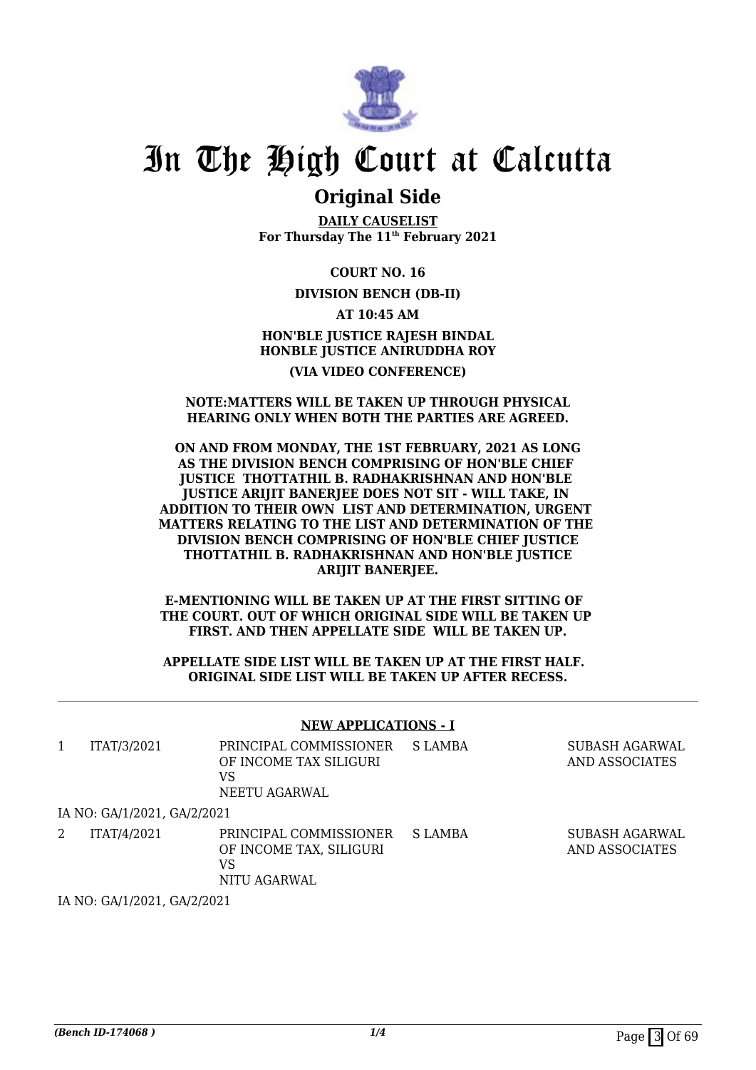# In The High Court at Calcutta

## Original Side

**DAILY CAUSELIST**
**For Thursday The 11th February 2021**

**COURT NO. 16**

**DIVISION BENCH (DB-II)**

**AT 10:45 AM**

**HON'BLE JUSTICE RAJESH BINDAL**
**HONBLE JUSTICE ANIRUDDHA ROY**

**(VIA VIDEO CONFERENCE)**

**NOTE:MATTERS WILL BE TAKEN UP THROUGH PHYSICAL HEARING ONLY WHEN BOTH THE PARTIES ARE AGREED.**

**ON AND FROM MONDAY, THE 1ST FEBRUARY, 2021 AS LONG AS THE DIVISION BENCH COMPRISING OF HON'BLE CHIEF JUSTICE THOTTATHIL B. RADHAKRISHNAN AND HON'BLE JUSTICE ARIJIT BANERJEE DOES NOT SIT - WILL TAKE, IN ADDITION TO THEIR OWN LIST AND DETERMINATION, URGENT MATTERS RELATING TO THE LIST AND DETERMINATION OF THE DIVISION BENCH COMPRISING OF HON'BLE CHIEF JUSTICE THOTTATHIL B. RADHAKRISHNAN AND HON'BLE JUSTICE ARIJIT BANERJEE.**

**E-MENTIONING WILL BE TAKEN UP AT THE FIRST SITTING OF THE COURT. OUT OF WHICH ORIGINAL SIDE WILL BE TAKEN UP FIRST. AND THEN APPELLATE SIDE WILL BE TAKEN UP.**

**APPELLATE SIDE LIST WILL BE TAKEN UP AT THE FIRST HALF. ORIGINAL SIDE LIST WILL BE TAKEN UP AFTER RECESS.**

---

**NEW APPLICATIONS - I**

| | | | | |
|---|---|---|---|---|
| 1 | ITAT/3/2021 | PRINCIPAL COMMISSIONER OF INCOME TAX SILIGURI VS NEETU AGARWAL | S LAMBA | SUBASH AGARWAL AND ASSOCIATES |
| | IA NO: GA/1/2021, GA/2/2021 | | | |
| 2 | ITAT/4/2021 | PRINCIPAL COMMISSIONER OF INCOME TAX, SILIGURI VS NITU AGARWAL | S LAMBA | SUBASH AGARWAL AND ASSOCIATES |
| | IA NO: GA/1/2021, GA/2/2021 | | | |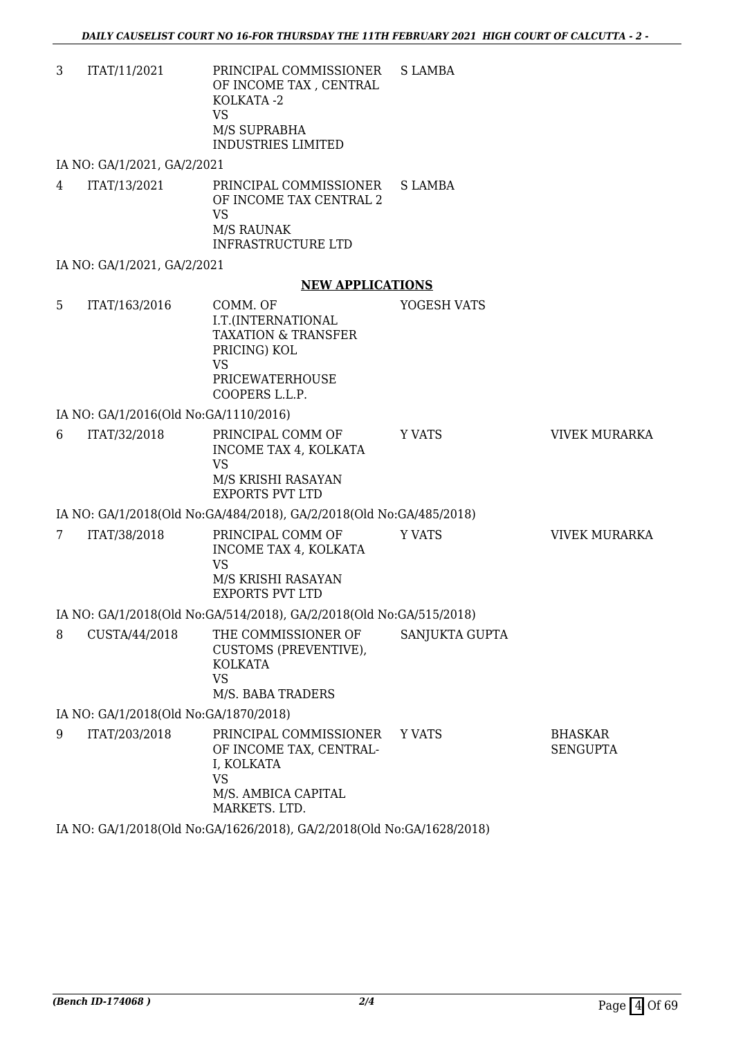| | | | | |
|---|---|---|---|---|
| 3 | ITAT/11/2021 | PRINCIPAL COMMISSIONER OF INCOME TAX , CENTRAL KOLKATA -2<br>VS<br>M/S SUPRABHA INDUSTRIES LIMITED | S LAMBA | |

IA NO: GA/1/2021, GA/2/2021

| | | | | |
|---|---|---|---|---|
| 4 | ITAT/13/2021 | PRINCIPAL COMMISSIONER OF INCOME TAX CENTRAL 2<br>VS<br>M/S RAUNAK INFRASTRUCTURE LTD | S LAMBA | |

IA NO: GA/1/2021, GA/2/2021

## NEW APPLICATIONS

| | | | | |
|---|---|---|---|---|
| 5 | ITAT/163/2016 | COMM. OF I.T.(INTERNATIONAL TAXATION & TRANSFER PRICING) KOL<br>VS<br>PRICEWATERHOUSE COOPERS L.L.P. | YOGESH VATS | |

IA NO: GA/1/2016(Old No:GA/1110/2016)

| | | | | |
|---|---|---|---|---|
| 6 | ITAT/32/2018 | PRINCIPAL COMM OF INCOME TAX 4, KOLKATA<br>VS<br>M/S KRISHI RASAYAN EXPORTS PVT LTD | Y VATS | VIVEK MURARKA |

IA NO: GA/1/2018(Old No:GA/484/2018), GA/2/2018(Old No:GA/485/2018)

| | | | | |
|---|---|---|---|---|
| 7 | ITAT/38/2018 | PRINCIPAL COMM OF INCOME TAX 4, KOLKATA<br>VS<br>M/S KRISHI RASAYAN EXPORTS PVT LTD | Y VATS | VIVEK MURARKA |

IA NO: GA/1/2018(Old No:GA/514/2018), GA/2/2018(Old No:GA/515/2018)

| | | | | |
|---|---|---|---|---|
| 8 | CUSTA/44/2018 | THE COMMISSIONER OF CUSTOMS (PREVENTIVE), KOLKATA<br>VS<br>M/S. BABA TRADERS | SANJUKTA GUPTA | |

IA NO: GA/1/2018(Old No:GA/1870/2018)

| | | | | |
|---|---|---|---|---|
| 9 | ITAT/203/2018 | PRINCIPAL COMMISSIONER OF INCOME TAX, CENTRAL-I, KOLKATA<br>VS<br>M/S. AMBICA CAPITAL MARKETS. LTD. | Y VATS | BHASKAR SENGUPTA |

IA NO: GA/1/2018(Old No:GA/1626/2018), GA/2/2018(Old No:GA/1628/2018)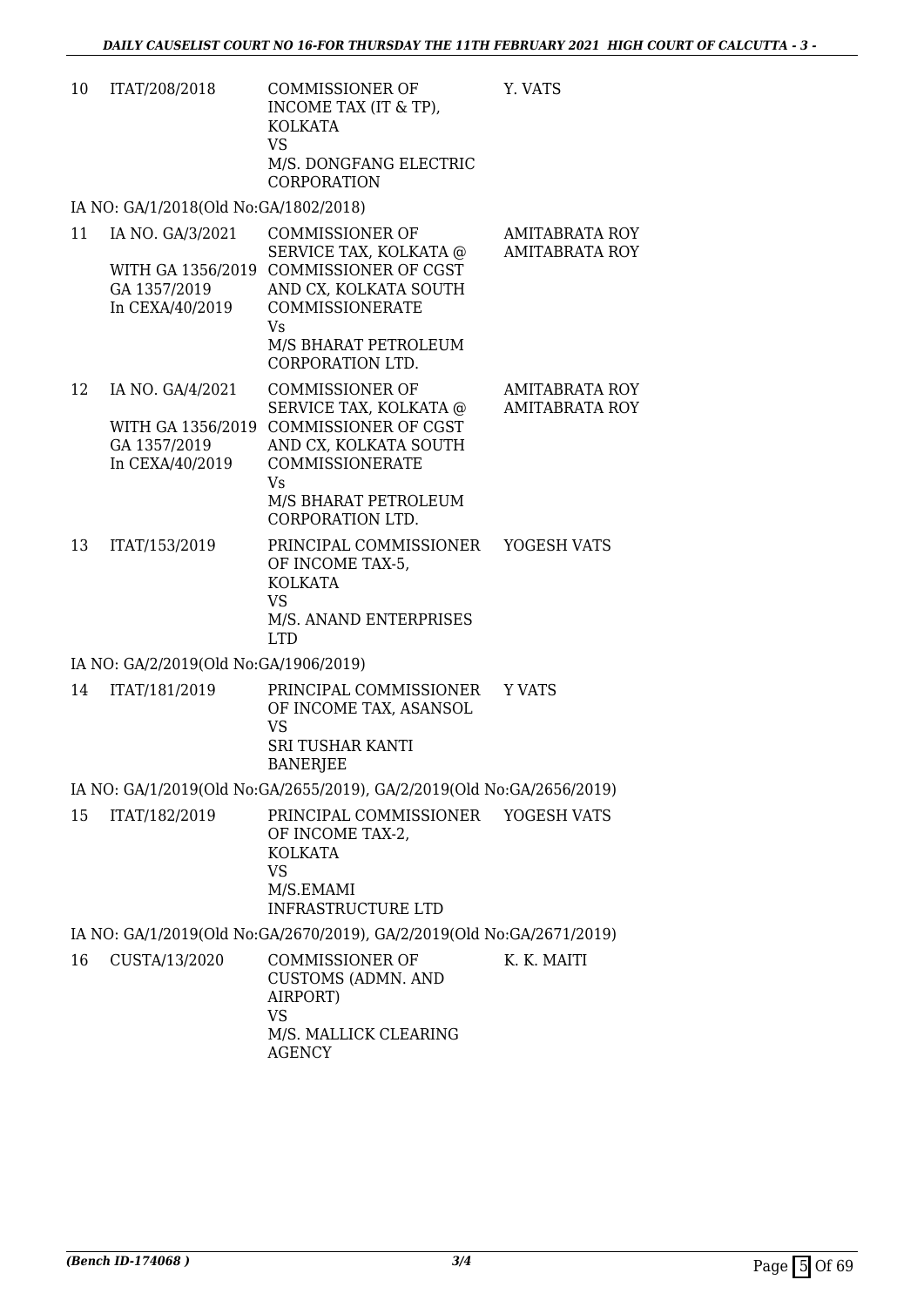| 10 | ITAT/208/2018 | COMMISSIONER OF INCOME TAX (IT & TP), KOLKATA<br>VS<br>M/S. DONGFANG ELECTRIC CORPORATION | Y. VATS |
|---|---|---|---|

IA NO: GA/1/2018(Old No:GA/1802/2018)

| 11 | IA NO. GA/3/2021<br><br>WITH GA 1356/2019<br>GA 1357/2019<br>In CEXA/40/2019 | COMMISSIONER OF SERVICE TAX, KOLKATA @ COMMISSIONER OF CGST AND CX, KOLKATA SOUTH COMMISSIONERATE<br>Vs<br>M/S BHARAT PETROLEUM CORPORATION LTD. | AMITABRATA ROY<br>AMITABRATA ROY |
|---|---|---|---|
| 12 | IA NO. GA/4/2021<br><br>WITH GA 1356/2019<br>GA 1357/2019<br>In CEXA/40/2019 | COMMISSIONER OF SERVICE TAX, KOLKATA @ COMMISSIONER OF CGST AND CX, KOLKATA SOUTH COMMISSIONERATE<br>Vs<br>M/S BHARAT PETROLEUM CORPORATION LTD. | AMITABRATA ROY<br>AMITABRATA ROY |
| 13 | ITAT/153/2019 | PRINCIPAL COMMISSIONER OF INCOME TAX-5, KOLKATA<br>VS<br>M/S. ANAND ENTERPRISES LTD | YOGESH VATS |

IA NO: GA/2/2019(Old No:GA/1906/2019)

| 14 | ITAT/181/2019 | PRINCIPAL COMMISSIONER OF INCOME TAX, ASANSOL<br>VS<br>SRI TUSHAR KANTI BANERJEE | Y VATS |
|---|---|---|---|

IA NO: GA/1/2019(Old No:GA/2655/2019), GA/2/2019(Old No:GA/2656/2019)

| 15 | ITAT/182/2019 | PRINCIPAL COMMISSIONER OF INCOME TAX-2, KOLKATA<br>VS<br>M/S.EMAMI INFRASTRUCTURE LTD | YOGESH VATS |
|---|---|---|---|

IA NO: GA/1/2019(Old No:GA/2670/2019), GA/2/2019(Old No:GA/2671/2019)

| 16 | CUSTA/13/2020 | COMMISSIONER OF CUSTOMS (ADMN. AND AIRPORT)<br>VS<br>M/S. MALLICK CLEARING AGENCY | K. K. MAITI |
|---|---|---|---|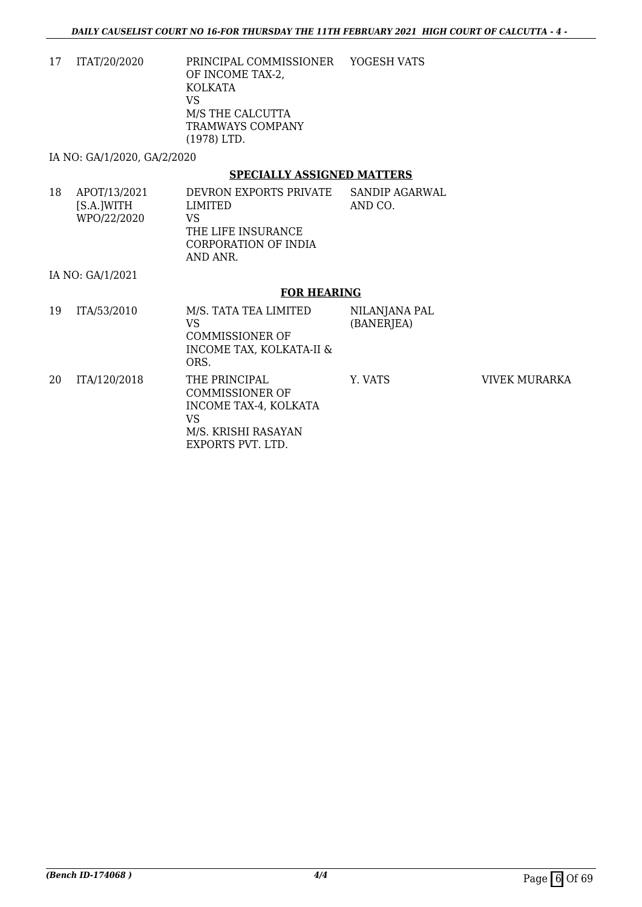| | | | | |
|---|---|---|---|---|
| 17 | ITAT/20/2020 | PRINCIPAL COMMISSIONER OF INCOME TAX-2, KOLKATA<br>VS<br>M/S THE CALCUTTA TRAMWAYS COMPANY (1978) LTD. | YOGESH VATS | |

IA NO: GA/1/2020, GA/2/2020

## SPECIALLY ASSIGNED MATTERS

| | | | | |
|---|---|---|---|---|
| 18 | APOT/13/2021 [S.A.]WITH WPO/22/2020 | DEVRON EXPORTS PRIVATE LIMITED<br>VS<br>THE LIFE INSURANCE CORPORATION OF INDIA AND ANR. | SANDIP AGARWAL AND CO. | |

IA NO: GA/1/2021

## FOR HEARING

| | | | | |
|---|---|---|---|---|
| 19 | ITA/53/2010 | M/S. TATA TEA LIMITED<br>VS<br>COMMISSIONER OF INCOME TAX, KOLKATA-II & ORS. | NILANJANA PAL (BANERJEA) | |
| 20 | ITA/120/2018 | THE PRINCIPAL COMMISSIONER OF INCOME TAX-4, KOLKATA<br>VS<br>M/S. KRISHI RASAYAN EXPORTS PVT. LTD. | Y. VATS | VIVEK MURARKA |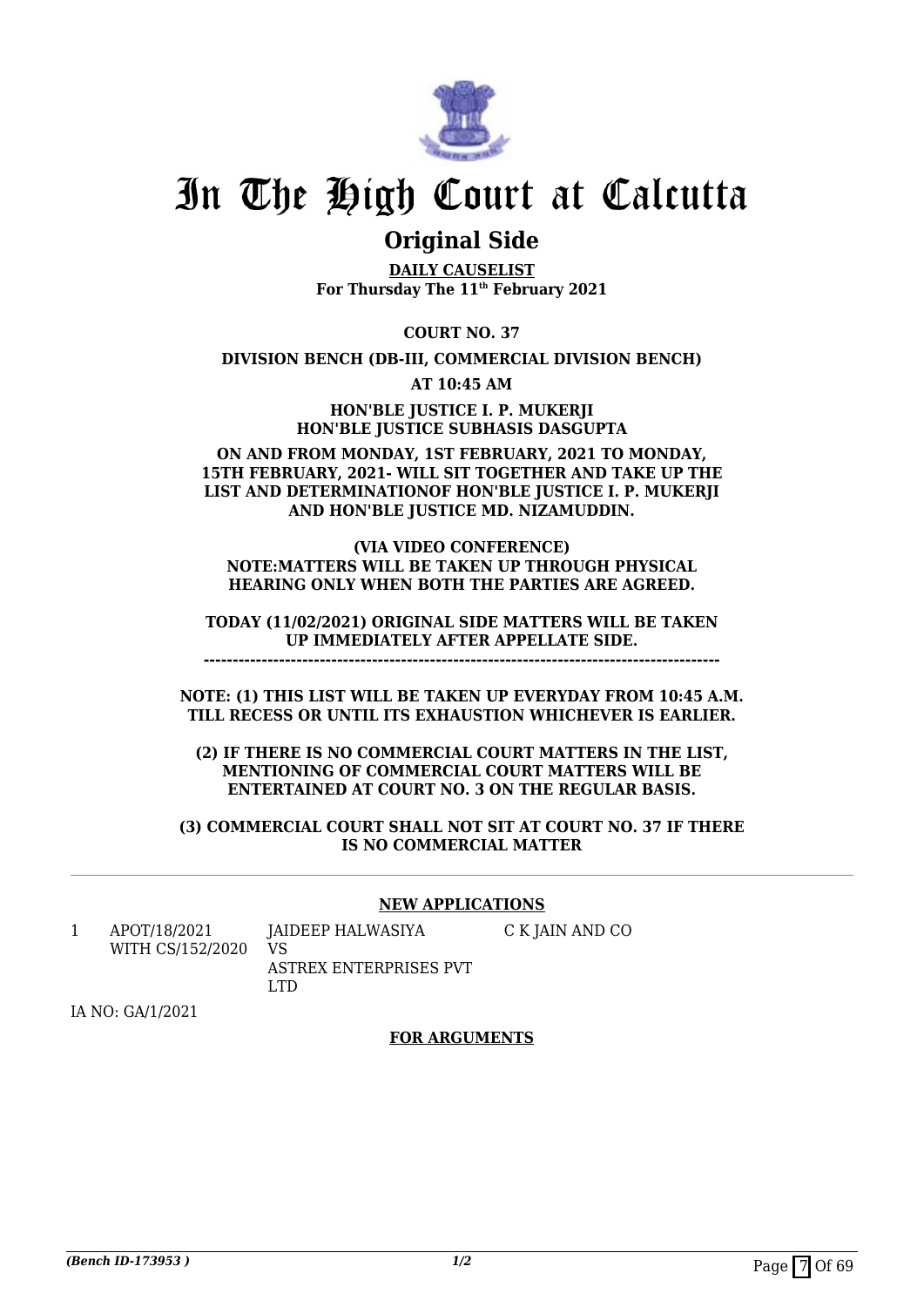# In The High Court at Calcutta

## Original Side

**DAILY CAUSELIST**
**For Thursday The 11th February 2021**

**COURT NO. 37**

**DIVISION BENCH (DB-III, COMMERCIAL DIVISION BENCH)**

**AT 10:45 AM**

**HON'BLE JUSTICE I. P. MUKERJI**
**HON'BLE JUSTICE SUBHASIS DASGUPTA**

**ON AND FROM MONDAY, 1ST FEBRUARY, 2021 TO MONDAY, 15TH FEBRUARY, 2021- WILL SIT TOGETHER AND TAKE UP THE LIST AND DETERMINATIONOF HON'BLE JUSTICE I. P. MUKERJI AND HON'BLE JUSTICE MD. NIZAMUDDIN.**

**(VIA VIDEO CONFERENCE)**
**NOTE:MATTERS WILL BE TAKEN UP THROUGH PHYSICAL HEARING ONLY WHEN BOTH THE PARTIES ARE AGREED.**

**TODAY (11/02/2021) ORIGINAL SIDE MATTERS WILL BE TAKEN UP IMMEDIATELY AFTER APPELLATE SIDE.**
**----------------------------------------------------------------------------------------**

**NOTE: (1) THIS LIST WILL BE TAKEN UP EVERYDAY FROM 10:45 A.M. TILL RECESS OR UNTIL ITS EXHAUSTION WHICHEVER IS EARLIER.**

**(2) IF THERE IS NO COMMERCIAL COURT MATTERS IN THE LIST, MENTIONING OF COMMERCIAL COURT MATTERS WILL BE ENTERTAINED AT COURT NO. 3 ON THE REGULAR BASIS.**

**(3) COMMERCIAL COURT SHALL NOT SIT AT COURT NO. 37 IF THERE IS NO COMMERCIAL MATTER**

**NEW APPLICATIONS**

| | | | |
|---|---|---|---|
| 1 | APOT/18/2021 WITH CS/152/2020 | JAIDEEP HALWASIYA VS ASTREX ENTERPRISES PVT LTD | C K JAIN AND CO |

IA NO: GA/1/2021

**FOR ARGUMENTS**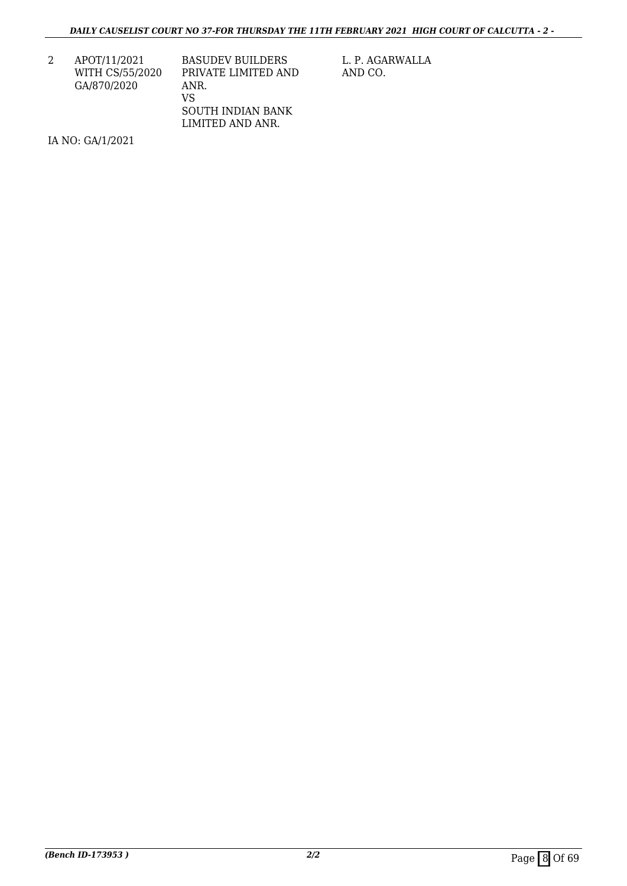| | | | |
|---|---|---|---|
| 2 | APOT/11/2021<br>WITH CS/55/2020<br>GA/870/2020 | BASUDEV BUILDERS PRIVATE LIMITED AND ANR.<br>VS<br>SOUTH INDIAN BANK LIMITED AND ANR. | L. P. AGARWALLA AND CO. |

IA NO: GA/1/2021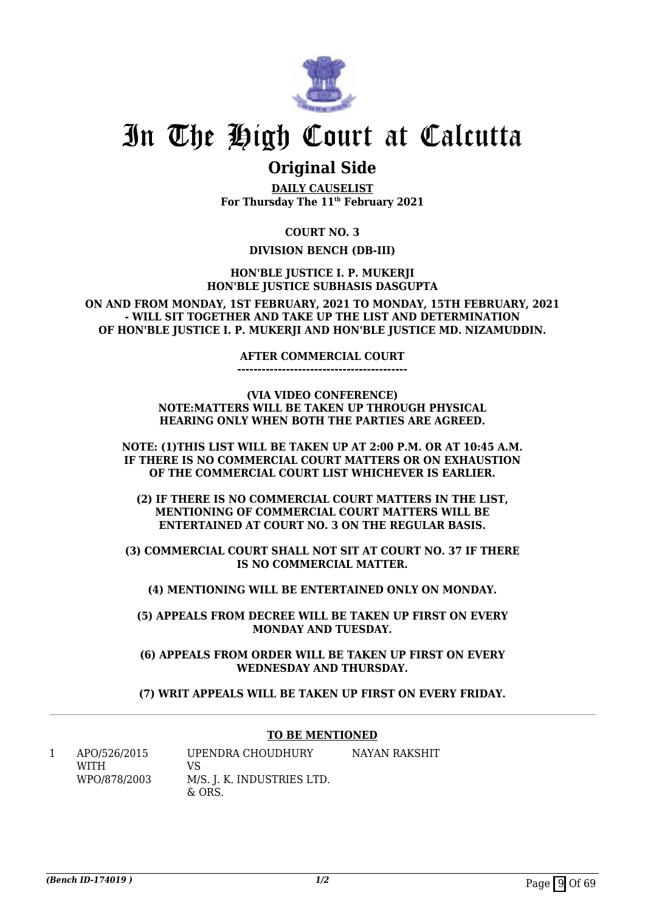# In The High Court at Calcutta

## Original Side

**DAILY CAUSELIST**
**For Thursday The 11th February 2021**

**COURT NO. 3**

**DIVISION BENCH (DB-III)**

**HON'BLE JUSTICE I. P. MUKERJI**
**HON'BLE JUSTICE SUBHASIS DASGUPTA**

**ON AND FROM MONDAY, 1ST FEBRUARY, 2021 TO MONDAY, 15TH FEBRUARY, 2021 - WILL SIT TOGETHER AND TAKE UP THE LIST AND DETERMINATION OF HON'BLE JUSTICE I. P. MUKERJI AND HON'BLE JUSTICE MD. NIZAMUDDIN.**

**AFTER COMMERCIAL COURT**
**------------------------------------------**

**(VIA VIDEO CONFERENCE)**
**NOTE:MATTERS WILL BE TAKEN UP THROUGH PHYSICAL HEARING ONLY WHEN BOTH THE PARTIES ARE AGREED.**

**NOTE: (1)THIS LIST WILL BE TAKEN UP AT 2:00 P.M. OR AT 10:45 A.M. IF THERE IS NO COMMERCIAL COURT MATTERS OR ON EXHAUSTION OF THE COMMERCIAL COURT LIST WHICHEVER IS EARLIER.**

**(2) IF THERE IS NO COMMERCIAL COURT MATTERS IN THE LIST, MENTIONING OF COMMERCIAL COURT MATTERS WILL BE ENTERTAINED AT COURT NO. 3 ON THE REGULAR BASIS.**

**(3) COMMERCIAL COURT SHALL NOT SIT AT COURT NO. 37 IF THERE IS NO COMMERCIAL MATTER.**

**(4) MENTIONING WILL BE ENTERTAINED ONLY ON MONDAY.**

**(5) APPEALS FROM DECREE WILL BE TAKEN UP FIRST ON EVERY MONDAY AND TUESDAY.**

**(6) APPEALS FROM ORDER WILL BE TAKEN UP FIRST ON EVERY WEDNESDAY AND THURSDAY.**

**(7) WRIT APPEALS WILL BE TAKEN UP FIRST ON EVERY FRIDAY.**

---

**TO BE MENTIONED**

| | | | |
|---|---|---|---|
| 1 | APO/526/2015 WITH WPO/878/2003 | UPENDRA CHOUDHURY VS M/S. J. K. INDUSTRIES LTD. & ORS. | NAYAN RAKSHIT |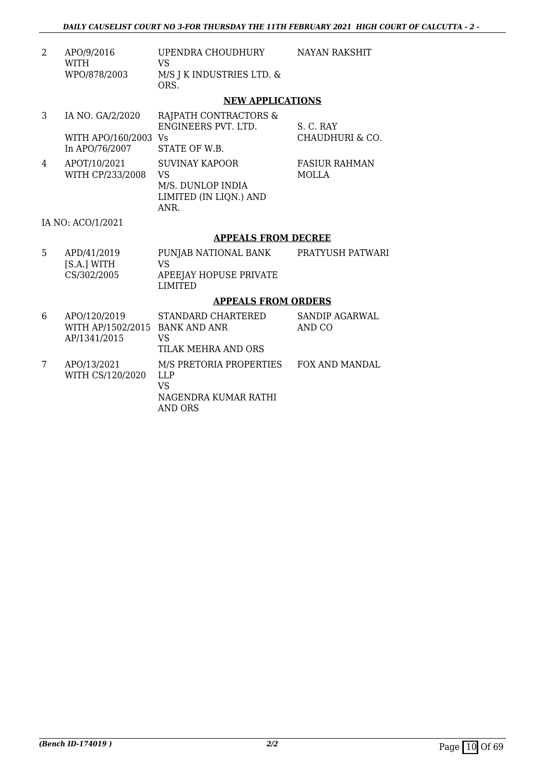| | | | |
|---|---|---|---|
| 2 | APO/9/2016 WITH WPO/878/2003 | UPENDRA CHOUDHURY VS M/S J K INDUSTRIES LTD. & ORS. | NAYAN RAKSHIT |

**NEW APPLICATIONS**

| | | | |
|---|---|---|---|
| 3 | IA NO. GA/2/2020 WITH APO/160/2003 In APO/76/2007 | RAJPATH CONTRACTORS & ENGINEERS PVT. LTD. Vs STATE OF W.B. | S. C. RAY CHAUDHURI & CO. |
| 4 | APOT/10/2021 WITH CP/233/2008 | SUVINAY KAPOOR VS M/S. DUNLOP INDIA LIMITED (IN LIQN.) AND ANR. | FASIUR RAHMAN MOLLA |

IA NO: ACO/1/2021

**APPEALS FROM DECREE**

| | | | |
|---|---|---|---|
| 5 | APD/41/2019 [S.A.] WITH CS/302/2005 | PUNJAB NATIONAL BANK VS APEEJAY HOPUSE PRIVATE LIMITED | PRATYUSH PATWARI |

**APPEALS FROM ORDERS**

| | | | |
|---|---|---|---|
| 6 | APO/120/2019 WITH AP/1502/2015 AP/1341/2015 | STANDARD CHARTERED BANK AND ANR VS TILAK MEHRA AND ORS | SANDIP AGARWAL AND CO |
| 7 | APO/13/2021 WITH CS/120/2020 | M/S PRETORIA PROPERTIES LLP VS NAGENDRA KUMAR RATHI AND ORS | FOX AND MANDAL |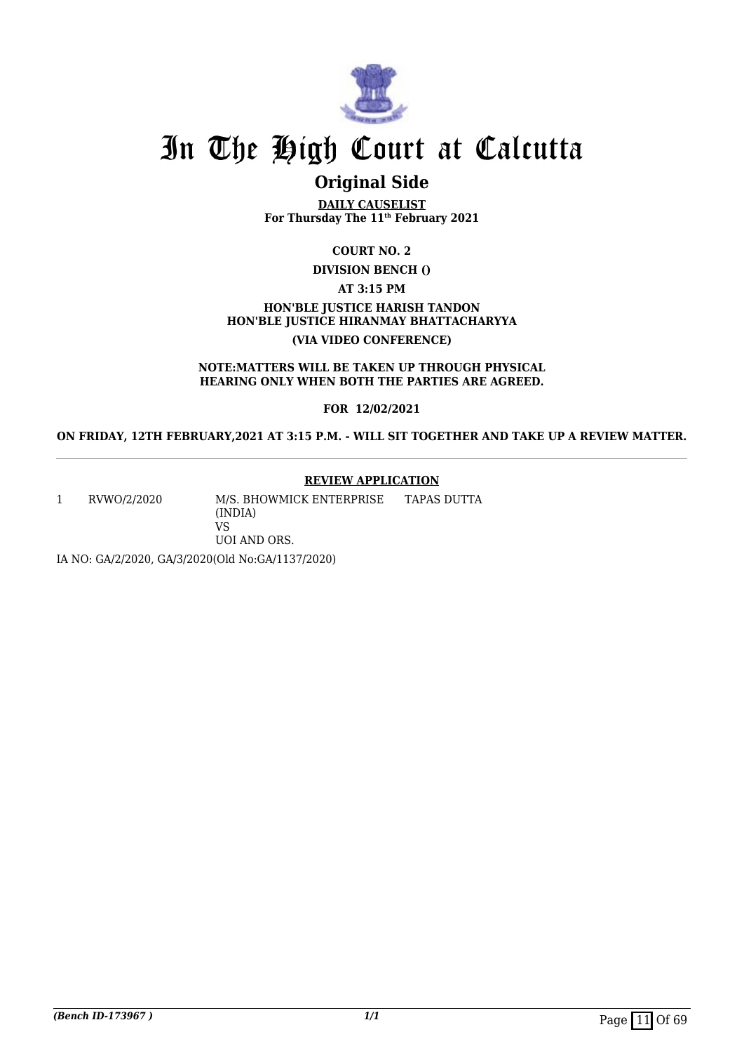# In The High Court at Calcutta

## Original Side

**DAILY CAUSELIST**
**For Thursday The 11th February 2021**

**COURT NO. 2**

**DIVISION BENCH ()**

**AT 3:15 PM**

**HON'BLE JUSTICE HARISH TANDON**
**HON'BLE JUSTICE HIRANMAY BHATTACHARYYA**

**(VIA VIDEO CONFERENCE)**

**NOTE:MATTERS WILL BE TAKEN UP THROUGH PHYSICAL HEARING ONLY WHEN BOTH THE PARTIES ARE AGREED.**

**FOR 12/02/2021**

**ON FRIDAY, 12TH FEBRUARY,2021 AT 3:15 P.M. - WILL SIT TOGETHER AND TAKE UP A REVIEW MATTER.**

**REVIEW APPLICATION**

| | | | |
|---|---|---|---|
| 1 | RVWO/2/2020 | M/S. BHOWMICK ENTERPRISE (INDIA) VS UOI AND ORS. | TAPAS DUTTA |

IA NO: GA/2/2020, GA/3/2020(Old No:GA/1137/2020)

*(Bench ID-173967 )*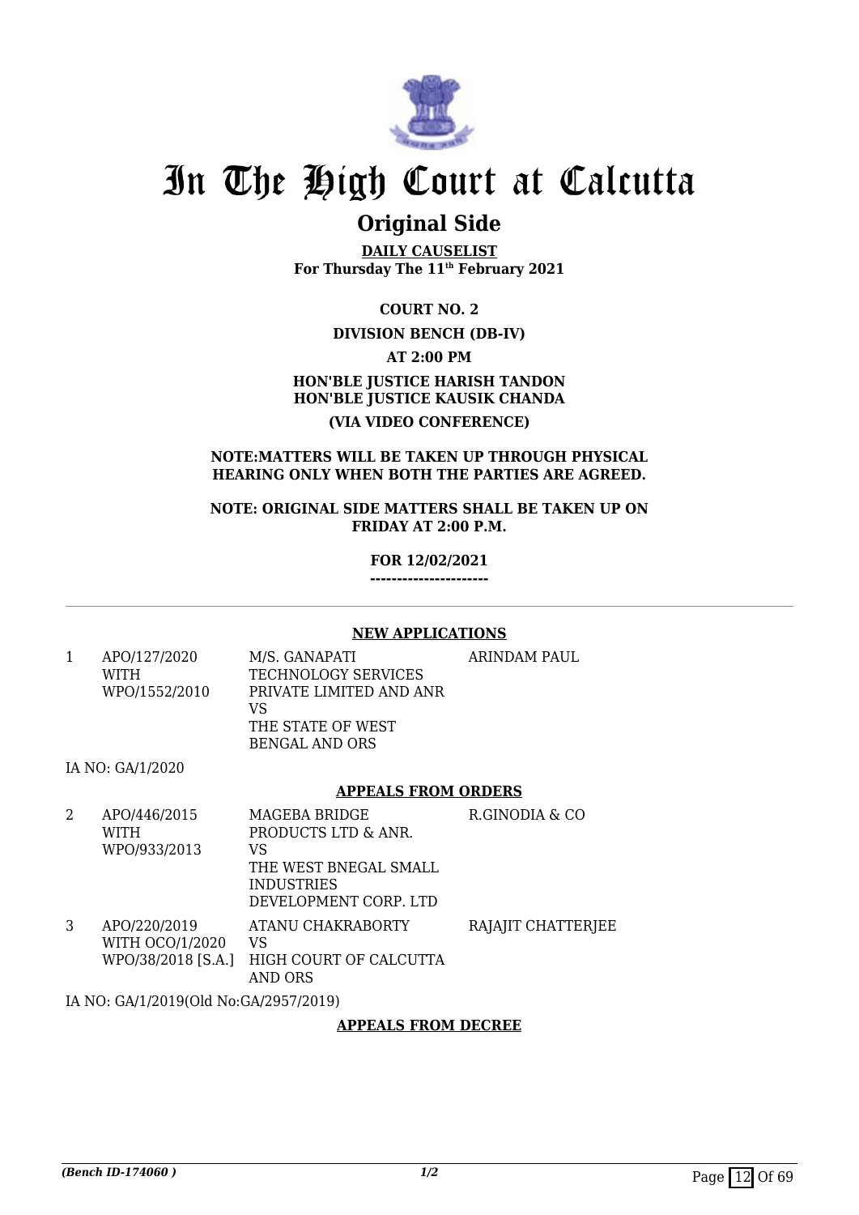# In The High Court at Calcutta

## Original Side

**DAILY CAUSELIST**
**For Thursday The 11th February 2021**

**COURT NO. 2**

**DIVISION BENCH (DB-IV)**

**AT 2:00 PM**

**HON'BLE JUSTICE HARISH TANDON**
**HON'BLE JUSTICE KAUSIK CHANDA**

**(VIA VIDEO CONFERENCE)**

**NOTE:MATTERS WILL BE TAKEN UP THROUGH PHYSICAL HEARING ONLY WHEN BOTH THE PARTIES ARE AGREED.**

**NOTE: ORIGINAL SIDE MATTERS SHALL BE TAKEN UP ON FRIDAY AT 2:00 P.M.**

**FOR 12/02/2021**
**---------------------**

---

**NEW APPLICATIONS**

| | | | |
|---|---|---|---|
| 1 | APO/127/2020 WITH WPO/1552/2010 | M/S. GANAPATI TECHNOLOGY SERVICES PRIVATE LIMITED AND ANR VS THE STATE OF WEST BENGAL AND ORS | ARINDAM PAUL |

IA NO: GA/1/2020

**APPEALS FROM ORDERS**

| | | | |
|---|---|---|---|
| 2 | APO/446/2015 WITH WPO/933/2013 | MAGEBA BRIDGE PRODUCTS LTD & ANR. VS THE WEST BNEGAL SMALL INDUSTRIES DEVELOPMENT CORP. LTD | R.GINODIA & CO |
| 3 | APO/220/2019 WITH OCO/1/2020 WPO/38/2018 [S.A.] | ATANU CHAKRABORTY VS HIGH COURT OF CALCUTTA AND ORS | RAJAJIT CHATTERJEE |

IA NO: GA/1/2019(Old No:GA/2957/2019)

**APPEALS FROM DECREE**

*(Bench ID-174060 )* 1/2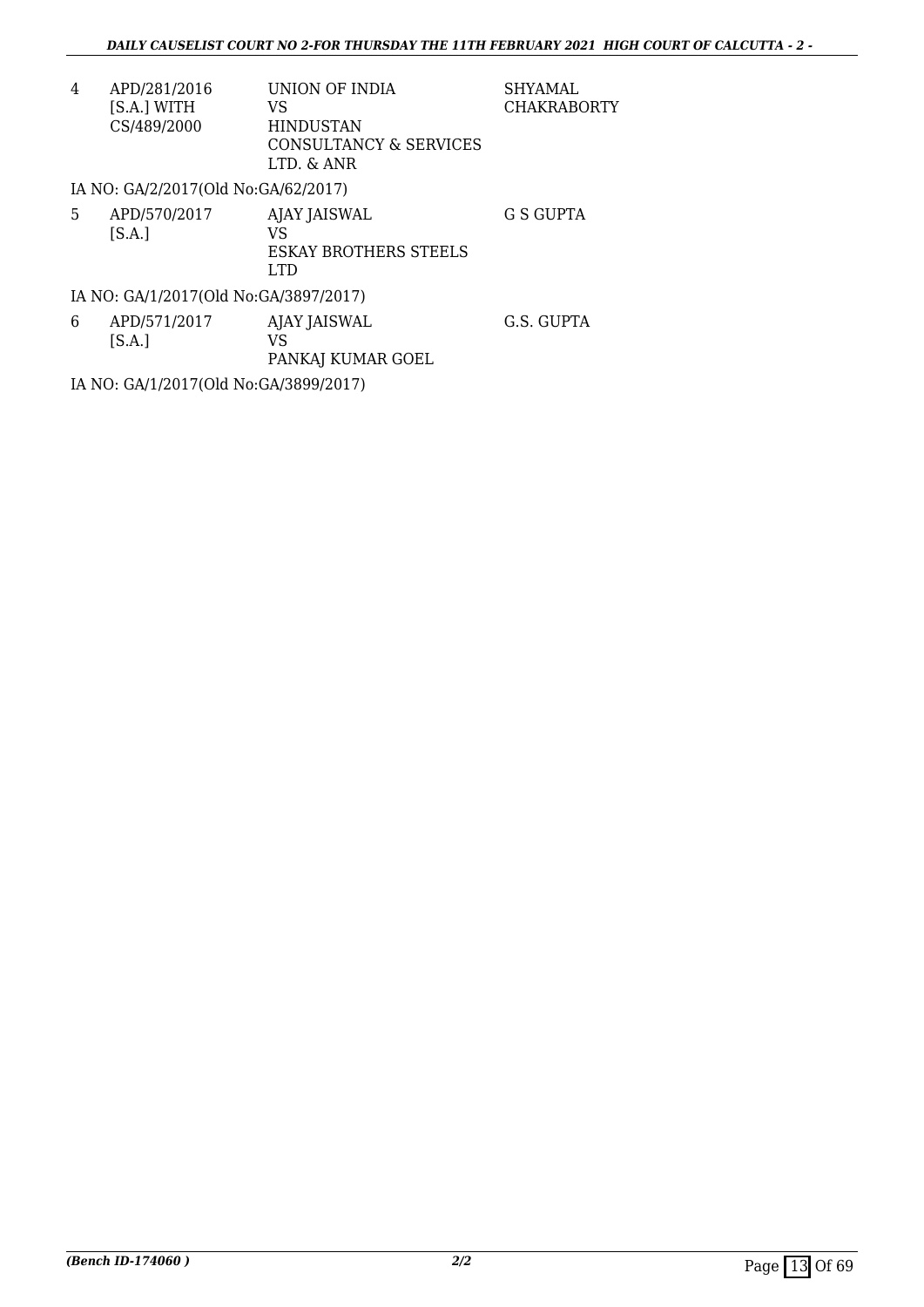| | | | |
|---|---|---|---|
| 4 | APD/281/2016 [S.A.] WITH CS/489/2000 | UNION OF INDIA VS HINDUSTAN CONSULTANCY & SERVICES LTD. & ANR | SHYAMAL CHAKRABORTY |

IA NO: GA/2/2017(Old No:GA/62/2017)

| | | | |
|---|---|---|---|
| 5 | APD/570/2017 [S.A.] | AJAY JAISWAL VS ESKAY BROTHERS STEELS LTD | G S GUPTA |

IA NO: GA/1/2017(Old No:GA/3897/2017)

| | | | |
|---|---|---|---|
| 6 | APD/571/2017 [S.A.] | AJAY JAISWAL VS PANKAJ KUMAR GOEL | G.S. GUPTA |

IA NO: GA/1/2017(Old No:GA/3899/2017)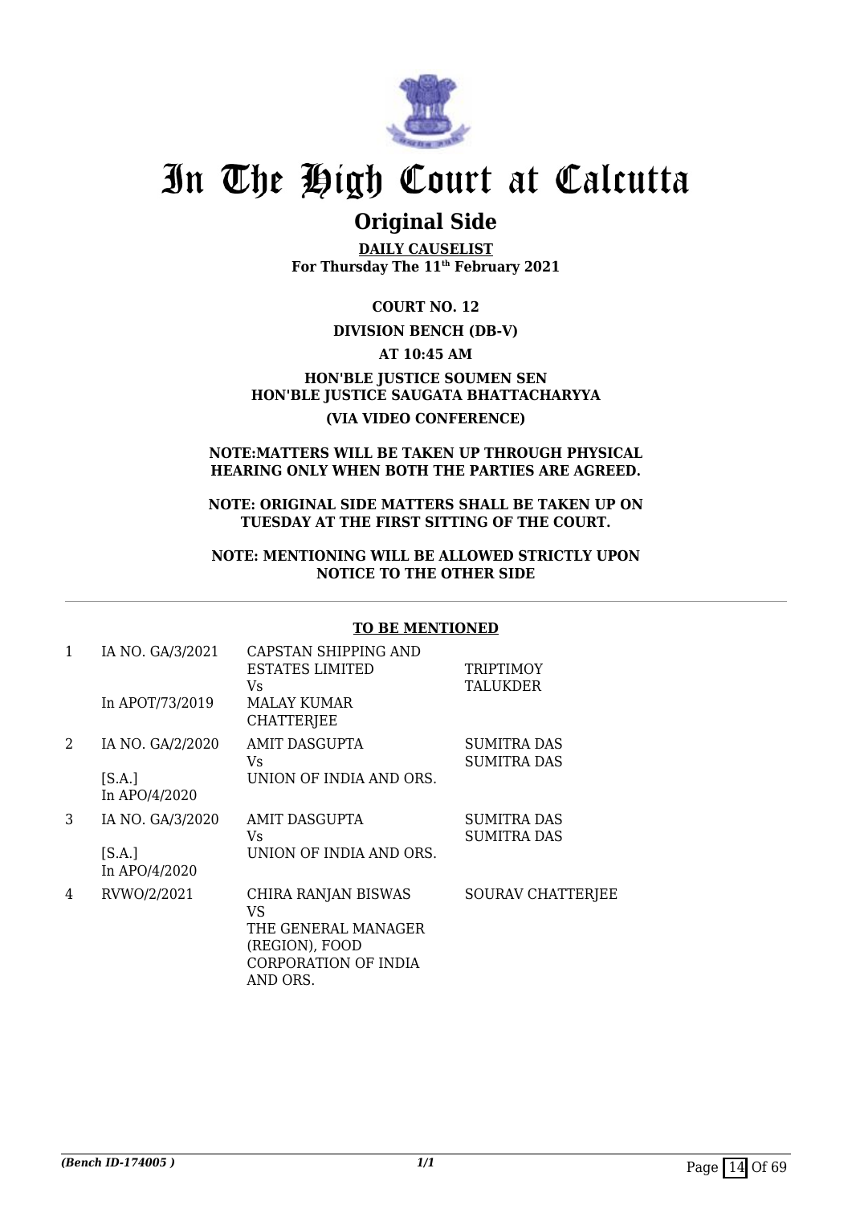# In The High Court at Calcutta

## Original Side

**DAILY CAUSELIST**
**For Thursday The 11th February 2021**

**COURT NO. 12**

**DIVISION BENCH (DB-V)**

**AT 10:45 AM**

**HON'BLE JUSTICE SOUMEN SEN**
**HON'BLE JUSTICE SAUGATA BHATTACHARYYA**

**(VIA VIDEO CONFERENCE)**

**NOTE:MATTERS WILL BE TAKEN UP THROUGH PHYSICAL HEARING ONLY WHEN BOTH THE PARTIES ARE AGREED.**

**NOTE: ORIGINAL SIDE MATTERS SHALL BE TAKEN UP ON TUESDAY AT THE FIRST SITTING OF THE COURT.**

**NOTE: MENTIONING WILL BE ALLOWED STRICTLY UPON NOTICE TO THE OTHER SIDE**

**TO BE MENTIONED**

| | | | |
|---|---|---|---|
| 1 | IA NO. GA/3/2021<br><br>In APOT/73/2019 | CAPSTAN SHIPPING AND ESTATES LIMITED<br>Vs<br>MALAY KUMAR CHATTERJEE | TRIPTIMOY TALUKDER |
| 2 | IA NO. GA/2/2020<br><br>[S.A.]<br>In APO/4/2020 | AMIT DASGUPTA<br>Vs<br>UNION OF INDIA AND ORS. | SUMITRA DAS<br>SUMITRA DAS |
| 3 | IA NO. GA/3/2020<br><br>[S.A.]<br>In APO/4/2020 | AMIT DASGUPTA<br>Vs<br>UNION OF INDIA AND ORS. | SUMITRA DAS<br>SUMITRA DAS |
| 4 | RVWO/2/2021 | CHIRA RANJAN BISWAS<br>VS<br>THE GENERAL MANAGER (REGION), FOOD CORPORATION OF INDIA AND ORS. | SOURAV CHATTERJEE |

*(Bench ID-174005 )*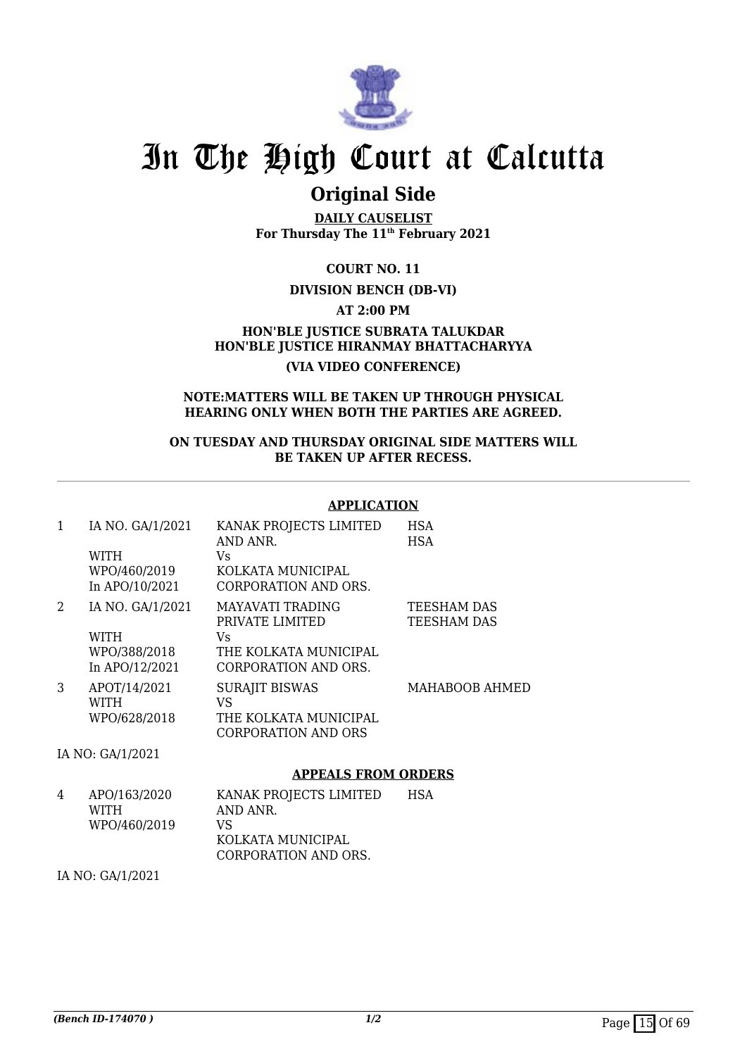# In The High Court at Calcutta

## Original Side

**DAILY CAUSELIST**
**For Thursday The 11th February 2021**

**COURT NO. 11**

**DIVISION BENCH (DB-VI)**

**AT 2:00 PM**

**HON'BLE JUSTICE SUBRATA TALUKDAR**
**HON'BLE JUSTICE HIRANMAY BHATTACHARYYA**

**(VIA VIDEO CONFERENCE)**

**NOTE:MATTERS WILL BE TAKEN UP THROUGH PHYSICAL HEARING ONLY WHEN BOTH THE PARTIES ARE AGREED.**

**ON TUESDAY AND THURSDAY ORIGINAL SIDE MATTERS WILL BE TAKEN UP AFTER RECESS.**

### APPLICATION

| | | | |
|---|---|---|---|
| 1 | IA NO. GA/1/2021<br>WITH<br>WPO/460/2019<br>In APO/10/2021 | KANAK PROJECTS LIMITED AND ANR.<br>Vs<br>KOLKATA MUNICIPAL CORPORATION AND ORS. | HSA<br>HSA |
| 2 | IA NO. GA/1/2021<br>WITH<br>WPO/388/2018<br>In APO/12/2021 | MAYAVATI TRADING PRIVATE LIMITED<br>Vs<br>THE KOLKATA MUNICIPAL CORPORATION AND ORS. | TEESHAM DAS<br>TEESHAM DAS |
| 3 | APOT/14/2021<br>WITH<br>WPO/628/2018 | SURAJIT BISWAS<br>VS<br>THE KOLKATA MUNICIPAL CORPORATION AND ORS | MAHABOOB AHMED |

IA NO: GA/1/2021

### APPEALS FROM ORDERS

| | | | |
|---|---|---|---|
| 4 | APO/163/2020<br>WITH<br>WPO/460/2019 | KANAK PROJECTS LIMITED AND ANR.<br>VS<br>KOLKATA MUNICIPAL CORPORATION AND ORS. | HSA |

IA NO: GA/1/2021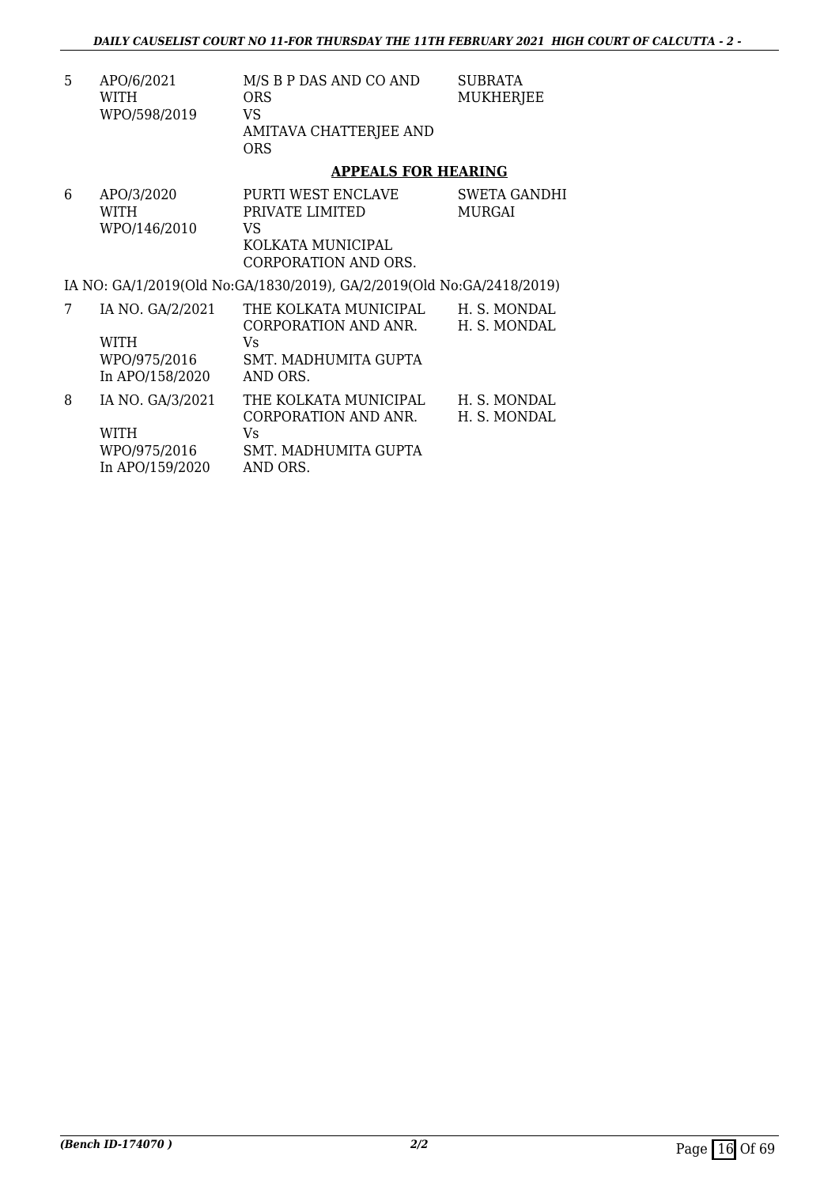| 5 | APO/6/2021<br>WITH<br>WPO/598/2019 | M/S B P DAS AND CO AND ORS<br>VS<br>AMITAVA CHATTERJEE AND ORS | SUBRATA MUKHERJEE |
|---|---|---|---|

## APPEALS FOR HEARING

| 6 | APO/3/2020<br>WITH<br>WPO/146/2010 | PURTI WEST ENCLAVE PRIVATE LIMITED<br>VS<br>KOLKATA MUNICIPAL CORPORATION AND ORS. | SWETA GANDHI MURGAI |
|---|---|---|---|

IA NO: GA/1/2019(Old No:GA/1830/2019), GA/2/2019(Old No:GA/2418/2019)

| 7 | IA NO. GA/2/2021<br>WITH<br>WPO/975/2016<br>In APO/158/2020 | THE KOLKATA MUNICIPAL CORPORATION AND ANR.<br>Vs<br>SMT. MADHUMITA GUPTA AND ORS. | H. S. MONDAL<br>H. S. MONDAL |
|---|---|---|---|
| 8 | IA NO. GA/3/2021<br>WITH<br>WPO/975/2016<br>In APO/159/2020 | THE KOLKATA MUNICIPAL CORPORATION AND ANR.<br>Vs<br>SMT. MADHUMITA GUPTA AND ORS. | H. S. MONDAL<br>H. S. MONDAL |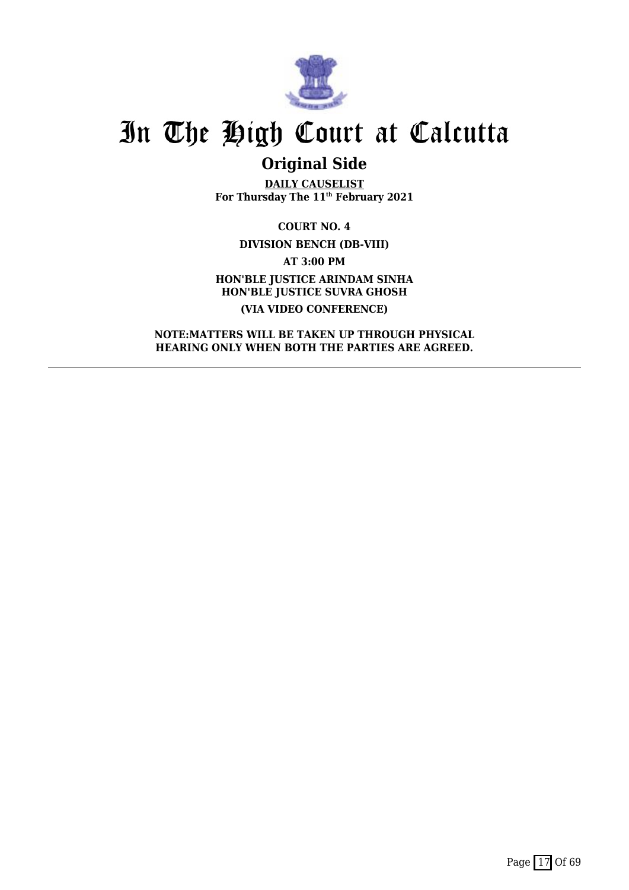# In The High Court at Calcutta

## Original Side

**DAILY CAUSELIST**
**For Thursday The 11th February 2021**

**COURT NO. 4**

**DIVISION BENCH (DB-VIII)**

**AT 3:00 PM**

**HON'BLE JUSTICE ARINDAM SINHA**
**HON'BLE JUSTICE SUVRA GHOSH**

**(VIA VIDEO CONFERENCE)**

**NOTE:MATTERS WILL BE TAKEN UP THROUGH PHYSICAL HEARING ONLY WHEN BOTH THE PARTIES ARE AGREED.**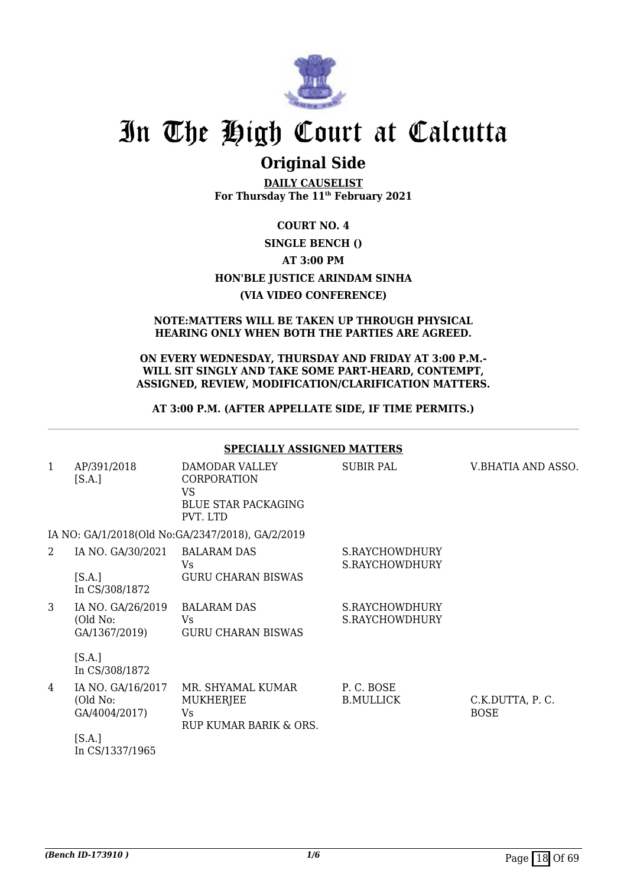# In The High Court at Calcutta

## Original Side

**DAILY CAUSELIST**
**For Thursday The 11th February 2021**

**COURT NO. 4**

**SINGLE BENCH ()**

**AT 3:00 PM**

**HON'BLE JUSTICE ARINDAM SINHA**

**(VIA VIDEO CONFERENCE)**

**NOTE:MATTERS WILL BE TAKEN UP THROUGH PHYSICAL HEARING ONLY WHEN BOTH THE PARTIES ARE AGREED.**

**ON EVERY WEDNESDAY, THURSDAY AND FRIDAY AT 3:00 P.M.- WILL SIT SINGLY AND TAKE SOME PART-HEARD, CONTEMPT, ASSIGNED, REVIEW, MODIFICATION/CLARIFICATION MATTERS.**

**AT 3:00 P.M. (AFTER APPELLATE SIDE, IF TIME PERMITS.)**

**SPECIALLY ASSIGNED MATTERS**

| | | | | |
|---|---|---|---|---|
| 1 | AP/391/2018 [S.A.] | DAMODAR VALLEY CORPORATION VS BLUE STAR PACKAGING PVT. LTD | SUBIR PAL | V.BHATIA AND ASSO. |
| | IA NO: GA/1/2018(Old No:GA/2347/2018), GA/2/2019 | | | |
| 2 | IA NO. GA/30/2021 [S.A.] In CS/308/1872 | BALARAM DAS Vs GURU CHARAN BISWAS | S.RAYCHOWDHURY S.RAYCHOWDHURY | |
| 3 | IA NO. GA/26/2019 (Old No: GA/1367/2019) [S.A.] In CS/308/1872 | BALARAM DAS Vs GURU CHARAN BISWAS | S.RAYCHOWDHURY S.RAYCHOWDHURY | |
| 4 | IA NO. GA/16/2017 (Old No: GA/4004/2017) [S.A.] In CS/1337/1965 | MR. SHYAMAL KUMAR MUKHERJEE Vs RUP KUMAR BARIK & ORS. | P. C. BOSE B.MULLICK | C.K.DUTTA, P. C. BOSE |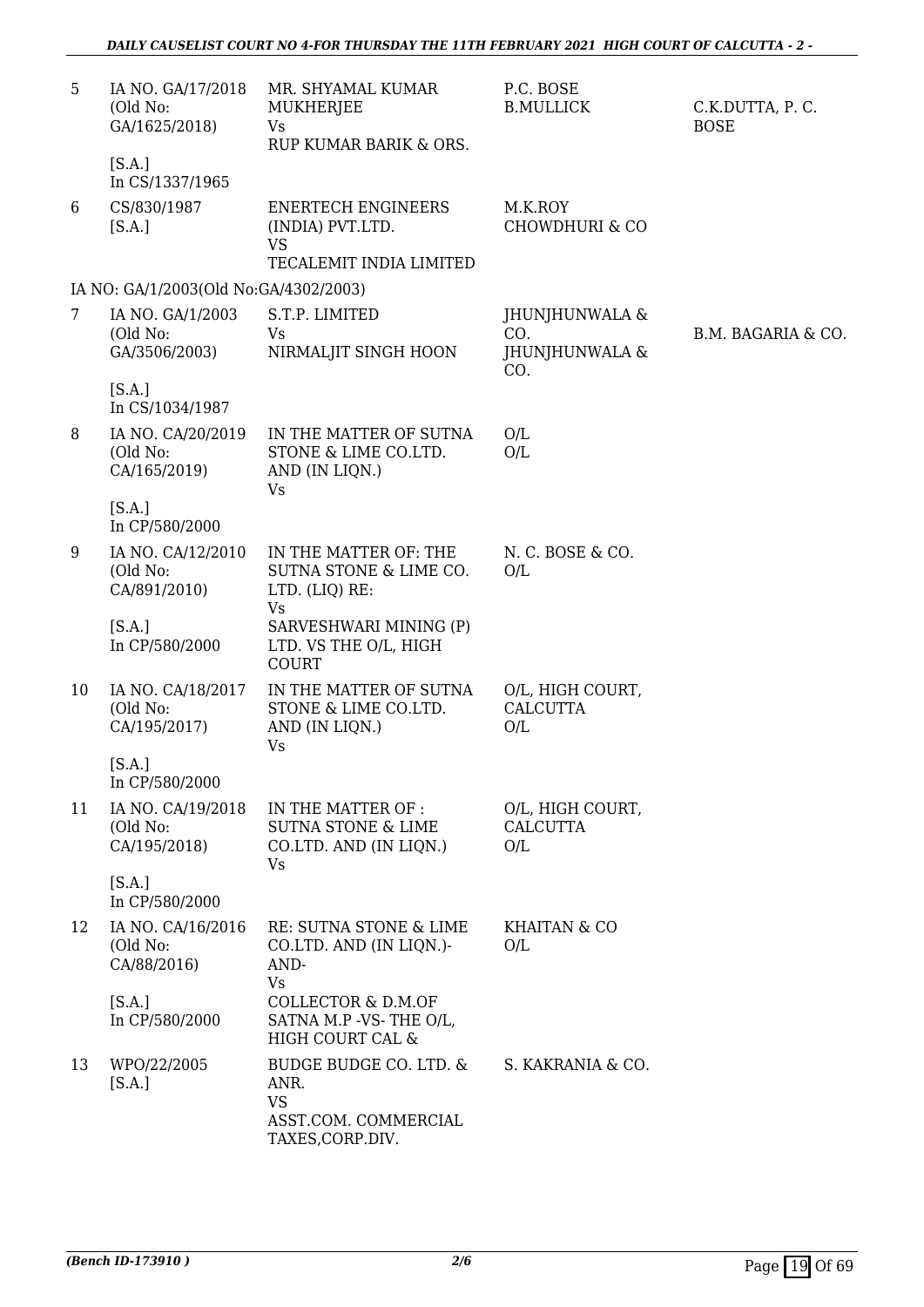| | | | | |
|---|---|---|---|---|
| 5 | IA NO. GA/17/2018 (Old No: GA/1625/2018) [S.A.] In CS/1337/1965 | MR. SHYAMAL KUMAR MUKHERJEE Vs RUP KUMAR BARIK & ORS. | P.C. BOSE B.MULLICK | C.K.DUTTA, P. C. BOSE |
| 6 | CS/830/1987 [S.A.] | ENERTECH ENGINEERS (INDIA) PVT.LTD. VS TECALEMIT INDIA LIMITED | M.K.ROY CHOWDHURI & CO | |
| | IA NO: GA/1/2003(Old No:GA/4302/2003) | | | |
| 7 | IA NO. GA/1/2003 (Old No: GA/3506/2003) [S.A.] In CS/1034/1987 | S.T.P. LIMITED Vs NIRMALJIT SINGH HOON | JHUNJHUNWALA & CO. JHUNJHUNWALA & CO. | B.M. BAGARIA & CO. |
| 8 | IA NO. CA/20/2019 (Old No: CA/165/2019) [S.A.] In CP/580/2000 | IN THE MATTER OF SUTNA STONE & LIME CO.LTD. AND (IN LIQN.) Vs | O/L O/L | |
| 9 | IA NO. CA/12/2010 (Old No: CA/891/2010) [S.A.] In CP/580/2000 | IN THE MATTER OF: THE SUTNA STONE & LIME CO. LTD. (LIQ) RE: Vs SARVESHWARI MINING (P) LTD. VS THE O/L, HIGH COURT | N. C. BOSE & CO. O/L | |
| 10 | IA NO. CA/18/2017 (Old No: CA/195/2017) [S.A.] In CP/580/2000 | IN THE MATTER OF SUTNA STONE & LIME CO.LTD. AND (IN LIQN.) Vs | O/L, HIGH COURT, CALCUTTA O/L | |
| 11 | IA NO. CA/19/2018 (Old No: CA/195/2018) [S.A.] In CP/580/2000 | IN THE MATTER OF : SUTNA STONE & LIME CO.LTD. AND (IN LIQN.) Vs | O/L, HIGH COURT, CALCUTTA O/L | |
| 12 | IA NO. CA/16/2016 (Old No: CA/88/2016) [S.A.] In CP/580/2000 | RE: SUTNA STONE & LIME CO.LTD. AND (IN LIQN.)- AND- Vs COLLECTOR & D.M.OF SATNA M.P -VS- THE O/L, HIGH COURT CAL & | KHAITAN & CO O/L | |
| 13 | WPO/22/2005 [S.A.] | BUDGE BUDGE CO. LTD. & ANR. VS ASST.COM. COMMERCIAL TAXES,CORP.DIV. | S. KAKRANIA & CO. | |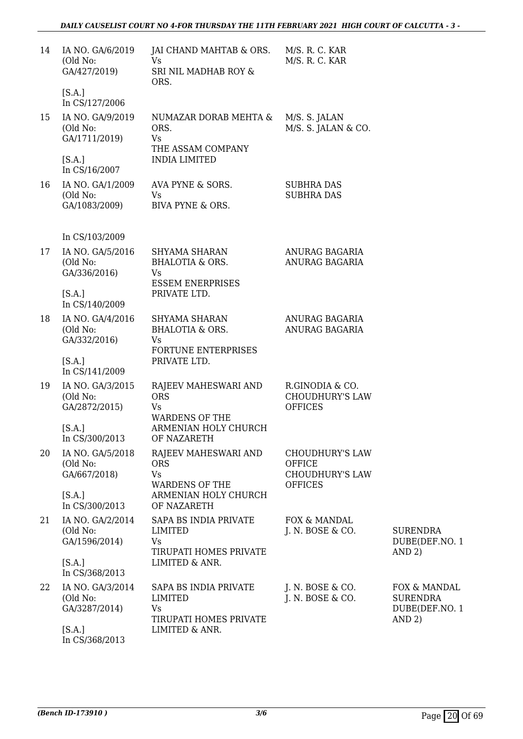| | | | | |
|---|---|---|---|---|
| 14 | IA NO. GA/6/2019 (Old No: GA/427/2019) [S.A.] In CS/127/2006 | JAI CHAND MAHTAB & ORS. Vs SRI NIL MADHAB ROY & ORS. | M/S. R. C. KAR M/S. R. C. KAR | |
| 15 | IA NO. GA/9/2019 (Old No: GA/1711/2019) [S.A.] In CS/16/2007 | NUMAZAR DORAB MEHTA & ORS. Vs THE ASSAM COMPANY INDIA LIMITED | M/S. S. JALAN M/S. S. JALAN & CO. | |
| 16 | IA NO. GA/1/2009 (Old No: GA/1083/2009) In CS/103/2009 | AVA PYNE & SORS. Vs BIVA PYNE & ORS. | SUBHRA DAS SUBHRA DAS | |
| 17 | IA NO. GA/5/2016 (Old No: GA/336/2016) [S.A.] In CS/140/2009 | SHYAMA SHARAN BHALOTIA & ORS. Vs ESSEM ENERPRISES PRIVATE LTD. | ANURAG BAGARIA ANURAG BAGARIA | |
| 18 | IA NO. GA/4/2016 (Old No: GA/332/2016) [S.A.] In CS/141/2009 | SHYAMA SHARAN BHALOTIA & ORS. Vs FORTUNE ENTERPRISES PRIVATE LTD. | ANURAG BAGARIA ANURAG BAGARIA | |
| 19 | IA NO. GA/3/2015 (Old No: GA/2872/2015) [S.A.] In CS/300/2013 | RAJEEV MAHESWARI AND ORS Vs WARDENS OF THE ARMENIAN HOLY CHURCH OF NAZARETH | R.GINODIA & CO. CHOUDHURY'S LAW OFFICES | |
| 20 | IA NO. GA/5/2018 (Old No: GA/667/2018) [S.A.] In CS/300/2013 | RAJEEV MAHESWARI AND ORS Vs WARDENS OF THE ARMENIAN HOLY CHURCH OF NAZARETH | CHOUDHURY'S LAW OFFICE CHOUDHURY'S LAW OFFICES | |
| 21 | IA NO. GA/2/2014 (Old No: GA/1596/2014) [S.A.] In CS/368/2013 | SAPA BS INDIA PRIVATE LIMITED Vs TIRUPATI HOMES PRIVATE LIMITED & ANR. | FOX & MANDAL J. N. BOSE & CO. | SURENDRA DUBE(DEF.NO. 1 AND 2) |
| 22 | IA NO. GA/3/2014 (Old No: GA/3287/2014) [S.A.] In CS/368/2013 | SAPA BS INDIA PRIVATE LIMITED Vs TIRUPATI HOMES PRIVATE LIMITED & ANR. | J. N. BOSE & CO. J. N. BOSE & CO. | FOX & MANDAL SURENDRA DUBE(DEF.NO. 1 AND 2) |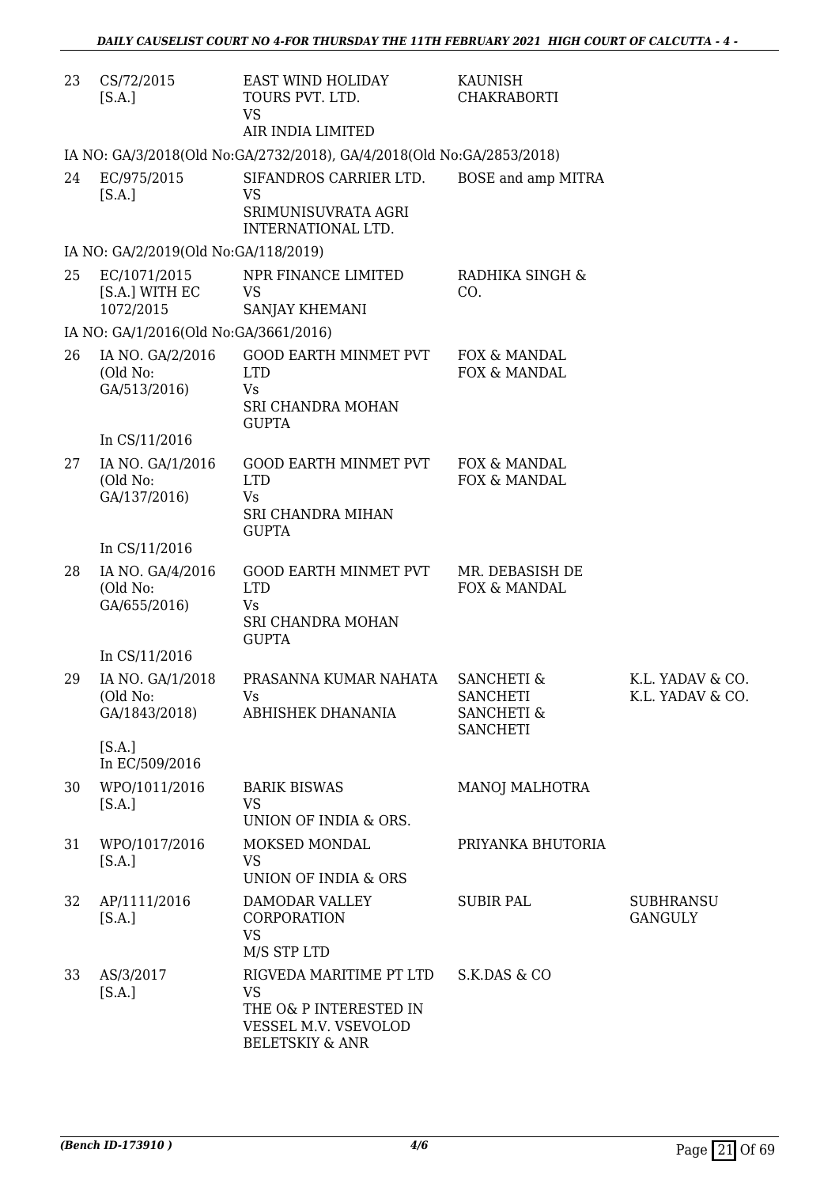| | | | | |
|---|---|---|---|---|
| 23 | CS/72/2015 [S.A.] | EAST WIND HOLIDAY TOURS PVT. LTD. VS AIR INDIA LIMITED | KAUNISH CHAKRABORTI | |
| | IA NO: GA/3/2018(Old No:GA/2732/2018), GA/4/2018(Old No:GA/2853/2018) | | | |
| 24 | EC/975/2015 [S.A.] | SIFANDROS CARRIER LTD. VS SRIMUNISUVRATA AGRI INTERNATIONAL LTD. | BOSE and amp MITRA | |
| | IA NO: GA/2/2019(Old No:GA/118/2019) | | | |
| 25 | EC/1071/2015 [S.A.] WITH EC 1072/2015 | NPR FINANCE LIMITED VS SANJAY KHEMANI | RADHIKA SINGH & CO. | |
| | IA NO: GA/1/2016(Old No:GA/3661/2016) | | | |
| 26 | IA NO. GA/2/2016 (Old No: GA/513/2016) In CS/11/2016 | GOOD EARTH MINMET PVT LTD Vs SRI CHANDRA MOHAN GUPTA | FOX & MANDAL FOX & MANDAL | |
| 27 | IA NO. GA/1/2016 (Old No: GA/137/2016) In CS/11/2016 | GOOD EARTH MINMET PVT LTD Vs SRI CHANDRA MIHAN GUPTA | FOX & MANDAL FOX & MANDAL | |
| 28 | IA NO. GA/4/2016 (Old No: GA/655/2016) In CS/11/2016 | GOOD EARTH MINMET PVT LTD Vs SRI CHANDRA MOHAN GUPTA | MR. DEBASISH DE FOX & MANDAL | |
| 29 | IA NO. GA/1/2018 (Old No: GA/1843/2018) [S.A.] In EC/509/2016 | PRASANNA KUMAR NAHATA Vs ABHISHEK DHANANIA | SANCHETI & SANCHETI SANCHETI & SANCHETI | K.L. YADAV & CO. K.L. YADAV & CO. |
| 30 | WPO/1011/2016 [S.A.] | BARIK BISWAS VS UNION OF INDIA & ORS. | MANOJ MALHOTRA | |
| 31 | WPO/1017/2016 [S.A.] | MOKSED MONDAL VS UNION OF INDIA & ORS | PRIYANKA BHUTORIA | |
| 32 | AP/1111/2016 [S.A.] | DAMODAR VALLEY CORPORATION VS M/S STP LTD | SUBIR PAL | SUBHRANSU GANGULY |
| 33 | AS/3/2017 [S.A.] | RIGVEDA MARITIME PT LTD VS THE O& P INTERESTED IN VESSEL M.V. VSEVOLOD BELETSKIY & ANR | S.K.DAS & CO | |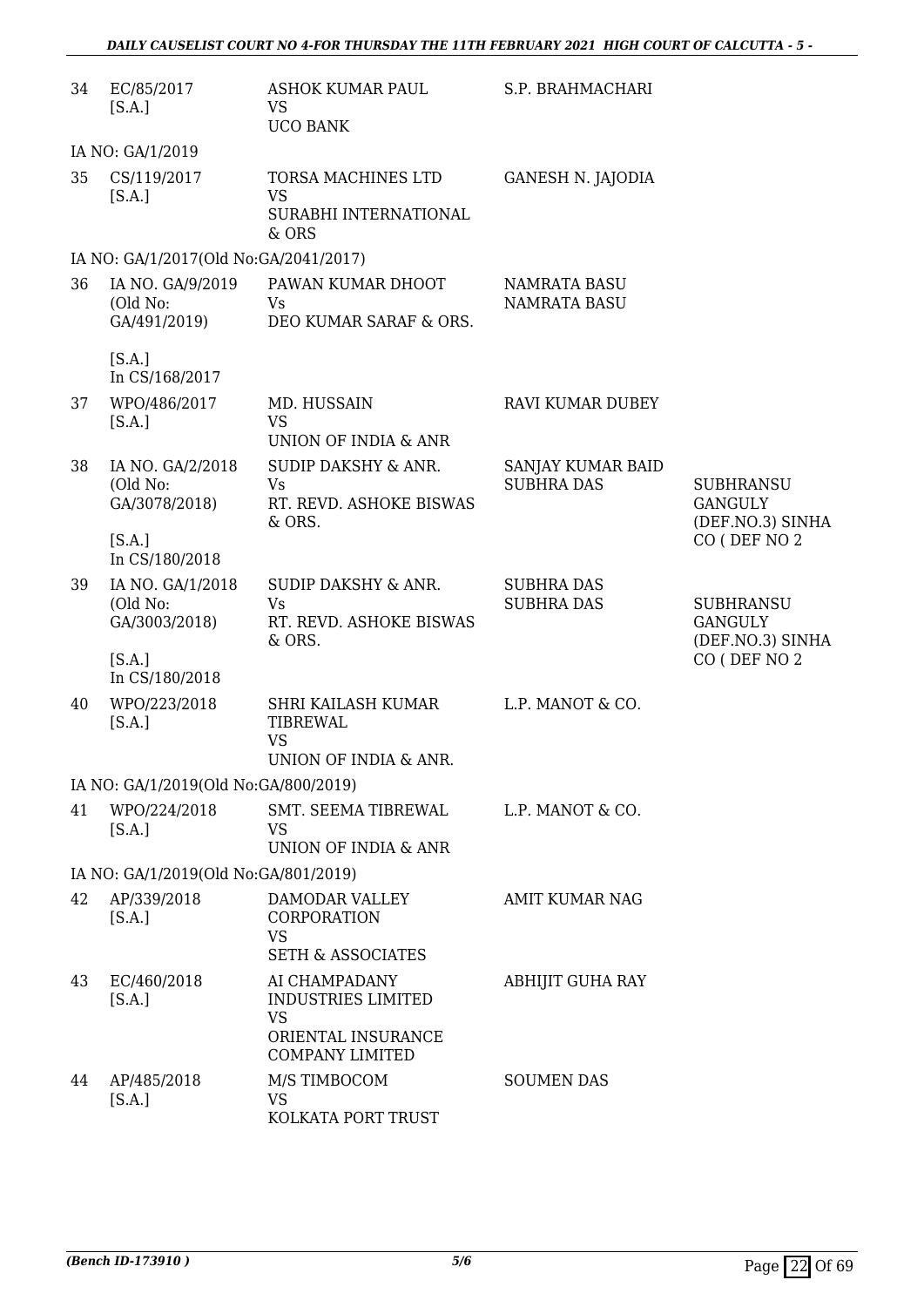| | | | | |
|---|---|---|---|---|
| 34 | EC/85/2017 [S.A.] | ASHOK KUMAR PAUL VS UCO BANK | S.P. BRAHMACHARI | |
| | IA NO: GA/1/2019 | | | |
| 35 | CS/119/2017 [S.A.] | TORSA MACHINES LTD VS SURABHI INTERNATIONAL & ORS | GANESH N. JAJODIA | |
| | IA NO: GA/1/2017(Old No:GA/2041/2017) | | | |
| 36 | IA NO. GA/9/2019 (Old No: GA/491/2019) [S.A.] In CS/168/2017 | PAWAN KUMAR DHOOT Vs DEO KUMAR SARAF & ORS. | NAMRATA BASU NAMRATA BASU | |
| 37 | WPO/486/2017 [S.A.] | MD. HUSSAIN VS UNION OF INDIA & ANR | RAVI KUMAR DUBEY | |
| 38 | IA NO. GA/2/2018 (Old No: GA/3078/2018) [S.A.] In CS/180/2018 | SUDIP DAKSHY & ANR. Vs RT. REVD. ASHOKE BISWAS & ORS. | SANJAY KUMAR BAID SUBHRA DAS | SUBHRANSU GANGULY (DEF.NO.3) SINHA CO ( DEF NO 2 |
| 39 | IA NO. GA/1/2018 (Old No: GA/3003/2018) [S.A.] In CS/180/2018 | SUDIP DAKSHY & ANR. Vs RT. REVD. ASHOKE BISWAS & ORS. | SUBHRA DAS SUBHRA DAS | SUBHRANSU GANGULY (DEF.NO.3) SINHA CO ( DEF NO 2 |
| 40 | WPO/223/2018 [S.A.] | SHRI KAILASH KUMAR TIBREWAL VS UNION OF INDIA & ANR. | L.P. MANOT & CO. | |
| | IA NO: GA/1/2019(Old No:GA/800/2019) | | | |
| 41 | WPO/224/2018 [S.A.] | SMT. SEEMA TIBREWAL VS UNION OF INDIA & ANR | L.P. MANOT & CO. | |
| | IA NO: GA/1/2019(Old No:GA/801/2019) | | | |
| 42 | AP/339/2018 [S.A.] | DAMODAR VALLEY CORPORATION VS SETH & ASSOCIATES | AMIT KUMAR NAG | |
| 43 | EC/460/2018 [S.A.] | AI CHAMPADANY INDUSTRIES LIMITED VS ORIENTAL INSURANCE COMPANY LIMITED | ABHIJIT GUHA RAY | |
| 44 | AP/485/2018 [S.A.] | M/S TIMBOCOM VS KOLKATA PORT TRUST | SOUMEN DAS | |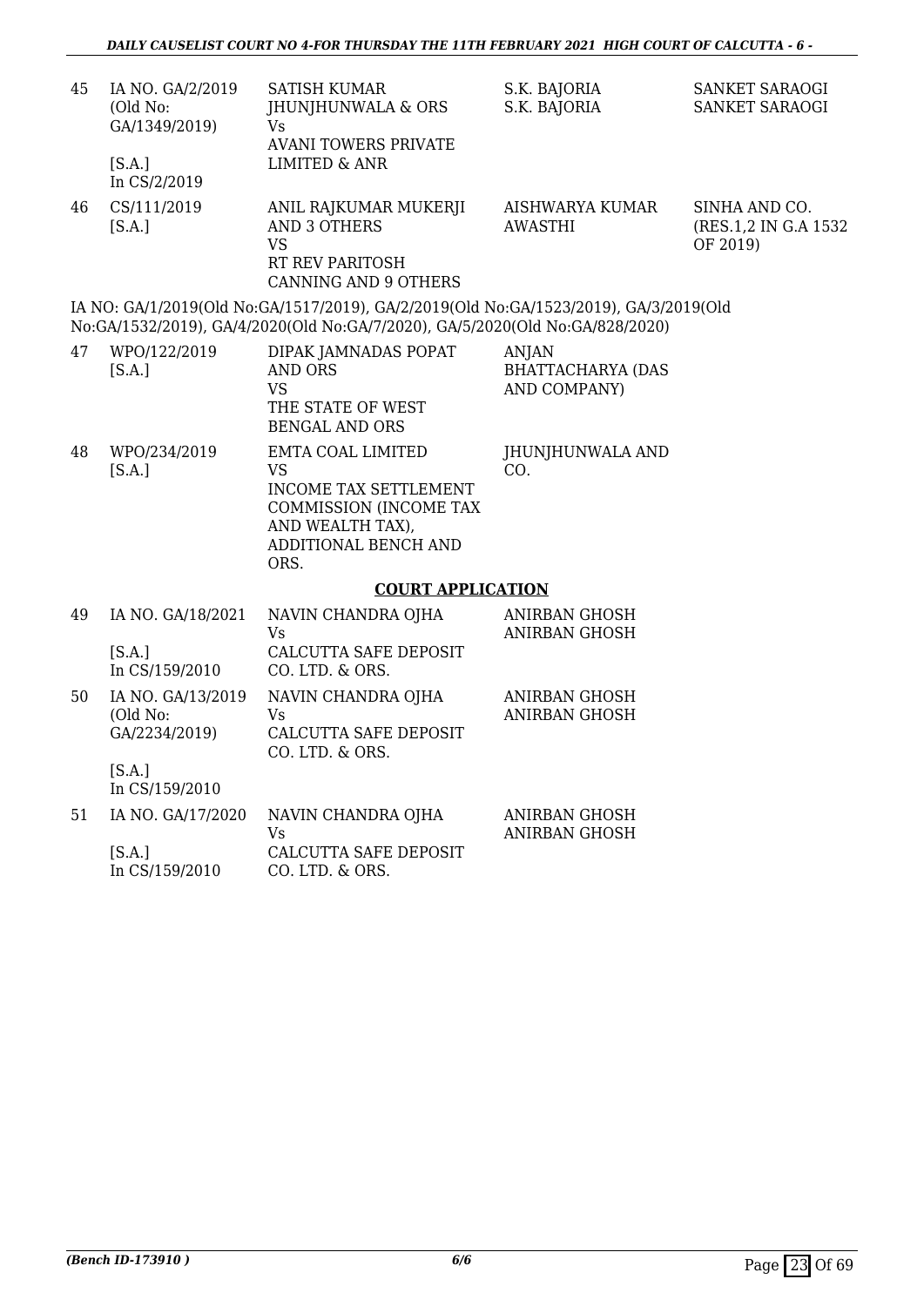| 45 | IA NO. GA/2/2019 (Old No: GA/1349/2019) [S.A.] In CS/2/2019 | SATISH KUMAR JHUNJHUNWALA & ORS Vs AVANI TOWERS PRIVATE LIMITED & ANR | S.K. BAJORIA S.K. BAJORIA | SANKET SARAOGI SANKET SARAOGI |
|---|---|---|---|---|
| 46 | CS/111/2019 [S.A.] | ANIL RAJKUMAR MUKERJI AND 3 OTHERS VS RT REV PARITOSH CANNING AND 9 OTHERS | AISHWARYA KUMAR AWASTHI | SINHA AND CO. (RES.1,2 IN G.A 1532 OF 2019) |

IA NO: GA/1/2019(Old No:GA/1517/2019), GA/2/2019(Old No:GA/1523/2019), GA/3/2019(Old No:GA/1532/2019), GA/4/2020(Old No:GA/7/2020), GA/5/2020(Old No:GA/828/2020)

| 47 | WPO/122/2019 [S.A.] | DIPAK JAMNADAS POPAT AND ORS VS THE STATE OF WEST BENGAL AND ORS | ANJAN BHATTACHARYA (DAS AND COMPANY) | |
|---|---|---|---|---|
| 48 | WPO/234/2019 [S.A.] | EMTA COAL LIMITED VS INCOME TAX SETTLEMENT COMMISSION (INCOME TAX AND WEALTH TAX), ADDITIONAL BENCH AND ORS. | JHUNJHUNWALA AND CO. | |

**COURT APPLICATION**

| 49 | IA NO. GA/18/2021 [S.A.] In CS/159/2010 | NAVIN CHANDRA OJHA Vs CALCUTTA SAFE DEPOSIT CO. LTD. & ORS. | ANIRBAN GHOSH ANIRBAN GHOSH | |
|---|---|---|---|---|
| 50 | IA NO. GA/13/2019 (Old No: GA/2234/2019) [S.A.] In CS/159/2010 | NAVIN CHANDRA OJHA Vs CALCUTTA SAFE DEPOSIT CO. LTD. & ORS. | ANIRBAN GHOSH ANIRBAN GHOSH | |
| 51 | IA NO. GA/17/2020 [S.A.] In CS/159/2010 | NAVIN CHANDRA OJHA Vs CALCUTTA SAFE DEPOSIT CO. LTD. & ORS. | ANIRBAN GHOSH ANIRBAN GHOSH | |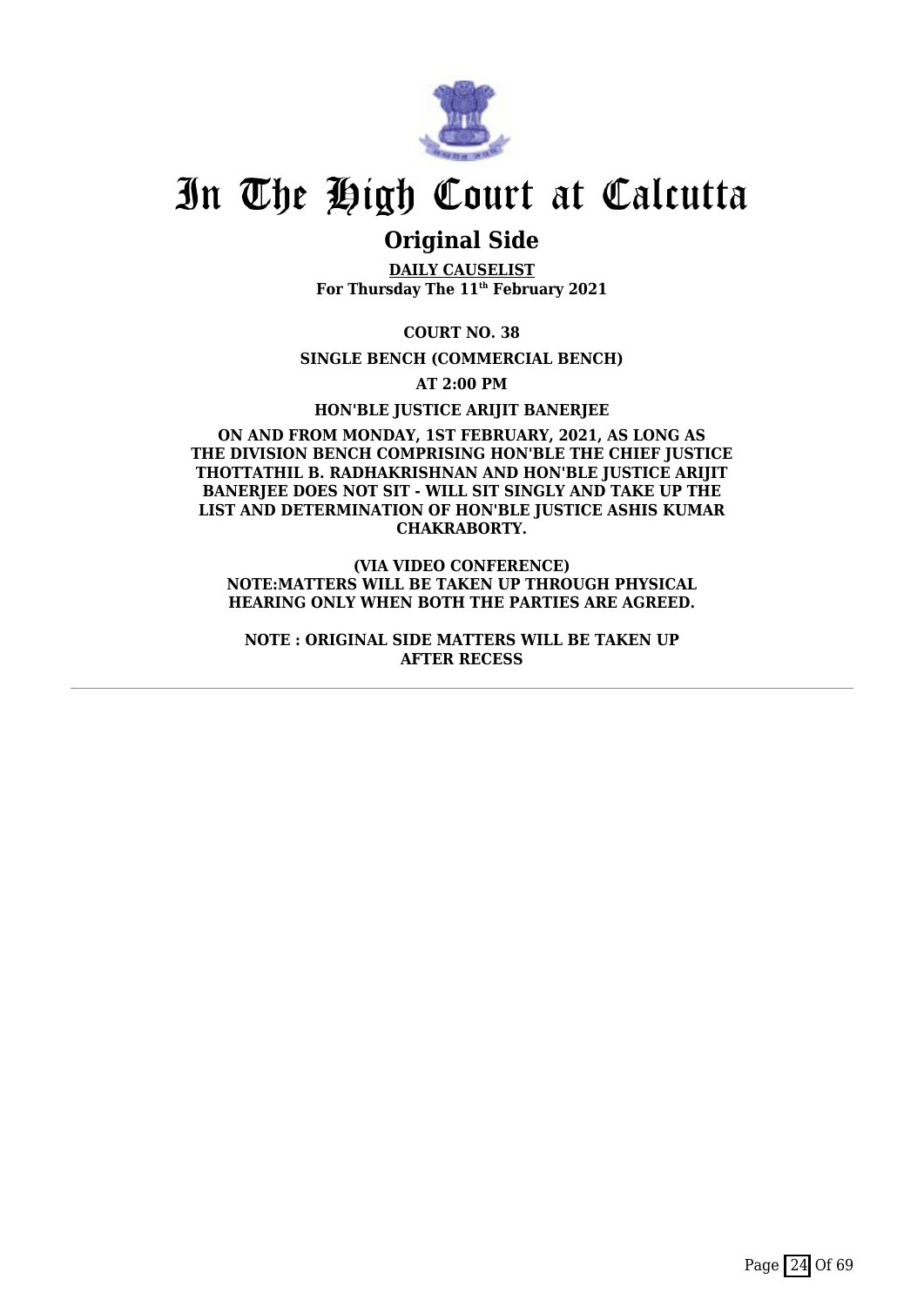# In The High Court at Calcutta

## Original Side

**DAILY CAUSELIST**
**For Thursday The 11th February 2021**

**COURT NO. 38**

**SINGLE BENCH (COMMERCIAL BENCH)**

**AT 2:00 PM**

**HON'BLE JUSTICE ARIJIT BANERJEE**

**ON AND FROM MONDAY, 1ST FEBRUARY, 2021, AS LONG AS THE DIVISION BENCH COMPRISING HON'BLE THE CHIEF JUSTICE THOTTATHIL B. RADHAKRISHNAN AND HON'BLE JUSTICE ARIJIT BANERJEE DOES NOT SIT - WILL SIT SINGLY AND TAKE UP THE LIST AND DETERMINATION OF HON'BLE JUSTICE ASHIS KUMAR CHAKRABORTY.**

**(VIA VIDEO CONFERENCE)**
**NOTE:MATTERS WILL BE TAKEN UP THROUGH PHYSICAL HEARING ONLY WHEN BOTH THE PARTIES ARE AGREED.**

**NOTE : ORIGINAL SIDE MATTERS WILL BE TAKEN UP AFTER RECESS**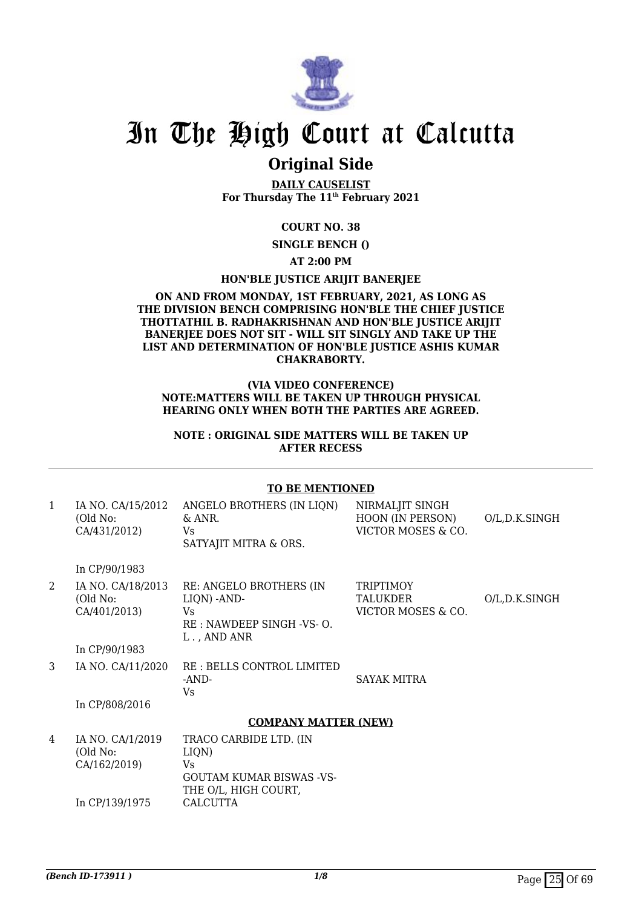# In The High Court at Calcutta

## Original Side

**DAILY CAUSELIST**
**For Thursday The 11th February 2021**

**COURT NO. 38**

**SINGLE BENCH ()**

**AT 2:00 PM**

**HON'BLE JUSTICE ARIJIT BANERJEE**

**ON AND FROM MONDAY, 1ST FEBRUARY, 2021, AS LONG AS THE DIVISION BENCH COMPRISING HON'BLE THE CHIEF JUSTICE THOTTATHIL B. RADHAKRISHNAN AND HON'BLE JUSTICE ARIJIT BANERJEE DOES NOT SIT - WILL SIT SINGLY AND TAKE UP THE LIST AND DETERMINATION OF HON'BLE JUSTICE ASHIS KUMAR CHAKRABORTY.**

**(VIA VIDEO CONFERENCE)**
**NOTE:MATTERS WILL BE TAKEN UP THROUGH PHYSICAL HEARING ONLY WHEN BOTH THE PARTIES ARE AGREED.**

**NOTE : ORIGINAL SIDE MATTERS WILL BE TAKEN UP AFTER RECESS**

**TO BE MENTIONED**

| | | | | |
|---|---|---|---|---|
| 1 | IA NO. CA/15/2012 (Old No: CA/431/2012)<br><br>In CP/90/1983 | ANGELO BROTHERS (IN LIQN) & ANR.<br>Vs<br>SATYAJIT MITRA & ORS. | NIRMALJIT SINGH HOON (IN PERSON)<br>VICTOR MOSES & CO. | O/L,D.K.SINGH |
| 2 | IA NO. CA/18/2013 (Old No: CA/401/2013)<br><br>In CP/90/1983 | RE: ANGELO BROTHERS (IN LIQN) -AND-<br>Vs<br>RE : NAWDEEP SINGH -VS- O. L. , AND ANR | TRIPTIMOY TALUKDER<br>VICTOR MOSES & CO. | O/L,D.K.SINGH |
| 3 | IA NO. CA/11/2020<br><br>In CP/808/2016 | RE : BELLS CONTROL LIMITED -AND-<br>Vs | SAYAK MITRA | |

**COMPANY MATTER (NEW)**

| | | | | |
|---|---|---|---|---|
| 4 | IA NO. CA/1/2019 (Old No: CA/162/2019)<br><br>In CP/139/1975 | TRACO CARBIDE LTD. (IN LIQN)<br>Vs<br>GOUTAM KUMAR BISWAS -VS- THE O/L, HIGH COURT, CALCUTTA | | |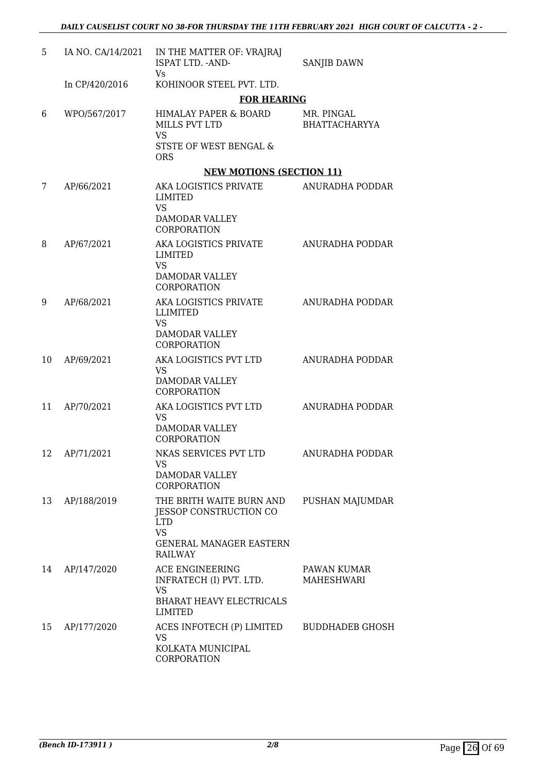| | | | |
|---|---|---|---|
| 5 | IA NO. CA/14/2021<br><br>In CP/420/2016 | IN THE MATTER OF: VRAJRAJ ISPAT LTD. -AND-<br>Vs<br>KOHINOOR STEEL PVT. LTD. | SANJIB DAWN |
| | | **FOR HEARING** | |
| 6 | WPO/567/2017 | HIMALAY PAPER & BOARD MILLS PVT LTD<br>VS<br>STSTE OF WEST BENGAL & ORS | MR. PINGAL BHATTACHARYYA |
| | | **NEW MOTIONS (SECTION 11)** | |
| 7 | AP/66/2021 | AKA LOGISTICS PRIVATE LIMITED<br>VS<br>DAMODAR VALLEY CORPORATION | ANURADHA PODDAR |
| 8 | AP/67/2021 | AKA LOGISTICS PRIVATE LIMITED<br>VS<br>DAMODAR VALLEY CORPORATION | ANURADHA PODDAR |
| 9 | AP/68/2021 | AKA LOGISTICS PRIVATE LLIMITED<br>VS<br>DAMODAR VALLEY CORPORATION | ANURADHA PODDAR |
| 10 | AP/69/2021 | AKA LOGISTICS PVT LTD<br>VS<br>DAMODAR VALLEY CORPORATION | ANURADHA PODDAR |
| 11 | AP/70/2021 | AKA LOGISTICS PVT LTD<br>VS<br>DAMODAR VALLEY CORPORATION | ANURADHA PODDAR |
| 12 | AP/71/2021 | NKAS SERVICES PVT LTD<br>VS<br>DAMODAR VALLEY CORPORATION | ANURADHA PODDAR |
| 13 | AP/188/2019 | THE BRITH WAITE BURN AND JESSOP CONSTRUCTION CO LTD<br>VS<br>GENERAL MANAGER EASTERN RAILWAY | PUSHAN MAJUMDAR |
| 14 | AP/147/2020 | ACE ENGINEERING INFRATECH (I) PVT. LTD.<br>VS<br>BHARAT HEAVY ELECTRICALS LIMITED | PAWAN KUMAR MAHESHWARI |
| 15 | AP/177/2020 | ACES INFOTECH (P) LIMITED<br>VS<br>KOLKATA MUNICIPAL CORPORATION | BUDDHADEB GHOSH |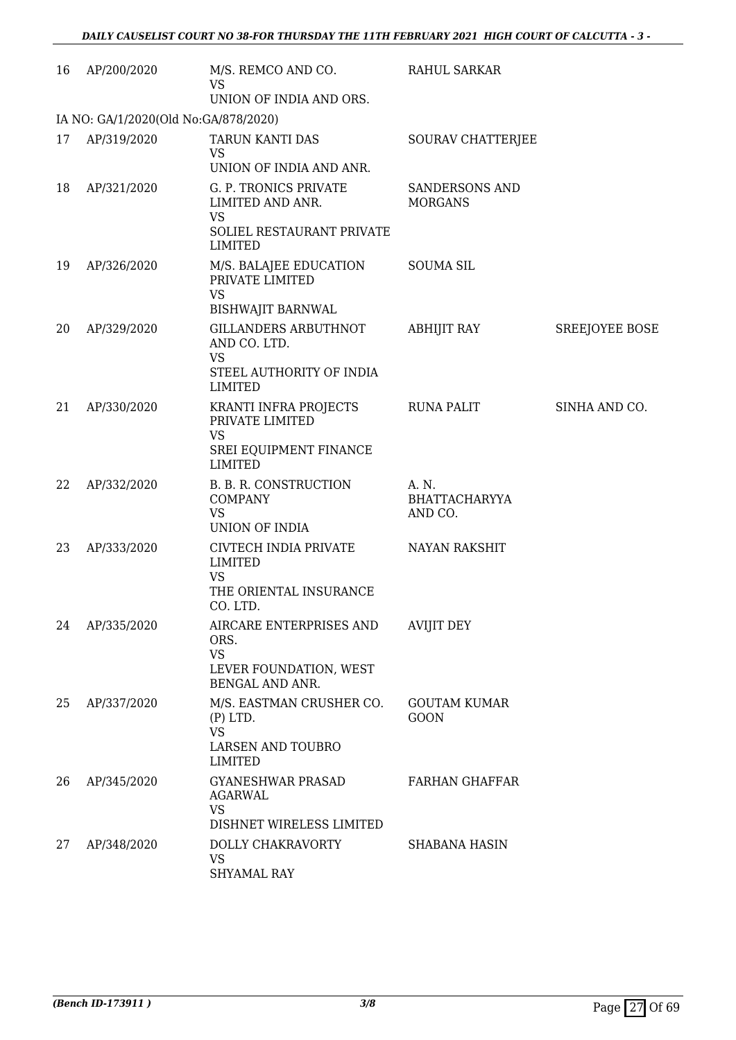| 16 | AP/200/2020 | M/S. REMCO AND CO.<br>VS<br>UNION OF INDIA AND ORS. | RAHUL SARKAR | |
|---|---|---|---|---|
| IA NO: GA/1/2020(Old No:GA/878/2020) | | | | |
| 17 | AP/319/2020 | TARUN KANTI DAS<br>VS<br>UNION OF INDIA AND ANR. | SOURAV CHATTERJEE | |
| 18 | AP/321/2020 | G. P. TRONICS PRIVATE LIMITED AND ANR.<br>VS<br>SOLIEL RESTAURANT PRIVATE LIMITED | SANDERSONS AND MORGANS | |
| 19 | AP/326/2020 | M/S. BALAJEE EDUCATION PRIVATE LIMITED<br>VS<br>BISHWAJIT BARNWAL | SOUMA SIL | |
| 20 | AP/329/2020 | GILLANDERS ARBUTHNOT AND CO. LTD.<br>VS<br>STEEL AUTHORITY OF INDIA LIMITED | ABHIJIT RAY | SREEJOYEE BOSE |
| 21 | AP/330/2020 | KRANTI INFRA PROJECTS PRIVATE LIMITED<br>VS<br>SREI EQUIPMENT FINANCE LIMITED | RUNA PALIT | SINHA AND CO. |
| 22 | AP/332/2020 | B. B. R. CONSTRUCTION COMPANY<br>VS<br>UNION OF INDIA | A. N. BHATTACHARYYA AND CO. | |
| 23 | AP/333/2020 | CIVTECH INDIA PRIVATE LIMITED<br>VS<br>THE ORIENTAL INSURANCE CO. LTD. | NAYAN RAKSHIT | |
| 24 | AP/335/2020 | AIRCARE ENTERPRISES AND ORS.<br>VS<br>LEVER FOUNDATION, WEST BENGAL AND ANR. | AVIJIT DEY | |
| 25 | AP/337/2020 | M/S. EASTMAN CRUSHER CO. (P) LTD.<br>VS<br>LARSEN AND TOUBRO LIMITED | GOUTAM KUMAR GOON | |
| 26 | AP/345/2020 | GYANESHWAR PRASAD AGARWAL<br>VS<br>DISHNET WIRELESS LIMITED | FARHAN GHAFFAR | |
| 27 | AP/348/2020 | DOLLY CHAKRAVORTY<br>VS<br>SHYAMAL RAY | SHABANA HASIN | |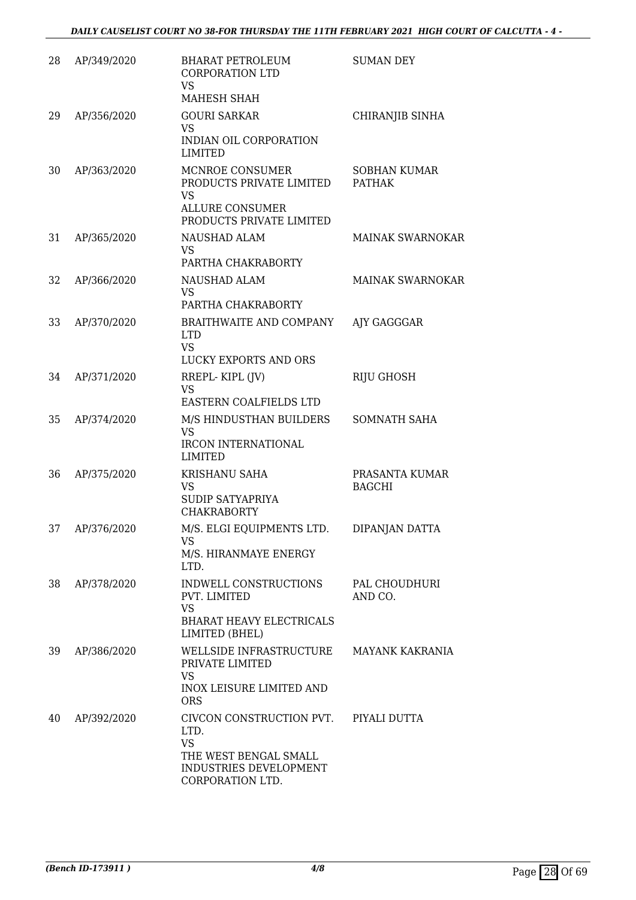| 28 | AP/349/2020 | BHARAT PETROLEUM CORPORATION LTD VS MAHESH SHAH | SUMAN DEY |
|---|---|---|---|
| 29 | AP/356/2020 | GOURI SARKAR VS INDIAN OIL CORPORATION LIMITED | CHIRANJIB SINHA |
| 30 | AP/363/2020 | MCNROE CONSUMER PRODUCTS PRIVATE LIMITED VS ALLURE CONSUMER PRODUCTS PRIVATE LIMITED | SOBHAN KUMAR PATHAK |
| 31 | AP/365/2020 | NAUSHAD ALAM VS PARTHA CHAKRABORTY | MAINAK SWARNOKAR |
| 32 | AP/366/2020 | NAUSHAD ALAM VS PARTHA CHAKRABORTY | MAINAK SWARNOKAR |
| 33 | AP/370/2020 | BRAITHWAITE AND COMPANY LTD VS LUCKY EXPORTS AND ORS | AJY GAGGGAR |
| 34 | AP/371/2020 | RREPL- KIPL (JV) VS EASTERN COALFIELDS LTD | RIJU GHOSH |
| 35 | AP/374/2020 | M/S HINDUSTHAN BUILDERS VS IRCON INTERNATIONAL LIMITED | SOMNATH SAHA |
| 36 | AP/375/2020 | KRISHANU SAHA VS SUDIP SATYAPRIYA CHAKRABORTY | PRASANTA KUMAR BAGCHI |
| 37 | AP/376/2020 | M/S. ELGI EQUIPMENTS LTD. VS M/S. HIRANMAYE ENERGY LTD. | DIPANJAN DATTA |
| 38 | AP/378/2020 | INDWELL CONSTRUCTIONS PVT. LIMITED VS BHARAT HEAVY ELECTRICALS LIMITED (BHEL) | PAL CHOUDHURI AND CO. |
| 39 | AP/386/2020 | WELLSIDE INFRASTRUCTURE PRIVATE LIMITED VS INOX LEISURE LIMITED AND ORS | MAYANK KAKRANIA |
| 40 | AP/392/2020 | CIVCON CONSTRUCTION PVT. LTD. VS THE WEST BENGAL SMALL INDUSTRIES DEVELOPMENT CORPORATION LTD. | PIYALI DUTTA |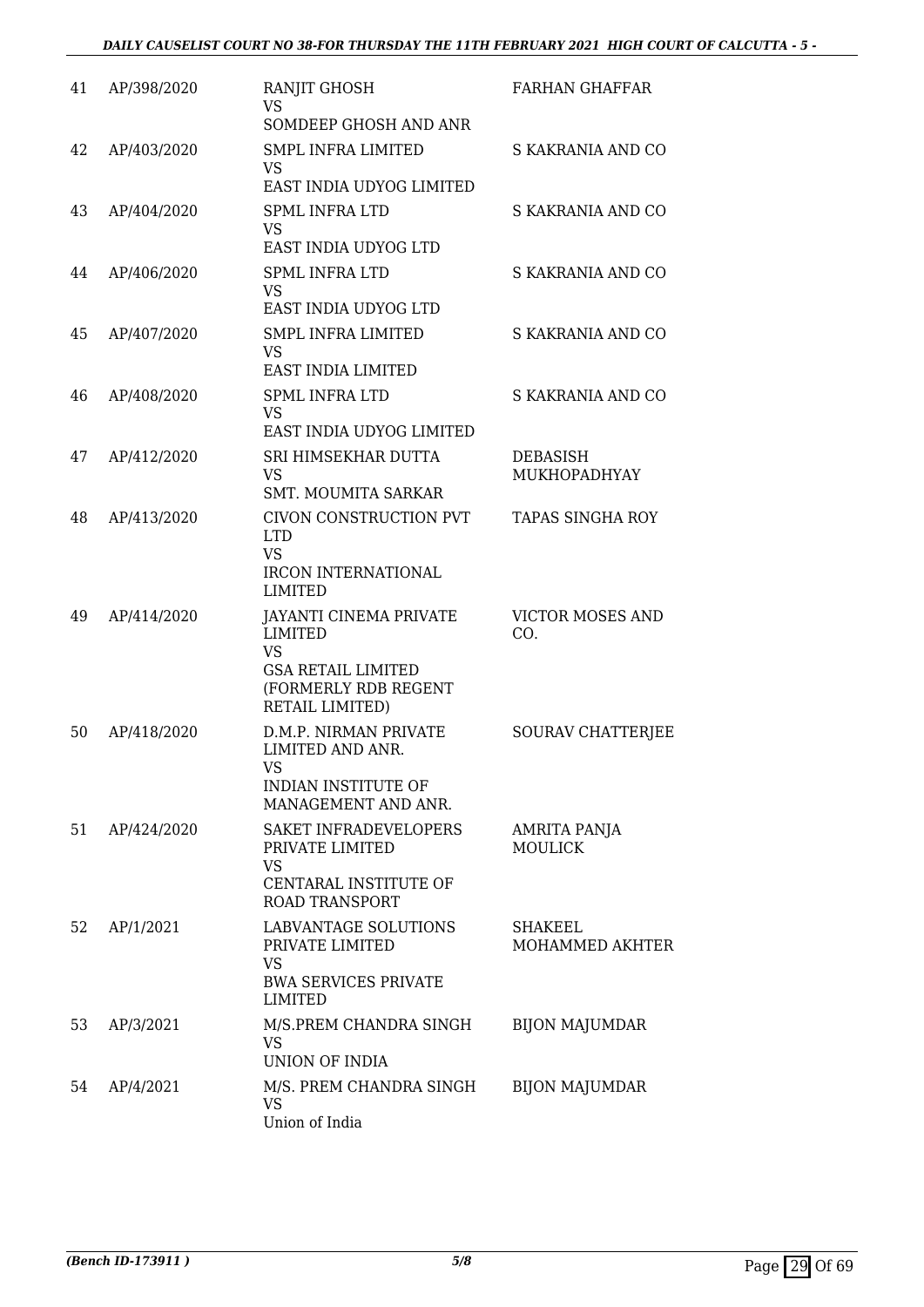| | | | |
|---|---|---|---|
| 41 | AP/398/2020 | RANJIT GHOSH<br>VS<br>SOMDEEP GHOSH AND ANR | FARHAN GHAFFAR |
| 42 | AP/403/2020 | SMPL INFRA LIMITED<br>VS<br>EAST INDIA UDYOG LIMITED | S KAKRANIA AND CO |
| 43 | AP/404/2020 | SPML INFRA LTD<br>VS<br>EAST INDIA UDYOG LTD | S KAKRANIA AND CO |
| 44 | AP/406/2020 | SPML INFRA LTD<br>VS<br>EAST INDIA UDYOG LTD | S KAKRANIA AND CO |
| 45 | AP/407/2020 | SMPL INFRA LIMITED<br>VS<br>EAST INDIA LIMITED | S KAKRANIA AND CO |
| 46 | AP/408/2020 | SPML INFRA LTD<br>VS<br>EAST INDIA UDYOG LIMITED | S KAKRANIA AND CO |
| 47 | AP/412/2020 | SRI HIMSEKHAR DUTTA<br>VS<br>SMT. MOUMITA SARKAR | DEBASISH MUKHOPADHYAY |
| 48 | AP/413/2020 | CIVON CONSTRUCTION PVT LTD<br>VS<br>IRCON INTERNATIONAL LIMITED | TAPAS SINGHA ROY |
| 49 | AP/414/2020 | JAYANTI CINEMA PRIVATE LIMITED<br>VS<br>GSA RETAIL LIMITED (FORMERLY RDB REGENT RETAIL LIMITED) | VICTOR MOSES AND CO. |
| 50 | AP/418/2020 | D.M.P. NIRMAN PRIVATE LIMITED AND ANR.<br>VS<br>INDIAN INSTITUTE OF MANAGEMENT AND ANR. | SOURAV CHATTERJEE |
| 51 | AP/424/2020 | SAKET INFRADEVELOPERS PRIVATE LIMITED<br>VS<br>CENTARAL INSTITUTE OF ROAD TRANSPORT | AMRITA PANJA MOULICK |
| 52 | AP/1/2021 | LABVANTAGE SOLUTIONS PRIVATE LIMITED<br>VS<br>BWA SERVICES PRIVATE LIMITED | SHAKEEL MOHAMMED AKHTER |
| 53 | AP/3/2021 | M/S.PREM CHANDRA SINGH<br>VS<br>UNION OF INDIA | BIJON MAJUMDAR |
| 54 | AP/4/2021 | M/S. PREM CHANDRA SINGH<br>VS<br>Union of India | BIJON MAJUMDAR |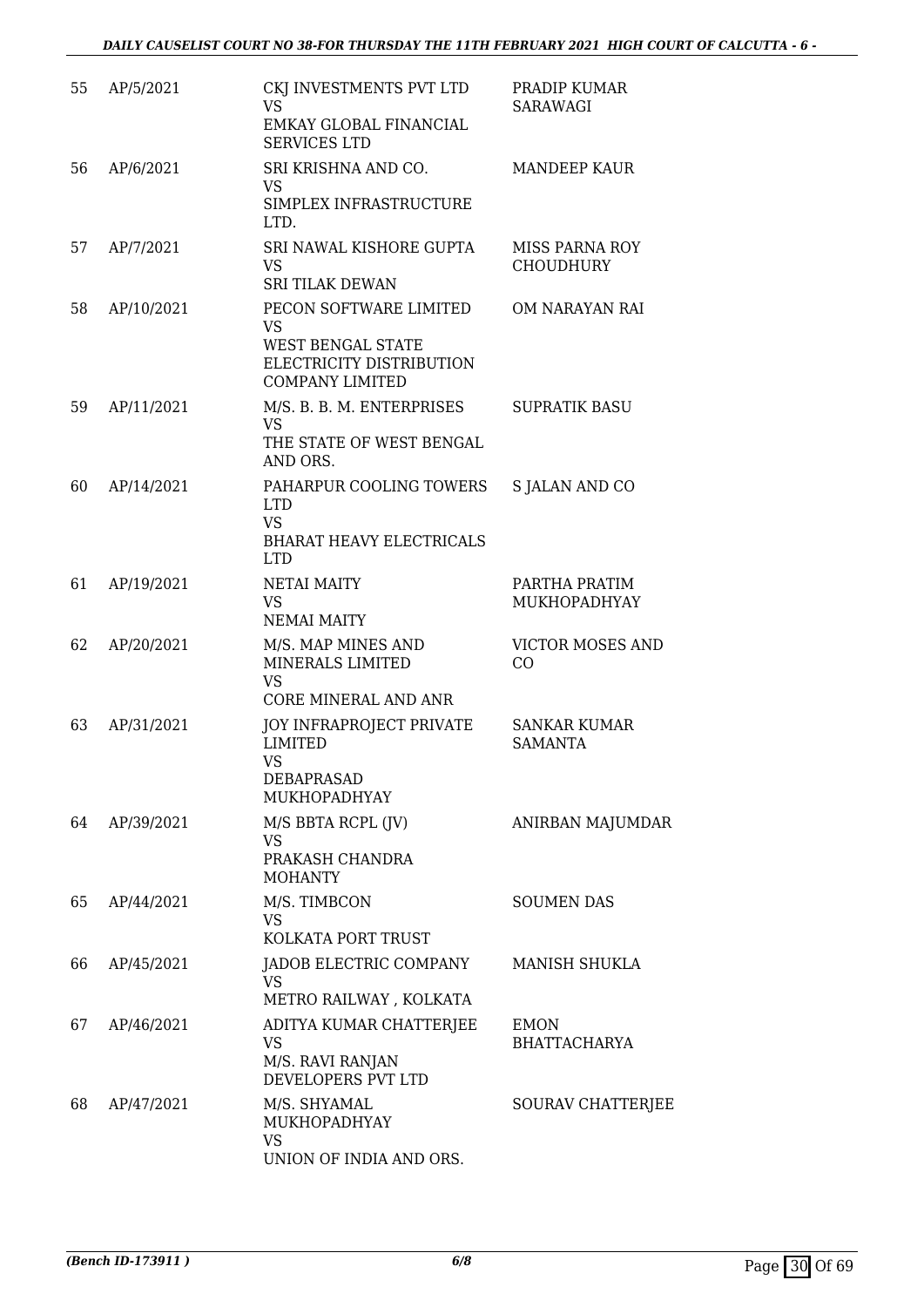| 55 | AP/5/2021 | CKJ INVESTMENTS PVT LTD<br>VS<br>EMKAY GLOBAL FINANCIAL SERVICES LTD | PRADIP KUMAR SARAWAGI |
|---|---|---|---|
| 56 | AP/6/2021 | SRI KRISHNA AND CO.<br>VS<br>SIMPLEX INFRASTRUCTURE LTD. | MANDEEP KAUR |
| 57 | AP/7/2021 | SRI NAWAL KISHORE GUPTA<br>VS<br>SRI TILAK DEWAN | MISS PARNA ROY CHOUDHURY |
| 58 | AP/10/2021 | PECON SOFTWARE LIMITED<br>VS<br>WEST BENGAL STATE ELECTRICITY DISTRIBUTION COMPANY LIMITED | OM NARAYAN RAI |
| 59 | AP/11/2021 | M/S. B. B. M. ENTERPRISES<br>VS<br>THE STATE OF WEST BENGAL AND ORS. | SUPRATIK BASU |
| 60 | AP/14/2021 | PAHARPUR COOLING TOWERS LTD<br>VS<br>BHARAT HEAVY ELECTRICALS LTD | S JALAN AND CO |
| 61 | AP/19/2021 | NETAI MAITY<br>VS<br>NEMAI MAITY | PARTHA PRATIM MUKHOPADHYAY |
| 62 | AP/20/2021 | M/S. MAP MINES AND MINERALS LIMITED<br>VS<br>CORE MINERAL AND ANR | VICTOR MOSES AND CO |
| 63 | AP/31/2021 | JOY INFRAPROJECT PRIVATE LIMITED<br>VS<br>DEBAPRASAD MUKHOPADHYAY | SANKAR KUMAR SAMANTA |
| 64 | AP/39/2021 | M/S BBTA RCPL (JV)<br>VS<br>PRAKASH CHANDRA MOHANTY | ANIRBAN MAJUMDAR |
| 65 | AP/44/2021 | M/S. TIMBCON<br>VS<br>KOLKATA PORT TRUST | SOUMEN DAS |
| 66 | AP/45/2021 | JADOB ELECTRIC COMPANY<br>VS<br>METRO RAILWAY , KOLKATA | MANISH SHUKLA |
| 67 | AP/46/2021 | ADITYA KUMAR CHATTERJEE<br>VS<br>M/S. RAVI RANJAN DEVELOPERS PVT LTD | EMON BHATTACHARYA |
| 68 | AP/47/2021 | M/S. SHYAMAL MUKHOPADHYAY<br>VS<br>UNION OF INDIA AND ORS. | SOURAV CHATTERJEE |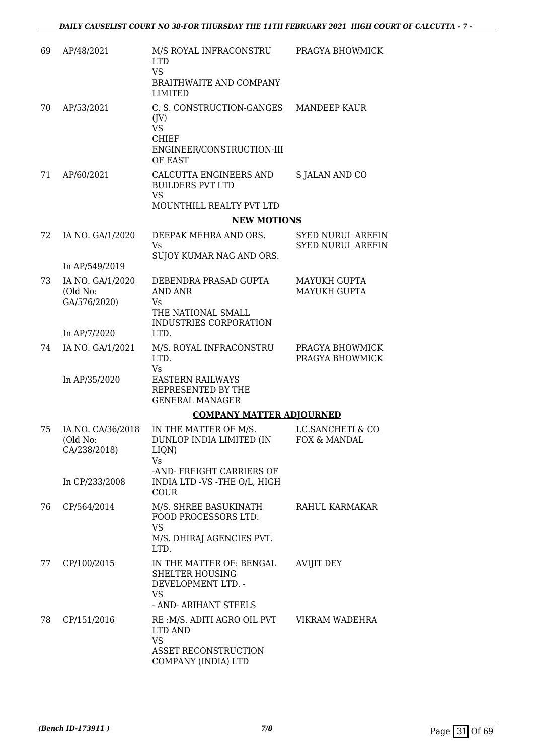| | | | |
|---|---|---|---|
| 69 | AP/48/2021 | M/S ROYAL INFRACONSTRU LTD<br>VS<br>BRAITHWAITE AND COMPANY LIMITED | PRAGYA BHOWMICK |
| 70 | AP/53/2021 | C. S. CONSTRUCTION-GANGES (JV)<br>VS<br>CHIEF ENGINEER/CONSTRUCTION-III OF EAST | MANDEEP KAUR |
| 71 | AP/60/2021 | CALCUTTA ENGINEERS AND BUILDERS PVT LTD<br>VS<br>MOUNTHILL REALTY PVT LTD | S JALAN AND CO |

**NEW MOTIONS**

| | | | |
|---|---|---|---|
| 72 | IA NO. GA/1/2020<br><br>In AP/549/2019 | DEEPAK MEHRA AND ORS.<br>Vs<br>SUJOY KUMAR NAG AND ORS. | SYED NURUL AREFIN<br>SYED NURUL AREFIN |
| 73 | IA NO. GA/1/2020 (Old No: GA/576/2020)<br><br>In AP/7/2020 | DEBENDRA PRASAD GUPTA AND ANR<br>Vs<br>THE NATIONAL SMALL INDUSTRIES CORPORATION LTD. | MAYUKH GUPTA<br>MAYUKH GUPTA |
| 74 | IA NO. GA/1/2021<br><br>In AP/35/2020 | M/S. ROYAL INFRACONSTRU LTD.<br>Vs<br>EASTERN RAILWAYS REPRESENTED BY THE GENERAL MANAGER | PRAGYA BHOWMICK<br>PRAGYA BHOWMICK |

**COMPANY MATTER ADJOURNED**

| | | | |
|---|---|---|---|
| 75 | IA NO. CA/36/2018 (Old No: CA/238/2018)<br><br>In CP/233/2008 | IN THE MATTER OF M/S. DUNLOP INDIA LIMITED (IN LIQN)<br>Vs<br>-AND- FREIGHT CARRIERS OF INDIA LTD -VS -THE O/L, HIGH COUR | I.C.SANCHETI & CO<br>FOX & MANDAL |
| 76 | CP/564/2014 | M/S. SHREE BASUKINATH FOOD PROCESSORS LTD.<br>VS<br>M/S. DHIRAJ AGENCIES PVT. LTD. | RAHUL KARMAKAR |
| 77 | CP/100/2015 | IN THE MATTER OF: BENGAL SHELTER HOUSING DEVELOPMENT LTD. -<br>VS<br>- AND- ARIHANT STEELS | AVIJIT DEY |
| 78 | CP/151/2016 | RE :M/S. ADITI AGRO OIL PVT LTD AND<br>VS<br>ASSET RECONSTRUCTION COMPANY (INDIA) LTD | VIKRAM WADEHRA |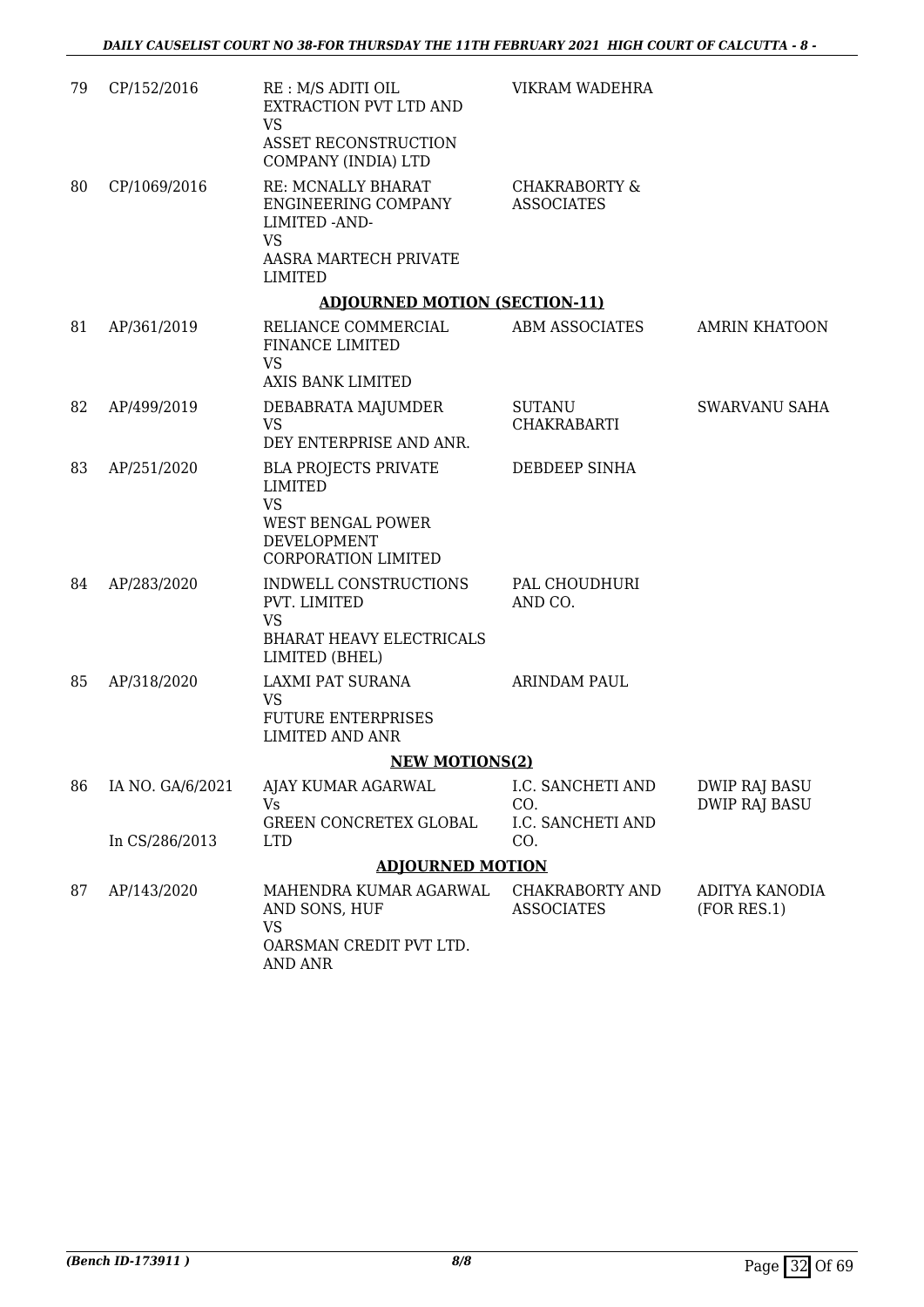| | | | | |
|---|---|---|---|---|
| 79 | CP/152/2016 | RE : M/S ADITI OIL EXTRACTION PVT LTD AND VS ASSET RECONSTRUCTION COMPANY (INDIA) LTD | VIKRAM WADEHRA | |
| 80 | CP/1069/2016 | RE: MCNALLY BHARAT ENGINEERING COMPANY LIMITED -AND- VS AASRA MARTECH PRIVATE LIMITED | CHAKRABORTY & ASSOCIATES | |
| | | **ADJOURNED MOTION (SECTION-11)** | | |
| 81 | AP/361/2019 | RELIANCE COMMERCIAL FINANCE LIMITED VS AXIS BANK LIMITED | ABM ASSOCIATES | AMRIN KHATOON |
| 82 | AP/499/2019 | DEBABRATA MAJUMDER VS DEY ENTERPRISE AND ANR. | SUTANU CHAKRABARTI | SWARVANU SAHA |
| 83 | AP/251/2020 | BLA PROJECTS PRIVATE LIMITED VS WEST BENGAL POWER DEVELOPMENT CORPORATION LIMITED | DEBDEEP SINHA | |
| 84 | AP/283/2020 | INDWELL CONSTRUCTIONS PVT. LIMITED VS BHARAT HEAVY ELECTRICALS LIMITED (BHEL) | PAL CHOUDHURI AND CO. | |
| 85 | AP/318/2020 | LAXMI PAT SURANA VS FUTURE ENTERPRISES LIMITED AND ANR | ARINDAM PAUL | |
| | | **NEW MOTIONS(2)** | | |
| 86 | IA NO. GA/6/2021 In CS/286/2013 | AJAY KUMAR AGARWAL Vs GREEN CONCRETEX GLOBAL LTD | I.C. SANCHETI AND CO. I.C. SANCHETI AND CO. | DWIP RAJ BASU DWIP RAJ BASU |
| | | **ADJOURNED MOTION** | | |
| 87 | AP/143/2020 | MAHENDRA KUMAR AGARWAL AND SONS, HUF VS OARSMAN CREDIT PVT LTD. AND ANR | CHAKRABORTY AND ASSOCIATES | ADITYA KANODIA (FOR RES.1) |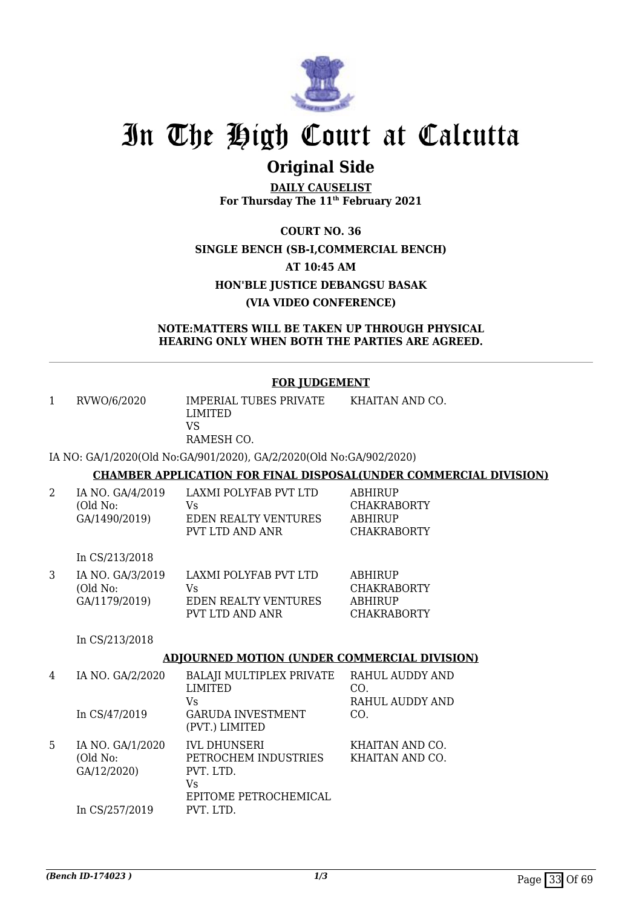# In The High Court at Calcutta

## Original Side

**DAILY CAUSELIST**
**For Thursday The 11th February 2021**

**COURT NO. 36**

**SINGLE BENCH (SB-I,COMMERCIAL BENCH)**

**AT 10:45 AM**

**HON'BLE JUSTICE DEBANGSU BASAK**

**(VIA VIDEO CONFERENCE)**

**NOTE:MATTERS WILL BE TAKEN UP THROUGH PHYSICAL HEARING ONLY WHEN BOTH THE PARTIES ARE AGREED.**

---

### FOR JUDGEMENT

| | | | |
|---|---|---|---|
| 1 | RVWO/6/2020 | IMPERIAL TUBES PRIVATE LIMITED<br>VS<br>RAMESH CO. | KHAITAN AND CO. |

IA NO: GA/1/2020(Old No:GA/901/2020), GA/2/2020(Old No:GA/902/2020)

### CHAMBER APPLICATION FOR FINAL DISPOSAL(UNDER COMMERCIAL DIVISION)

| | | | |
|---|---|---|---|
| 2 | IA NO. GA/4/2019<br>(Old No:<br>GA/1490/2019)<br><br>In CS/213/2018 | LAXMI POLYFAB PVT LTD<br>Vs<br>EDEN REALTY VENTURES PVT LTD AND ANR | ABHIRUP CHAKRABORTY<br>ABHIRUP CHAKRABORTY |
| 3 | IA NO. GA/3/2019<br>(Old No:<br>GA/1179/2019)<br><br>In CS/213/2018 | LAXMI POLYFAB PVT LTD<br>Vs<br>EDEN REALTY VENTURES PVT LTD AND ANR | ABHIRUP CHAKRABORTY<br>ABHIRUP CHAKRABORTY |

### ADJOURNED MOTION (UNDER COMMERCIAL DIVISION)

| | | | |
|---|---|---|---|
| 4 | IA NO. GA/2/2020<br><br>In CS/47/2019 | BALAJI MULTIPLEX PRIVATE LIMITED<br>Vs<br>GARUDA INVESTMENT (PVT.) LIMITED | RAHUL AUDDY AND CO.<br>RAHUL AUDDY AND CO. |
| 5 | IA NO. GA/1/2020<br>(Old No:<br>GA/12/2020)<br><br>In CS/257/2019 | IVL DHUNSERI PETROCHEM INDUSTRIES PVT. LTD.<br>Vs<br>EPITOME PETROCHEMICAL PVT. LTD. | KHAITAN AND CO.<br>KHAITAN AND CO. |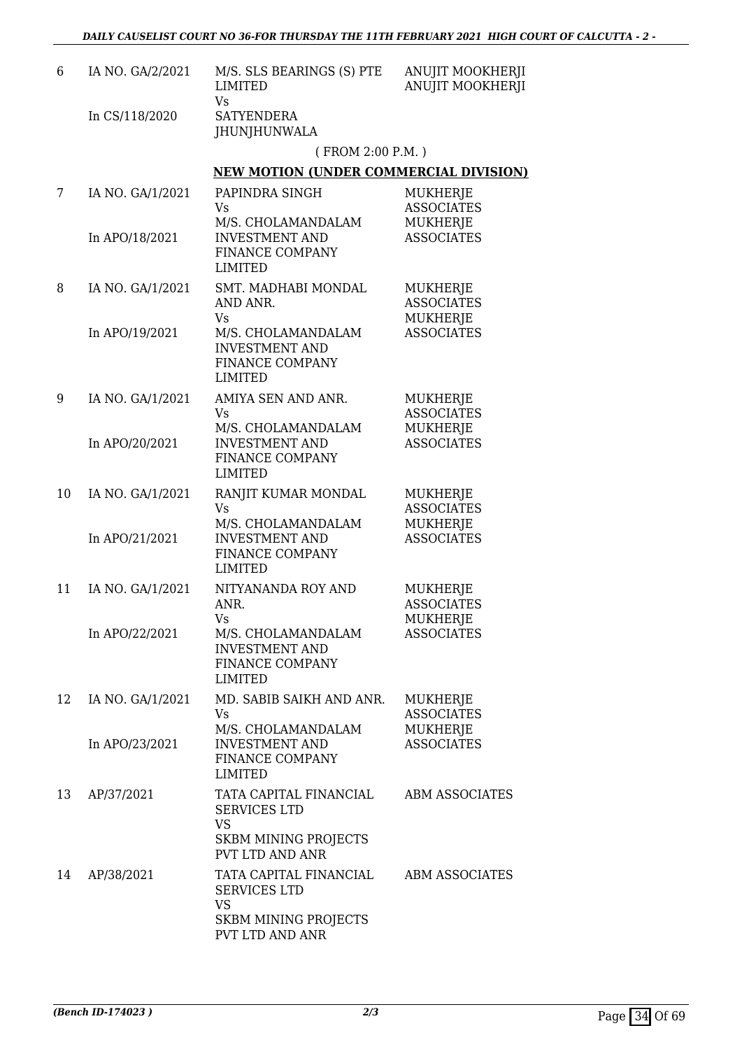| 6 | IA NO. GA/2/2021<br><br>In CS/118/2020 | M/S. SLS BEARINGS (S) PTE LIMITED<br>Vs<br>SATYENDERA JHUNJHUNWALA | ANUJIT MOOKHERJI<br>ANUJIT MOOKHERJI |
|---|---|---|---|

( FROM 2:00 P.M. )

**NEW MOTION (UNDER COMMERCIAL DIVISION)**

| 7 | IA NO. GA/1/2021<br><br>In APO/18/2021 | PAPINDRA SINGH<br>Vs<br>M/S. CHOLAMANDALAM INVESTMENT AND FINANCE COMPANY LIMITED | MUKHERJE ASSOCIATES<br>MUKHERJE ASSOCIATES |
|---|---|---|---|
| 8 | IA NO. GA/1/2021<br><br>In APO/19/2021 | SMT. MADHABI MONDAL AND ANR.<br>Vs<br>M/S. CHOLAMANDALAM INVESTMENT AND FINANCE COMPANY LIMITED | MUKHERJE ASSOCIATES<br>MUKHERJE ASSOCIATES |
| 9 | IA NO. GA/1/2021<br><br>In APO/20/2021 | AMIYA SEN AND ANR.<br>Vs<br>M/S. CHOLAMANDALAM INVESTMENT AND FINANCE COMPANY LIMITED | MUKHERJE ASSOCIATES<br>MUKHERJE ASSOCIATES |
| 10 | IA NO. GA/1/2021<br><br>In APO/21/2021 | RANJIT KUMAR MONDAL<br>Vs<br>M/S. CHOLAMANDALAM INVESTMENT AND FINANCE COMPANY LIMITED | MUKHERJE ASSOCIATES<br>MUKHERJE ASSOCIATES |
| 11 | IA NO. GA/1/2021<br><br>In APO/22/2021 | NITYANANDA ROY AND ANR.<br>Vs<br>M/S. CHOLAMANDALAM INVESTMENT AND FINANCE COMPANY LIMITED | MUKHERJE ASSOCIATES<br>MUKHERJE ASSOCIATES |
| 12 | IA NO. GA/1/2021<br><br>In APO/23/2021 | MD. SABIB SAIKH AND ANR.<br>Vs<br>M/S. CHOLAMANDALAM INVESTMENT AND FINANCE COMPANY LIMITED | MUKHERJE ASSOCIATES<br>MUKHERJE ASSOCIATES |
| 13 | AP/37/2021 | TATA CAPITAL FINANCIAL SERVICES LTD<br>VS<br>SKBM MINING PROJECTS PVT LTD AND ANR | ABM ASSOCIATES |
| 14 | AP/38/2021 | TATA CAPITAL FINANCIAL SERVICES LTD<br>VS<br>SKBM MINING PROJECTS PVT LTD AND ANR | ABM ASSOCIATES |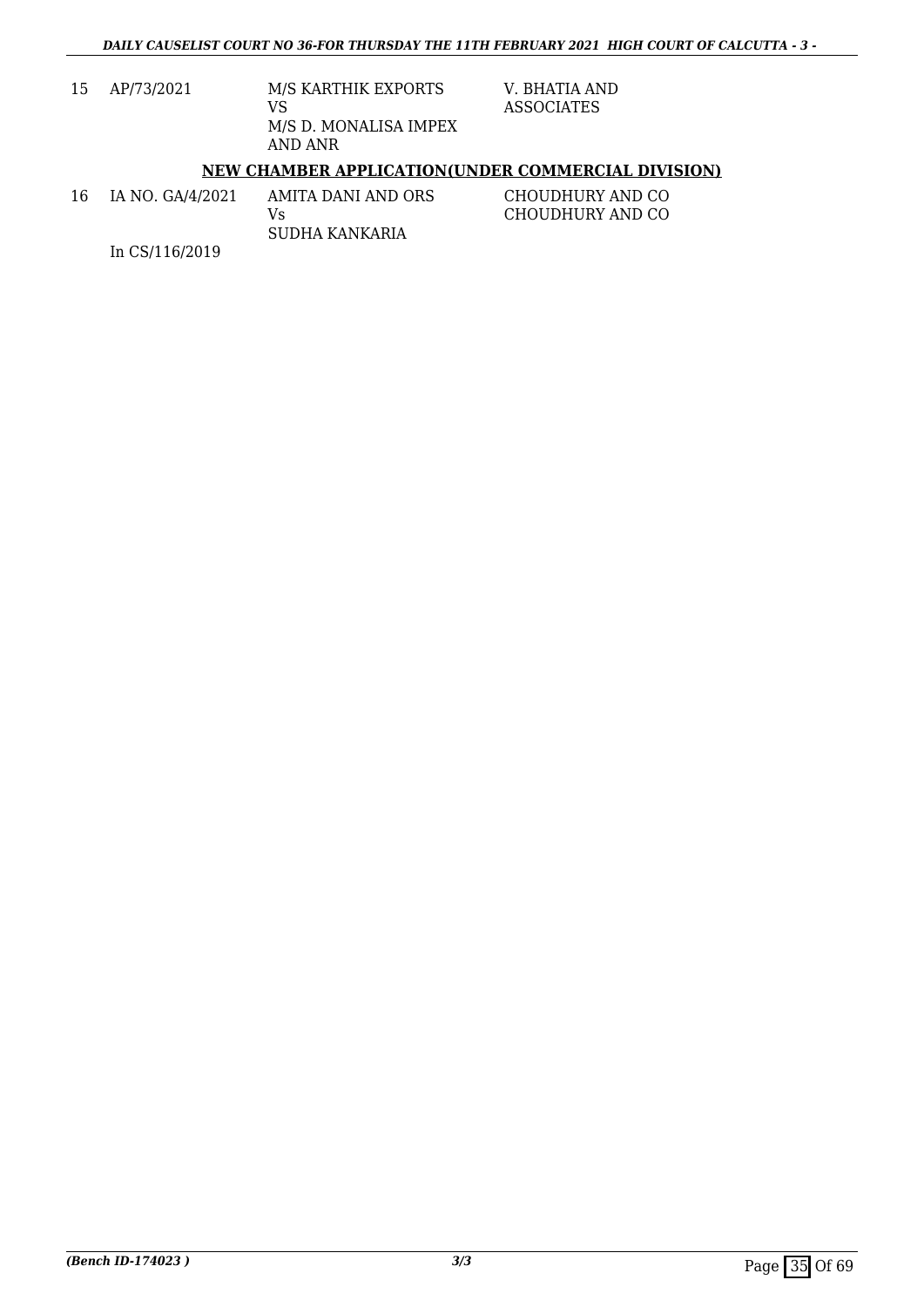| | | | |
|---|---|---|---|
| 15 | AP/73/2021 | M/S KARTHIK EXPORTS<br>VS<br>M/S D. MONALISA IMPEX AND ANR | V. BHATIA AND ASSOCIATES |

**NEW CHAMBER APPLICATION(UNDER COMMERCIAL DIVISION)**

| | | | |
|---|---|---|---|
| 16 | IA NO. GA/4/2021<br><br>In CS/116/2019 | AMITA DANI AND ORS<br>Vs<br>SUDHA KANKARIA | CHOUDHURY AND CO<br>CHOUDHURY AND CO |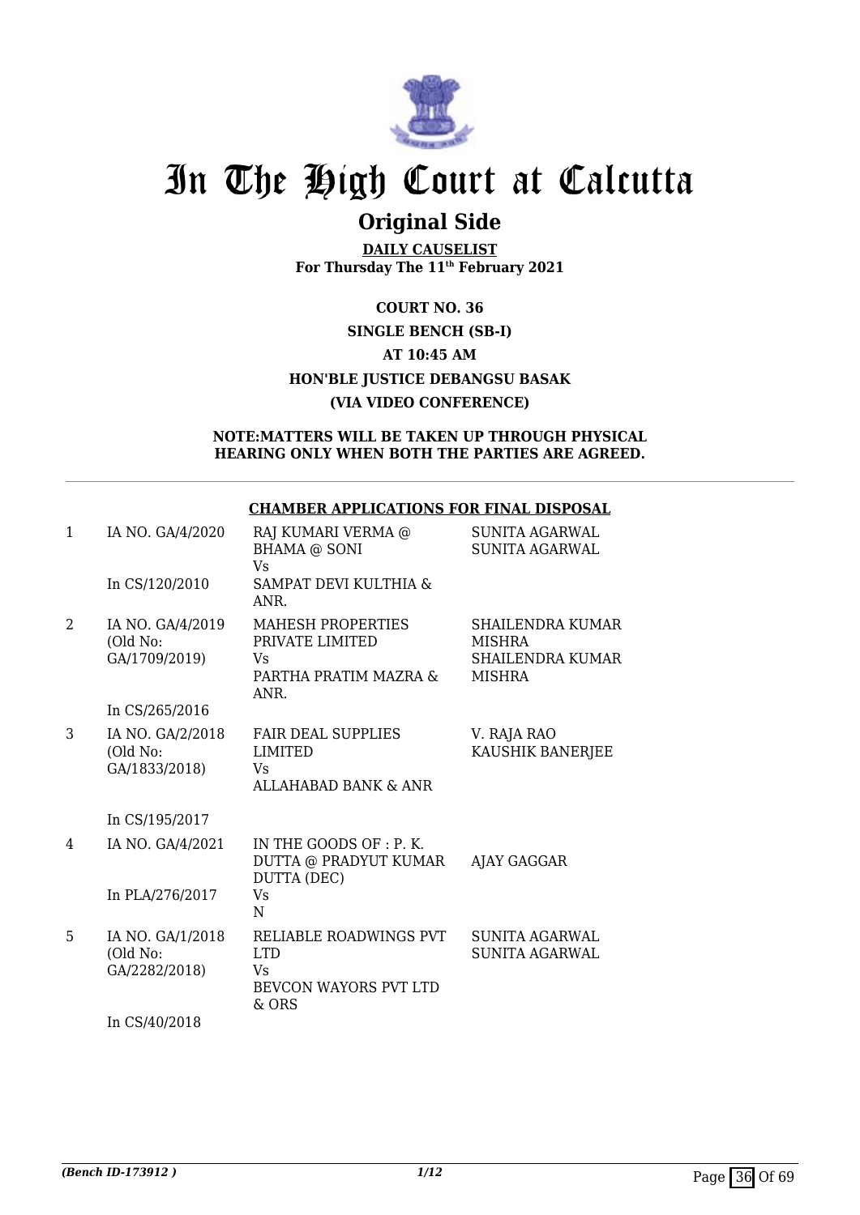# In The High Court at Calcutta

## Original Side

**DAILY CAUSELIST**
**For Thursday The 11th February 2021**

**COURT NO. 36**
**SINGLE BENCH (SB-I)**
**AT 10:45 AM**
**HON'BLE JUSTICE DEBANGSU BASAK**
**(VIA VIDEO CONFERENCE)**

**NOTE:MATTERS WILL BE TAKEN UP THROUGH PHYSICAL HEARING ONLY WHEN BOTH THE PARTIES ARE AGREED.**

**CHAMBER APPLICATIONS FOR FINAL DISPOSAL**

| | | | |
|---|---|---|---|
| 1 | IA NO. GA/4/2020<br><br>In CS/120/2010 | RAJ KUMARI VERMA @ BHAMA @ SONI<br>Vs<br>SAMPAT DEVI KULTHIA & ANR. | SUNITA AGARWAL<br>SUNITA AGARWAL |
| 2 | IA NO. GA/4/2019 (Old No: GA/1709/2019)<br><br>In CS/265/2016 | MAHESH PROPERTIES PRIVATE LIMITED<br>Vs<br>PARTHA PRATIM MAZRA & ANR. | SHAILENDRA KUMAR MISHRA<br>SHAILENDRA KUMAR MISHRA |
| 3 | IA NO. GA/2/2018 (Old No: GA/1833/2018)<br><br>In CS/195/2017 | FAIR DEAL SUPPLIES LIMITED<br>Vs<br>ALLAHABAD BANK & ANR | V. RAJA RAO<br>KAUSHIK BANERJEE |
| 4 | IA NO. GA/4/2021<br><br>In PLA/276/2017 | IN THE GOODS OF : P. K. DUTTA @ PRADYUT KUMAR DUTTA (DEC)<br>Vs<br>N | AJAY GAGGAR |
| 5 | IA NO. GA/1/2018 (Old No: GA/2282/2018)<br><br>In CS/40/2018 | RELIABLE ROADWINGS PVT LTD<br>Vs<br>BEVCON WAYORS PVT LTD & ORS | SUNITA AGARWAL<br>SUNITA AGARWAL |

*(Bench ID-173912 )*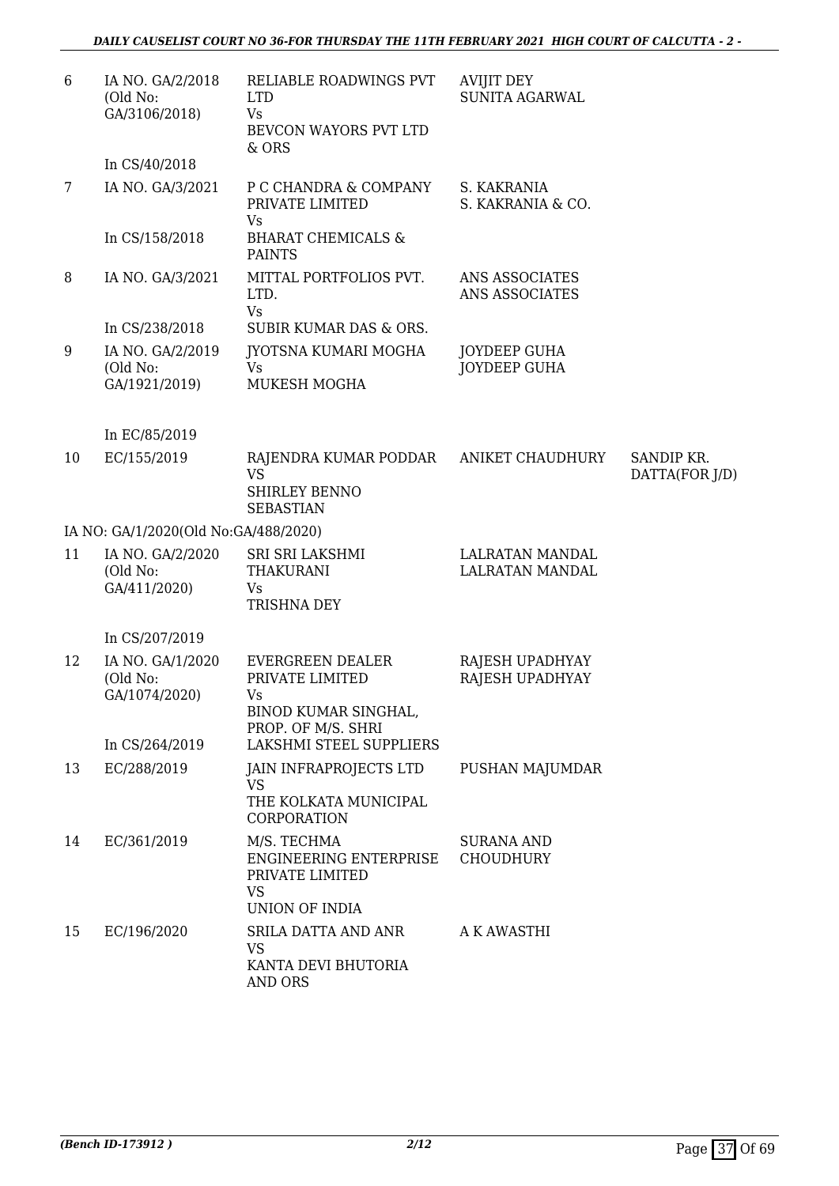| | | | | |
|---|---|---|---|---|
| 6 | IA NO. GA/2/2018 (Old No: GA/3106/2018)<br><br>In CS/40/2018 | RELIABLE ROADWINGS PVT LTD<br>Vs<br>BEVCON WAYORS PVT LTD & ORS | AVIJIT DEY<br>SUNITA AGARWAL | |
| 7 | IA NO. GA/3/2021<br><br>In CS/158/2018 | P C CHANDRA & COMPANY PRIVATE LIMITED<br>Vs<br>BHARAT CHEMICALS & PAINTS | S. KAKRANIA<br>S. KAKRANIA & CO. | |
| 8 | IA NO. GA/3/2021<br><br>In CS/238/2018 | MITTAL PORTFOLIOS PVT. LTD.<br>Vs<br>SUBIR KUMAR DAS & ORS. | ANS ASSOCIATES<br>ANS ASSOCIATES | |
| 9 | IA NO. GA/2/2019 (Old No: GA/1921/2019)<br><br>In EC/85/2019 | JYOTSNA KUMARI MOGHA<br>Vs<br>MUKESH MOGHA | JOYDEEP GUHA<br>JOYDEEP GUHA | |
| 10 | EC/155/2019 | RAJENDRA KUMAR PODDAR<br>VS<br>SHIRLEY BENNO SEBASTIAN | ANIKET CHAUDHURY | SANDIP KR. DATTA(FOR J/D) |
| | IA NO: GA/1/2020(Old No:GA/488/2020) | | | |
| 11 | IA NO. GA/2/2020 (Old No: GA/411/2020)<br><br>In CS/207/2019 | SRI SRI LAKSHMI THAKURANI<br>Vs<br>TRISHNA DEY | LALRATAN MANDAL<br>LALRATAN MANDAL | |
| 12 | IA NO. GA/1/2020 (Old No: GA/1074/2020)<br><br>In CS/264/2019 | EVERGREEN DEALER PRIVATE LIMITED<br>Vs<br>BINOD KUMAR SINGHAL, PROP. OF M/S. SHRI LAKSHMI STEEL SUPPLIERS | RAJESH UPADHYAY<br>RAJESH UPADHYAY | |
| 13 | EC/288/2019 | JAIN INFRAPROJECTS LTD<br>VS<br>THE KOLKATA MUNICIPAL CORPORATION | PUSHAN MAJUMDAR | |
| 14 | EC/361/2019 | M/S. TECHMA ENGINEERING ENTERPRISE PRIVATE LIMITED<br>VS<br>UNION OF INDIA | SURANA AND CHOUDHURY | |
| 15 | EC/196/2020 | SRILA DATTA AND ANR<br>VS<br>KANTA DEVI BHUTORIA AND ORS | A K AWASTHI | |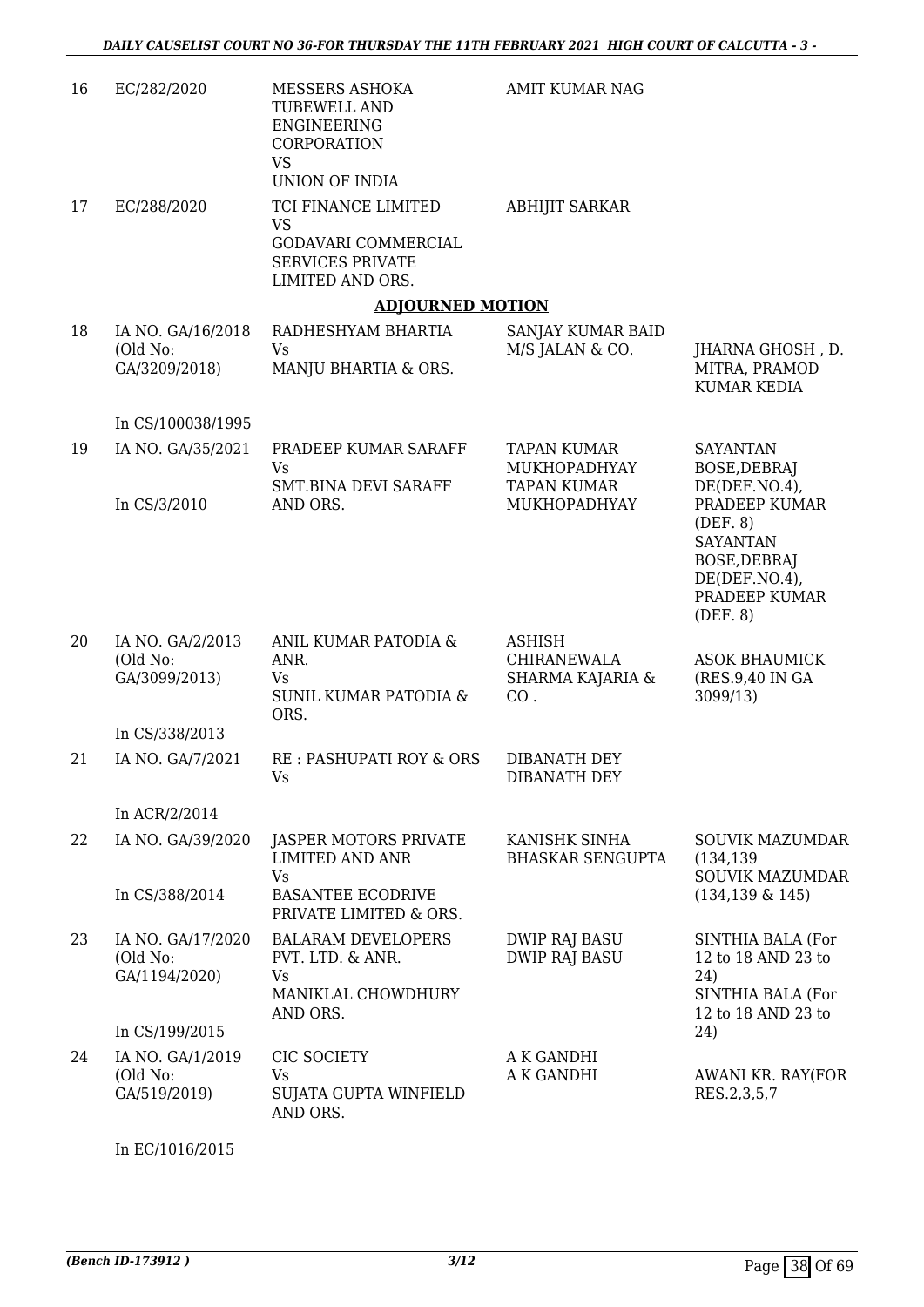| 16 | EC/282/2020 | MESSERS ASHOKA TUBEWELL AND ENGINEERING CORPORATION VS UNION OF INDIA | AMIT KUMAR NAG | |
|---|---|---|---|---|
| 17 | EC/288/2020 | TCI FINANCE LIMITED VS GODAVARI COMMERCIAL SERVICES PRIVATE LIMITED AND ORS. | ABHIJIT SARKAR | |

**ADJOURNED MOTION**

| | | | | |
|---|---|---|---|---|
| 18 | IA NO. GA/16/2018 (Old No: GA/3209/2018)<br><br>In CS/100038/1995 | RADHESHYAM BHARTIA Vs MANJU BHARTIA & ORS. | SANJAY KUMAR BAID M/S JALAN & CO. | JHARNA GHOSH , D. MITRA, PRAMOD KUMAR KEDIA |
| 19 | IA NO. GA/35/2021<br><br>In CS/3/2010 | PRADEEP KUMAR SARAFF Vs SMT.BINA DEVI SARAFF AND ORS. | TAPAN KUMAR MUKHOPADHYAY TAPAN KUMAR MUKHOPADHYAY | SAYANTAN BOSE,DEBRAJ DE(DEF.NO.4), PRADEEP KUMAR (DEF. 8) SAYANTAN BOSE,DEBRAJ DE(DEF.NO.4), PRADEEP KUMAR (DEF. 8) |
| 20 | IA NO. GA/2/2013 (Old No: GA/3099/2013)<br><br>In CS/338/2013 | ANIL KUMAR PATODIA & ANR. Vs SUNIL KUMAR PATODIA & ORS. | ASHISH CHIRANEWALA SHARMA KAJARIA & CO . | ASOK BHAUMICK (RES.9,40 IN GA 3099/13) |
| 21 | IA NO. GA/7/2021<br><br>In ACR/2/2014 | RE : PASHUPATI ROY & ORS Vs | DIBANATH DEY DIBANATH DEY | |
| 22 | IA NO. GA/39/2020<br><br>In CS/388/2014 | JASPER MOTORS PRIVATE LIMITED AND ANR Vs BASANTEE ECODRIVE PRIVATE LIMITED & ORS. | KANISHK SINHA BHASKAR SENGUPTA | SOUVIK MAZUMDAR (134,139 SOUVIK MAZUMDAR (134,139 & 145) |
| 23 | IA NO. GA/17/2020 (Old No: GA/1194/2020)<br><br>In CS/199/2015 | BALARAM DEVELOPERS PVT. LTD. & ANR. Vs MANIKLAL CHOWDHURY AND ORS. | DWIP RAJ BASU DWIP RAJ BASU | SINTHIA BALA (For 12 to 18 AND 23 to 24) SINTHIA BALA (For 12 to 18 AND 23 to 24) |
| 24 | IA NO. GA/1/2019 (Old No: GA/519/2019)<br><br>In EC/1016/2015 | CIC SOCIETY Vs SUJATA GUPTA WINFIELD AND ORS. | A K GANDHI A K GANDHI | AWANI KR. RAY(FOR RES.2,3,5,7 |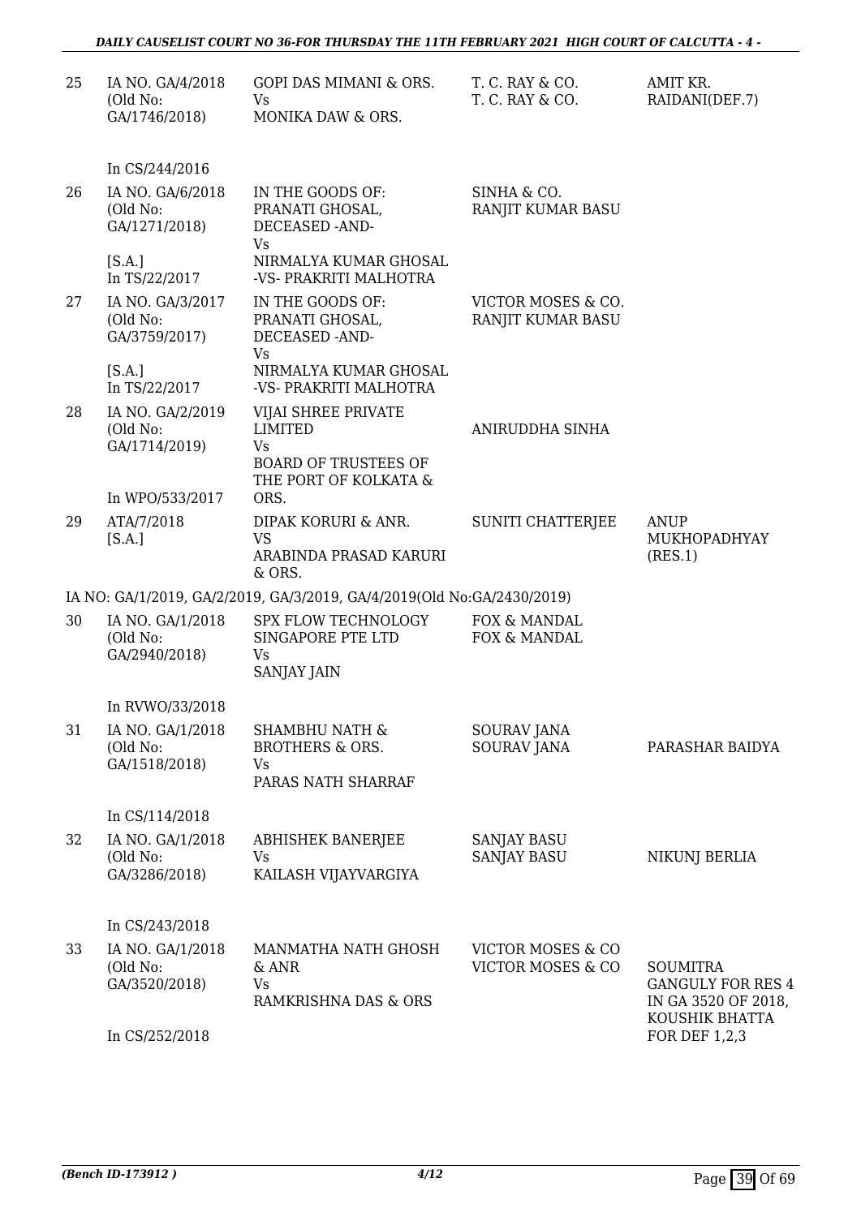| 25 | IA NO. GA/4/2018 (Old No: GA/1746/2018) In CS/244/2016 | GOPI DAS MIMANI & ORS. Vs MONIKA DAW & ORS. | T. C. RAY & CO. T. C. RAY & CO. | AMIT KR. RAIDANI(DEF.7) |
|---|---|---|---|---|
| 26 | IA NO. GA/6/2018 (Old No: GA/1271/2018) [S.A.] In TS/22/2017 | IN THE GOODS OF: PRANATI GHOSAL, DECEASED -AND- Vs NIRMALYA KUMAR GHOSAL -VS- PRAKRITI MALHOTRA | SINHA & CO. RANJIT KUMAR BASU | |
| 27 | IA NO. GA/3/2017 (Old No: GA/3759/2017) [S.A.] In TS/22/2017 | IN THE GOODS OF: PRANATI GHOSAL, DECEASED -AND- Vs NIRMALYA KUMAR GHOSAL -VS- PRAKRITI MALHOTRA | VICTOR MOSES & CO. RANJIT KUMAR BASU | |
| 28 | IA NO. GA/2/2019 (Old No: GA/1714/2019) In WPO/533/2017 | VIJAI SHREE PRIVATE LIMITED Vs BOARD OF TRUSTEES OF THE PORT OF KOLKATA & ORS. | ANIRUDDHA SINHA | |
| 29 | ATA/7/2018 [S.A.] | DIPAK KORURI & ANR. VS ARABINDA PRASAD KARURI & ORS. | SUNITI CHATTERJEE | ANUP MUKHOPADHYAY (RES.1) |
| | IA NO: GA/1/2019, GA/2/2019, GA/3/2019, GA/4/2019(Old No:GA/2430/2019) | | | |
| 30 | IA NO. GA/1/2018 (Old No: GA/2940/2018) In RVWO/33/2018 | SPX FLOW TECHNOLOGY SINGAPORE PTE LTD Vs SANJAY JAIN | FOX & MANDAL FOX & MANDAL | |
| 31 | IA NO. GA/1/2018 (Old No: GA/1518/2018) In CS/114/2018 | SHAMBHU NATH & BROTHERS & ORS. Vs PARAS NATH SHARRAF | SOURAV JANA SOURAV JANA | PARASHAR BAIDYA |
| 32 | IA NO. GA/1/2018 (Old No: GA/3286/2018) In CS/243/2018 | ABHISHEK BANERJEE Vs KAILASH VIJAYVARGIYA | SANJAY BASU SANJAY BASU | NIKUNJ BERLIA |
| 33 | IA NO. GA/1/2018 (Old No: GA/3520/2018) In CS/252/2018 | MANMATHA NATH GHOSH & ANR Vs RAMKRISHNA DAS & ORS | VICTOR MOSES & CO VICTOR MOSES & CO | SOUMITRA GANGULY FOR RES 4 IN GA 3520 OF 2018, KOUSHIK BHATTA FOR DEF 1,2,3 |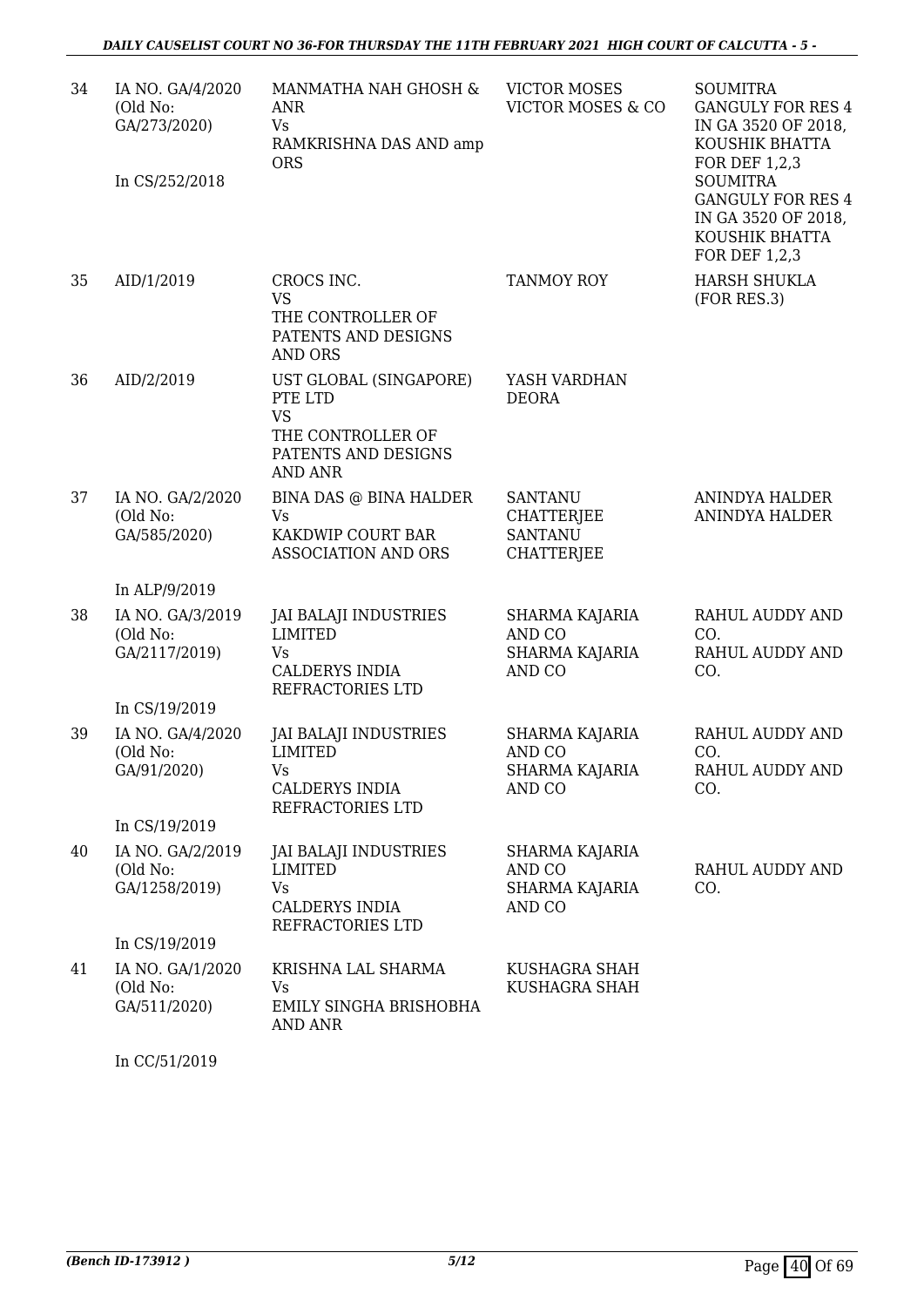| | | | | |
|---|---|---|---|---|
| 34 | IA NO. GA/4/2020 (Old No: GA/273/2020) In CS/252/2018 | MANMATHA NAH GHOSH & ANR Vs RAMKRISHNA DAS AND amp ORS | VICTOR MOSES VICTOR MOSES & CO | SOUMITRA GANGULY FOR RES 4 IN GA 3520 OF 2018, KOUSHIK BHATTA FOR DEF 1,2,3 SOUMITRA GANGULY FOR RES 4 IN GA 3520 OF 2018, KOUSHIK BHATTA FOR DEF 1,2,3 |
| 35 | AID/1/2019 | CROCS INC. VS THE CONTROLLER OF PATENTS AND DESIGNS AND ORS | TANMOY ROY | HARSH SHUKLA (FOR RES.3) |
| 36 | AID/2/2019 | UST GLOBAL (SINGAPORE) PTE LTD VS THE CONTROLLER OF PATENTS AND DESIGNS AND ANR | YASH VARDHAN DEORA | |
| 37 | IA NO. GA/2/2020 (Old No: GA/585/2020) In ALP/9/2019 | BINA DAS @ BINA HALDER Vs KAKDWIP COURT BAR ASSOCIATION AND ORS | SANTANU CHATTERJEE SANTANU CHATTERJEE | ANINDYA HALDER ANINDYA HALDER |
| 38 | IA NO. GA/3/2019 (Old No: GA/2117/2019) In CS/19/2019 | JAI BALAJI INDUSTRIES LIMITED Vs CALDERYS INDIA REFRACTORIES LTD | SHARMA KAJARIA AND CO SHARMA KAJARIA AND CO | RAHUL AUDDY AND CO. RAHUL AUDDY AND CO. |
| 39 | IA NO. GA/4/2020 (Old No: GA/91/2020) In CS/19/2019 | JAI BALAJI INDUSTRIES LIMITED Vs CALDERYS INDIA REFRACTORIES LTD | SHARMA KAJARIA AND CO SHARMA KAJARIA AND CO | RAHUL AUDDY AND CO. RAHUL AUDDY AND CO. |
| 40 | IA NO. GA/2/2019 (Old No: GA/1258/2019) In CS/19/2019 | JAI BALAJI INDUSTRIES LIMITED Vs CALDERYS INDIA REFRACTORIES LTD | SHARMA KAJARIA AND CO SHARMA KAJARIA AND CO | RAHUL AUDDY AND CO. |
| 41 | IA NO. GA/1/2020 (Old No: GA/511/2020) In CC/51/2019 | KRISHNA LAL SHARMA Vs EMILY SINGHA BRISHOBHA AND ANR | KUSHAGRA SHAH KUSHAGRA SHAH | |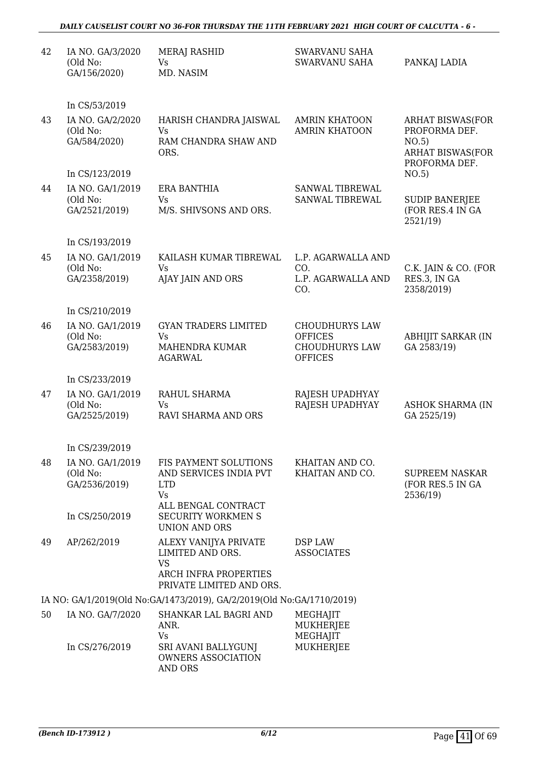| | | | | |
|---|---|---|---|---|
| 42 | IA NO. GA/3/2020 (Old No: GA/156/2020) | MERAJ RASHID Vs MD. NASIM | SWARVANU SAHA SWARVANU SAHA | PANKAJ LADIA |
| | In CS/53/2019 | | | |
| 43 | IA NO. GA/2/2020 (Old No: GA/584/2020) | HARISH CHANDRA JAISWAL Vs RAM CHANDRA SHAW AND ORS. | AMRIN KHATOON AMRIN KHATOON | ARHAT BISWAS(FOR PROFORMA DEF. NO.5) ARHAT BISWAS(FOR PROFORMA DEF. NO.5) |
| | In CS/123/2019 | | | |
| 44 | IA NO. GA/1/2019 (Old No: GA/2521/2019) | ERA BANTHIA Vs M/S. SHIVSONS AND ORS. | SANWAL TIBREWAL SANWAL TIBREWAL | SUDIP BANERJEE (FOR RES.4 IN GA 2521/19) |
| | In CS/193/2019 | | | |
| 45 | IA NO. GA/1/2019 (Old No: GA/2358/2019) | KAILASH KUMAR TIBREWAL Vs AJAY JAIN AND ORS | L.P. AGARWALLA AND CO. L.P. AGARWALLA AND CO. | C.K. JAIN & CO. (FOR RES.3, IN GA 2358/2019) |
| | In CS/210/2019 | | | |
| 46 | IA NO. GA/1/2019 (Old No: GA/2583/2019) | GYAN TRADERS LIMITED Vs MAHENDRA KUMAR AGARWAL | CHOUDHURYS LAW OFFICES CHOUDHURYS LAW OFFICES | ABHIJIT SARKAR (IN GA 2583/19) |
| | In CS/233/2019 | | | |
| 47 | IA NO. GA/1/2019 (Old No: GA/2525/2019) | RAHUL SHARMA Vs RAVI SHARMA AND ORS | RAJESH UPADHYAY RAJESH UPADHYAY | ASHOK SHARMA (IN GA 2525/19) |
| | In CS/239/2019 | | | |
| 48 | IA NO. GA/1/2019 (Old No: GA/2536/2019) | FIS PAYMENT SOLUTIONS AND SERVICES INDIA PVT LTD Vs ALL BENGAL CONTRACT SECURITY WORKMEN S UNION AND ORS | KHAITAN AND CO. KHAITAN AND CO. | SUPREEM NASKAR (FOR RES.5 IN GA 2536/19) |
| | In CS/250/2019 | | | |
| 49 | AP/262/2019 | ALEXY VANIJYA PRIVATE LIMITED AND ORS. VS ARCH INFRA PROPERTIES PRIVATE LIMITED AND ORS. | DSP LAW ASSOCIATES | |

IA NO: GA/1/2019(Old No:GA/1473/2019), GA/2/2019(Old No:GA/1710/2019)

| | | | | |
|---|---|---|---|---|
| 50 | IA NO. GA/7/2020 | SHANKAR LAL BAGRI AND ANR. Vs SRI AVANI BALLYGUNJ OWNERS ASSOCIATION AND ORS | MEGHAJIT MUKHERJEE MEGHAJIT MUKHERJEE | |
| | In CS/276/2019 | | | |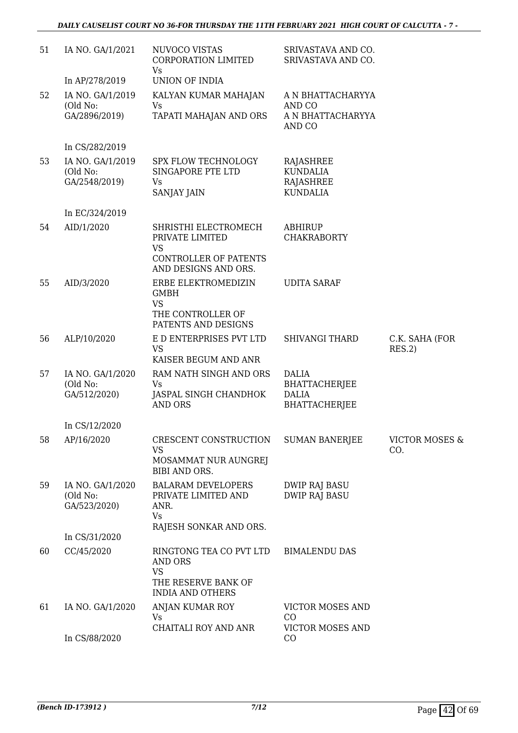| 51 | IA NO. GA/1/2021<br><br>In AP/278/2019 | NUVOCO VISTAS CORPORATION LIMITED<br>Vs<br>UNION OF INDIA | SRIVASTAVA AND CO.<br>SRIVASTAVA AND CO. | |
|---|---|---|---|---|
| 52 | IA NO. GA/1/2019<br>(Old No: GA/2896/2019)<br><br>In CS/282/2019 | KALYAN KUMAR MAHAJAN<br>Vs<br>TAPATI MAHAJAN AND ORS | A N BHATTACHARYYA AND CO<br>A N BHATTACHARYYA AND CO | |
| 53 | IA NO. GA/1/2019<br>(Old No: GA/2548/2019)<br><br>In EC/324/2019 | SPX FLOW TECHNOLOGY SINGAPORE PTE LTD<br>Vs<br>SANJAY JAIN | RAJASHREE KUNDALIA<br>RAJASHREE KUNDALIA | |
| 54 | AID/1/2020 | SHRISTHI ELECTROMECH PRIVATE LIMITED<br>VS<br>CONTROLLER OF PATENTS AND DESIGNS AND ORS. | ABHIRUP CHAKRABORTY | |
| 55 | AID/3/2020 | ERBE ELEKTROMEDIZIN GMBH<br>VS<br>THE CONTROLLER OF PATENTS AND DESIGNS | UDITA SARAF | |
| 56 | ALP/10/2020 | E D ENTERPRISES PVT LTD<br>VS<br>KAISER BEGUM AND ANR | SHIVANGI THARD | C.K. SAHA (FOR RES.2) |
| 57 | IA NO. GA/1/2020<br>(Old No: GA/512/2020)<br><br>In CS/12/2020 | RAM NATH SINGH AND ORS<br>Vs<br>JASPAL SINGH CHANDHOK AND ORS | DALIA BHATTACHERJEE<br>DALIA BHATTACHERJEE | |
| 58 | AP/16/2020 | CRESCENT CONSTRUCTION<br>VS<br>MOSAMMAT NUR AUNGREJ BIBI AND ORS. | SUMAN BANERJEE | VICTOR MOSES & CO. |
| 59 | IA NO. GA/1/2020<br>(Old No: GA/523/2020)<br><br>In CS/31/2020 | BALARAM DEVELOPERS PRIVATE LIMITED AND ANR.<br>Vs<br>RAJESH SONKAR AND ORS. | DWIP RAJ BASU<br>DWIP RAJ BASU | |
| 60 | CC/45/2020 | RINGTONG TEA CO PVT LTD AND ORS<br>VS<br>THE RESERVE BANK OF INDIA AND OTHERS | BIMALENDU DAS | |
| 61 | IA NO. GA/1/2020<br><br>In CS/88/2020 | ANJAN KUMAR ROY<br>Vs<br>CHAITALI ROY AND ANR | VICTOR MOSES AND CO<br>VICTOR MOSES AND CO | |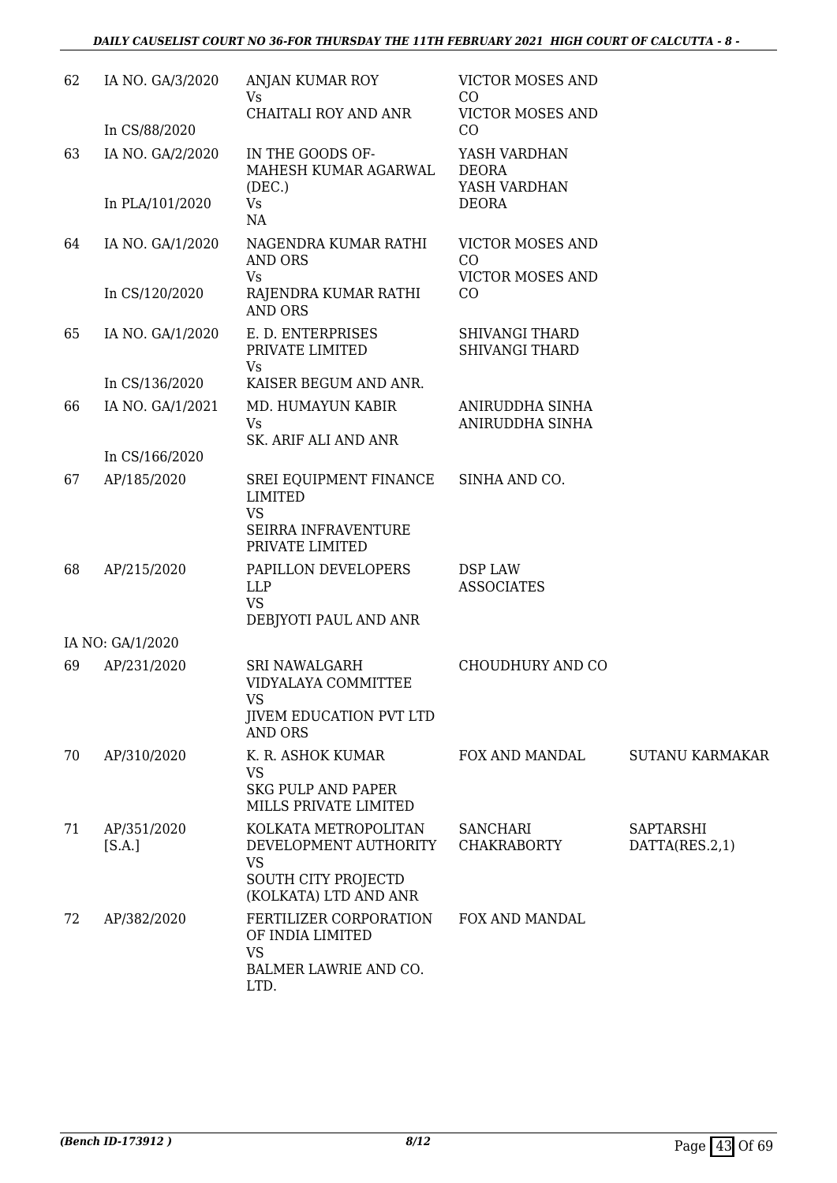| | | | | |
|---|---|---|---|---|
| 62 | IA NO. GA/3/2020<br><br>In CS/88/2020 | ANJAN KUMAR ROY<br>Vs<br>CHAITALI ROY AND ANR | VICTOR MOSES AND CO<br>VICTOR MOSES AND CO | |
| 63 | IA NO. GA/2/2020<br><br>In PLA/101/2020 | IN THE GOODS OF-MAHESH KUMAR AGARWAL (DEC.)<br>Vs<br>NA | YASH VARDHAN DEORA<br>YASH VARDHAN DEORA | |
| 64 | IA NO. GA/1/2020<br><br>In CS/120/2020 | NAGENDRA KUMAR RATHI AND ORS<br>Vs<br>RAJENDRA KUMAR RATHI AND ORS | VICTOR MOSES AND CO<br>VICTOR MOSES AND CO | |
| 65 | IA NO. GA/1/2020<br><br>In CS/136/2020 | E. D. ENTERPRISES PRIVATE LIMITED<br>Vs<br>KAISER BEGUM AND ANR. | SHIVANGI THARD<br>SHIVANGI THARD | |
| 66 | IA NO. GA/1/2021<br><br>In CS/166/2020 | MD. HUMAYUN KABIR<br>Vs<br>SK. ARIF ALI AND ANR | ANIRUDDHA SINHA<br>ANIRUDDHA SINHA | |
| 67 | AP/185/2020 | SREI EQUIPMENT FINANCE LIMITED<br>VS<br>SEIRRA INFRAVENTURE PRIVATE LIMITED | SINHA AND CO. | |
| 68 | AP/215/2020 | PAPILLON DEVELOPERS LLP<br>VS<br>DEBJYOTI PAUL AND ANR | DSP LAW ASSOCIATES | |
| | IA NO: GA/1/2020 | | | |
| 69 | AP/231/2020 | SRI NAWALGARH VIDYALAYA COMMITTEE<br>VS<br>JIVEM EDUCATION PVT LTD AND ORS | CHOUDHURY AND CO | |
| 70 | AP/310/2020 | K. R. ASHOK KUMAR<br>VS<br>SKG PULP AND PAPER MILLS PRIVATE LIMITED | FOX AND MANDAL | SUTANU KARMAKAR |
| 71 | AP/351/2020 [S.A.] | KOLKATA METROPOLITAN DEVELOPMENT AUTHORITY<br>VS<br>SOUTH CITY PROJECTD (KOLKATA) LTD AND ANR | SANCHARI CHAKRABORTY | SAPTARSHI DATTA(RES.2,1) |
| 72 | AP/382/2020 | FERTILIZER CORPORATION OF INDIA LIMITED<br>VS<br>BALMER LAWRIE AND CO. LTD. | FOX AND MANDAL | |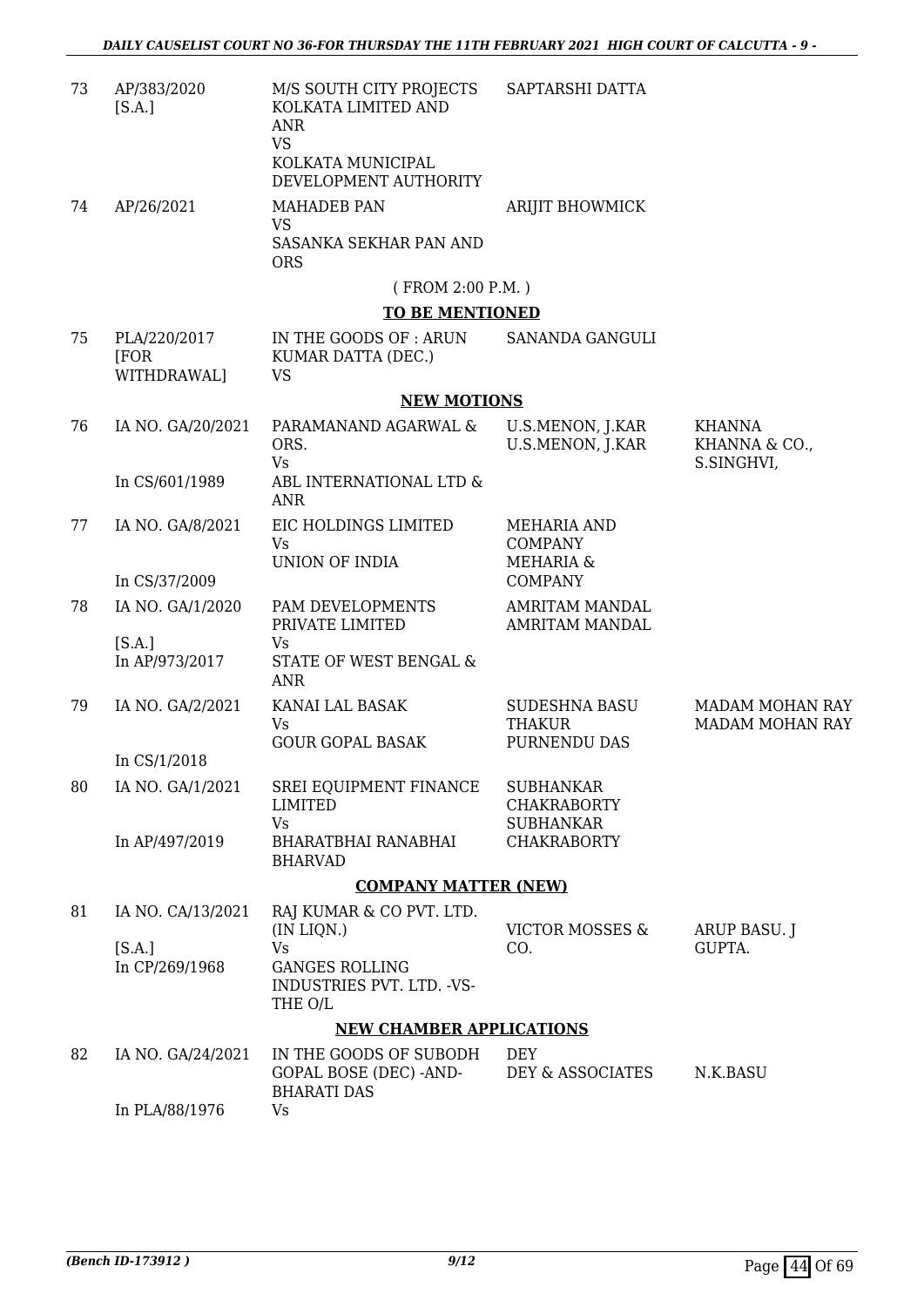| | | | | |
|---|---|---|---|---|
| 73 | AP/383/2020 [S.A.] | M/S SOUTH CITY PROJECTS KOLKATA LIMITED AND ANR VS KOLKATA MUNICIPAL DEVELOPMENT AUTHORITY | SAPTARSHI DATTA | |
| 74 | AP/26/2021 | MAHADEB PAN VS SASANKA SEKHAR PAN AND ORS | ARIJIT BHOWMICK | |

( FROM 2:00 P.M. )

**TO BE MENTIONED**

| | | | | |
|---|---|---|---|---|
| 75 | PLA/220/2017 [FOR WITHDRAWAL] | IN THE GOODS OF : ARUN KUMAR DATTA (DEC.) VS | SANANDA GANGULI | |

**NEW MOTIONS**

| | | | | |
|---|---|---|---|---|
| 76 | IA NO. GA/20/2021 In CS/601/1989 | PARAMANAND AGARWAL & ORS. Vs ABL INTERNATIONAL LTD & ANR | U.S.MENON, J.KAR U.S.MENON, J.KAR | KHANNA KHANNA & CO., S.SINGHVI, |
| 77 | IA NO. GA/8/2021 In CS/37/2009 | EIC HOLDINGS LIMITED Vs UNION OF INDIA | MEHARIA AND COMPANY MEHARIA & COMPANY | |
| 78 | IA NO. GA/1/2020 [S.A.] In AP/973/2017 | PAM DEVELOPMENTS PRIVATE LIMITED Vs STATE OF WEST BENGAL & ANR | AMRITAM MANDAL AMRITAM MANDAL | |
| 79 | IA NO. GA/2/2021 In CS/1/2018 | KANAI LAL BASAK Vs GOUR GOPAL BASAK | SUDESHNA BASU THAKUR PURNENDU DAS | MADAM MOHAN RAY MADAM MOHAN RAY |
| 80 | IA NO. GA/1/2021 In AP/497/2019 | SREI EQUIPMENT FINANCE LIMITED Vs BHARATBHAI RANABHAI BHARVAD | SUBHANKAR CHAKRABORTY SUBHANKAR CHAKRABORTY | |

**COMPANY MATTER (NEW)**

| | | | | |
|---|---|---|---|---|
| 81 | IA NO. CA/13/2021 [S.A.] In CP/269/1968 | RAJ KUMAR & CO PVT. LTD. (IN LIQN.) Vs GANGES ROLLING INDUSTRIES PVT. LTD. -VS- THE O/L | VICTOR MOSSES & CO. | ARUP BASU. J GUPTA. |

**NEW CHAMBER APPLICATIONS**

| | | | | |
|---|---|---|---|---|
| 82 | IA NO. GA/24/2021 In PLA/88/1976 | IN THE GOODS OF SUBODH GOPAL BOSE (DEC) -AND- BHARATI DAS Vs | DEY DEY & ASSOCIATES | N.K.BASU |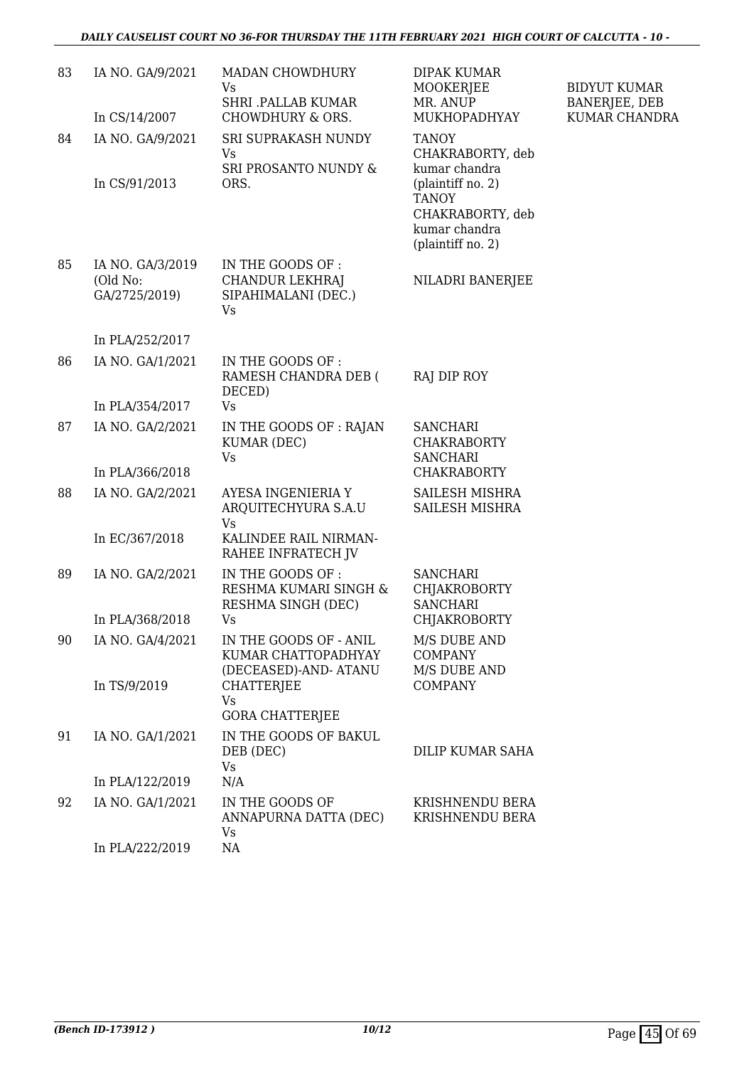| 83 | IA NO. GA/9/2021<br><br>In CS/14/2007 | MADAN CHOWDHURY<br>Vs<br>SHRI .PALLAB KUMAR CHOWDHURY & ORS. | DIPAK KUMAR MOOKERJEE<br>MR. ANUP MUKHOPADHYAY | BIDYUT KUMAR BANERJEE, DEB KUMAR CHANDRA |
|---|---|---|---|---|
| 84 | IA NO. GA/9/2021<br><br>In CS/91/2013 | SRI SUPRAKASH NUNDY<br>Vs<br>SRI PROSANTO NUNDY & ORS. | TANOY CHAKRABORTY, deb kumar chandra (plaintiff no. 2)<br>TANOY CHAKRABORTY, deb kumar chandra (plaintiff no. 2) | |
| 85 | IA NO. GA/3/2019 (Old No: GA/2725/2019)<br><br>In PLA/252/2017 | IN THE GOODS OF : CHANDUR LEKHRAJ SIPAHIMALANI (DEC.)<br>Vs | NILADRI BANERJEE | |
| 86 | IA NO. GA/1/2021<br><br>In PLA/354/2017 | IN THE GOODS OF : RAMESH CHANDRA DEB ( DECED)<br>Vs | RAJ DIP ROY | |
| 87 | IA NO. GA/2/2021<br><br>In PLA/366/2018 | IN THE GOODS OF : RAJAN KUMAR (DEC)<br>Vs | SANCHARI CHAKRABORTY<br>SANCHARI CHAKRABORTY | |
| 88 | IA NO. GA/2/2021<br><br>In EC/367/2018 | AYESA INGENIERIA Y ARQUITECHYURA S.A.U<br>Vs<br>KALINDEE RAIL NIRMAN-RAHEE INFRATECH JV | SAILESH MISHRA<br>SAILESH MISHRA | |
| 89 | IA NO. GA/2/2021<br><br>In PLA/368/2018 | IN THE GOODS OF : RESHMA KUMARI SINGH & RESHMA SINGH (DEC)<br>Vs | SANCHARI CHJAKROBORTY<br>SANCHARI CHJAKROBORTY | |
| 90 | IA NO. GA/4/2021<br><br>In TS/9/2019 | IN THE GOODS OF - ANIL KUMAR CHATTOPADHYAY (DECEASED)-AND- ATANU CHATTERJEE<br>Vs<br>GORA CHATTERJEE | M/S DUBE AND COMPANY<br>M/S DUBE AND COMPANY | |
| 91 | IA NO. GA/1/2021<br><br>In PLA/122/2019 | IN THE GOODS OF BAKUL DEB (DEC)<br>Vs<br>N/A | DILIP KUMAR SAHA | |
| 92 | IA NO. GA/1/2021<br><br>In PLA/222/2019 | IN THE GOODS OF ANNAPURNA DATTA (DEC)<br>Vs<br>NA | KRISHNENDU BERA<br>KRISHNENDU BERA | |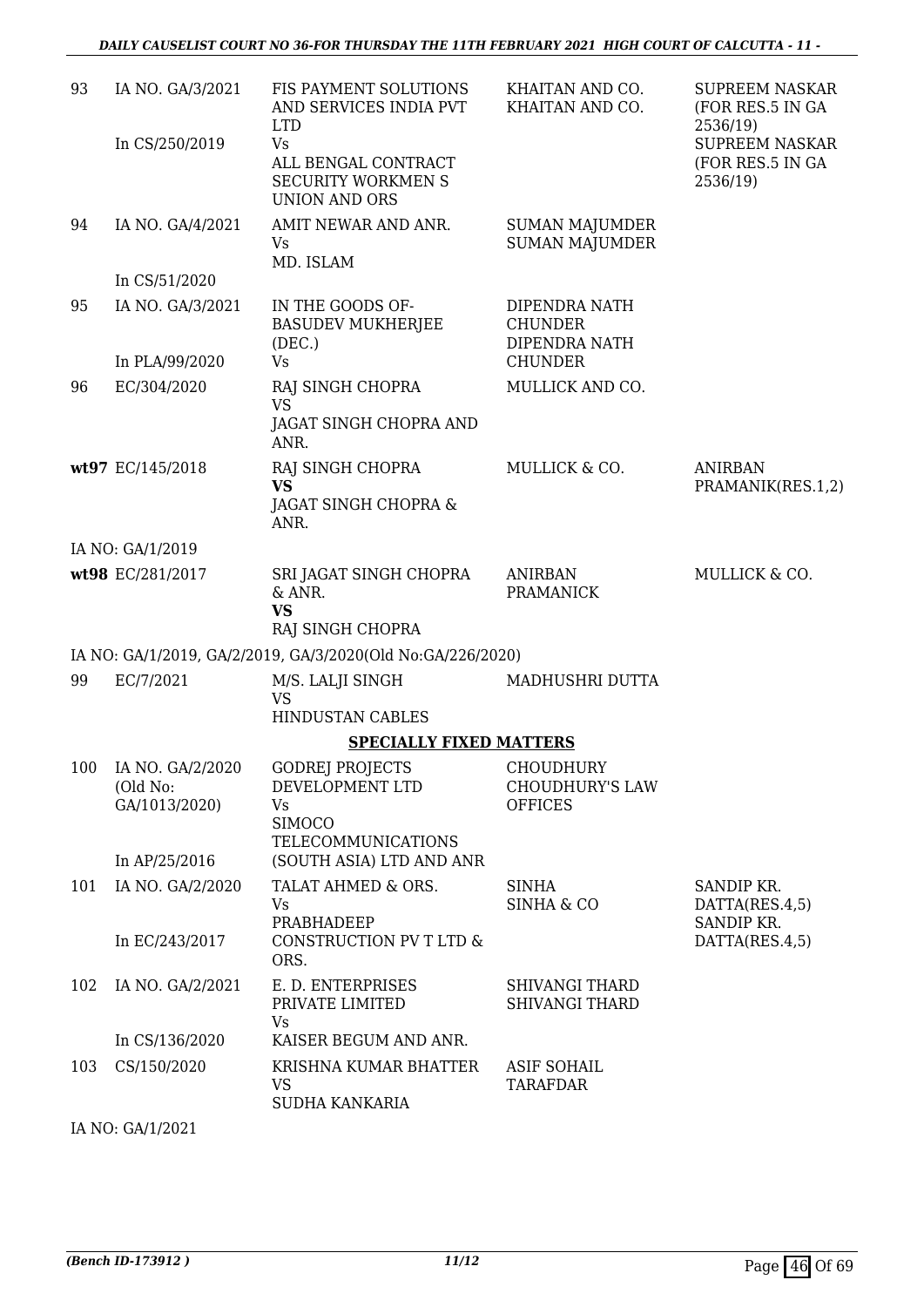| | | | | |
|---|---|---|---|---|
| 93 | IA NO. GA/3/2021<br><br>In CS/250/2019 | FIS PAYMENT SOLUTIONS AND SERVICES INDIA PVT LTD<br>Vs<br>ALL BENGAL CONTRACT SECURITY WORKMEN S UNION AND ORS | KHAITAN AND CO.<br>KHAITAN AND CO. | SUPREEM NASKAR (FOR RES.5 IN GA 2536/19)<br>SUPREEM NASKAR (FOR RES.5 IN GA 2536/19) |
| 94 | IA NO. GA/4/2021<br><br>In CS/51/2020 | AMIT NEWAR AND ANR.<br>Vs<br>MD. ISLAM | SUMAN MAJUMDER<br>SUMAN MAJUMDER | |
| 95 | IA NO. GA/3/2021<br><br>In PLA/99/2020 | IN THE GOODS OF- BASUDEV MUKHERJEE (DEC.)<br>Vs | DIPENDRA NATH CHUNDER<br>DIPENDRA NATH CHUNDER | |
| 96 | EC/304/2020 | RAJ SINGH CHOPRA<br>VS<br>JAGAT SINGH CHOPRA AND ANR. | MULLICK AND CO. | |
| wt97 | EC/145/2018<br><br>IA NO: GA/1/2019 | RAJ SINGH CHOPRA<br>**VS**<br>JAGAT SINGH CHOPRA & ANR. | MULLICK & CO. | ANIRBAN PRAMANIK(RES.1,2) |
| wt98 | EC/281/2017<br><br>IA NO: GA/1/2019, GA/2/2019, GA/3/2020(Old No:GA/226/2020) | SRI JAGAT SINGH CHOPRA & ANR.<br>**VS**<br>RAJ SINGH CHOPRA | ANIRBAN PRAMANICK | MULLICK & CO. |
| 99 | EC/7/2021 | M/S. LALJI SINGH<br>VS<br>HINDUSTAN CABLES | MADHUSHRI DUTTA | |

## SPECIALLY FIXED MATTERS

| | | | | |
|---|---|---|---|---|
| 100 | IA NO. GA/2/2020 (Old No: GA/1013/2020)<br><br>In AP/25/2016 | GODREJ PROJECTS DEVELOPMENT LTD<br>Vs<br>SIMOCO TELECOMMUNICATIONS (SOUTH ASIA) LTD AND ANR | CHOUDHURY CHOUDHURY'S LAW OFFICES | |
| 101 | IA NO. GA/2/2020<br><br>In EC/243/2017 | TALAT AHMED & ORS.<br>Vs<br>PRABHADEEP CONSTRUCTION PV T LTD & ORS. | SINHA<br>SINHA & CO | SANDIP KR. DATTA(RES.4,5)<br>SANDIP KR. DATTA(RES.4,5) |
| 102 | IA NO. GA/2/2021<br><br>In CS/136/2020 | E. D. ENTERPRISES PRIVATE LIMITED<br>Vs<br>KAISER BEGUM AND ANR. | SHIVANGI THARD<br>SHIVANGI THARD | |
| 103 | CS/150/2020<br><br>IA NO: GA/1/2021 | KRISHNA KUMAR BHATTER<br>VS<br>SUDHA KANKARIA | ASIF SOHAIL TARAFDAR | |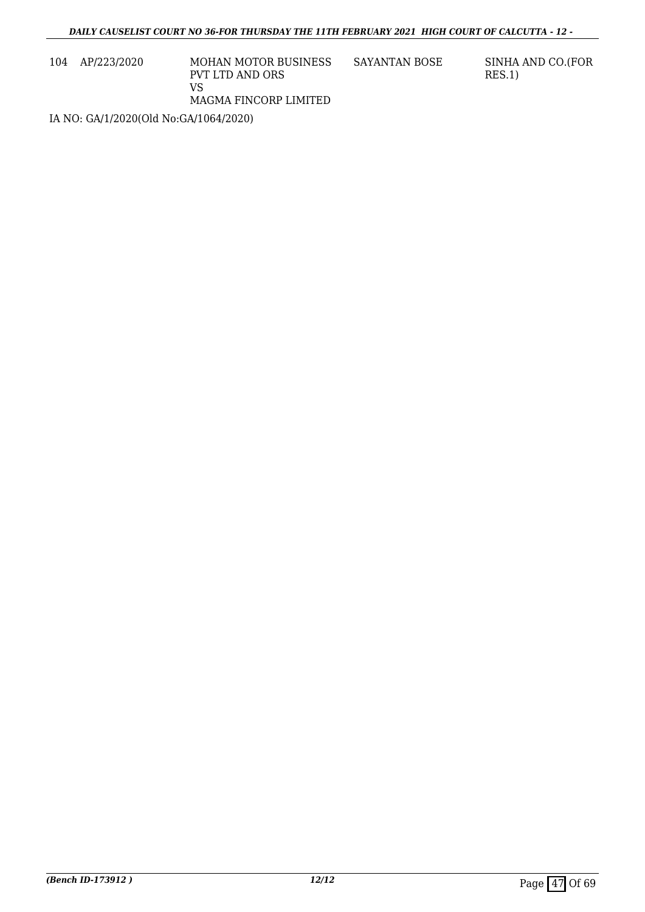| | | | | |
|---|---|---|---|---|
| 104 | AP/223/2020 | MOHAN MOTOR BUSINESS PVT LTD AND ORS<br>VS<br>MAGMA FINCORP LIMITED | SAYANTAN BOSE | SINHA AND CO.(FOR RES.1) |

IA NO: GA/1/2020(Old No:GA/1064/2020)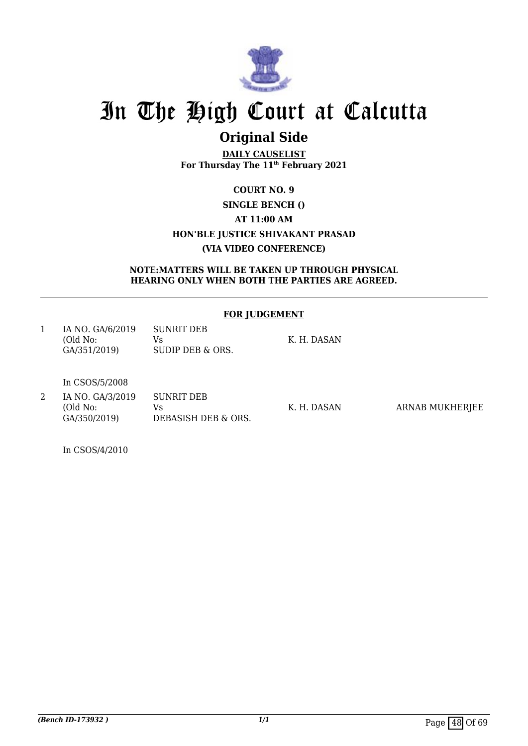# In The High Court at Calcutta

## Original Side

**DAILY CAUSELIST**
**For Thursday The 11th February 2021**

**COURT NO. 9**

**SINGLE BENCH ()**

**AT 11:00 AM**

**HON'BLE JUSTICE SHIVAKANT PRASAD**

**(VIA VIDEO CONFERENCE)**

**NOTE:MATTERS WILL BE TAKEN UP THROUGH PHYSICAL HEARING ONLY WHEN BOTH THE PARTIES ARE AGREED.**

**FOR JUDGEMENT**

| | | | | |
|---|---|---|---|---|
| 1 | IA NO. GA/6/2019 (Old No: GA/351/2019)<br><br>In CSOS/5/2008 | SUNRIT DEB<br>Vs<br>SUDIP DEB & ORS. | K. H. DASAN | |
| 2 | IA NO. GA/3/2019 (Old No: GA/350/2019)<br><br>In CSOS/4/2010 | SUNRIT DEB<br>Vs<br>DEBASISH DEB & ORS. | K. H. DASAN | ARNAB MUKHERJEE |

*(Bench ID-173932 )*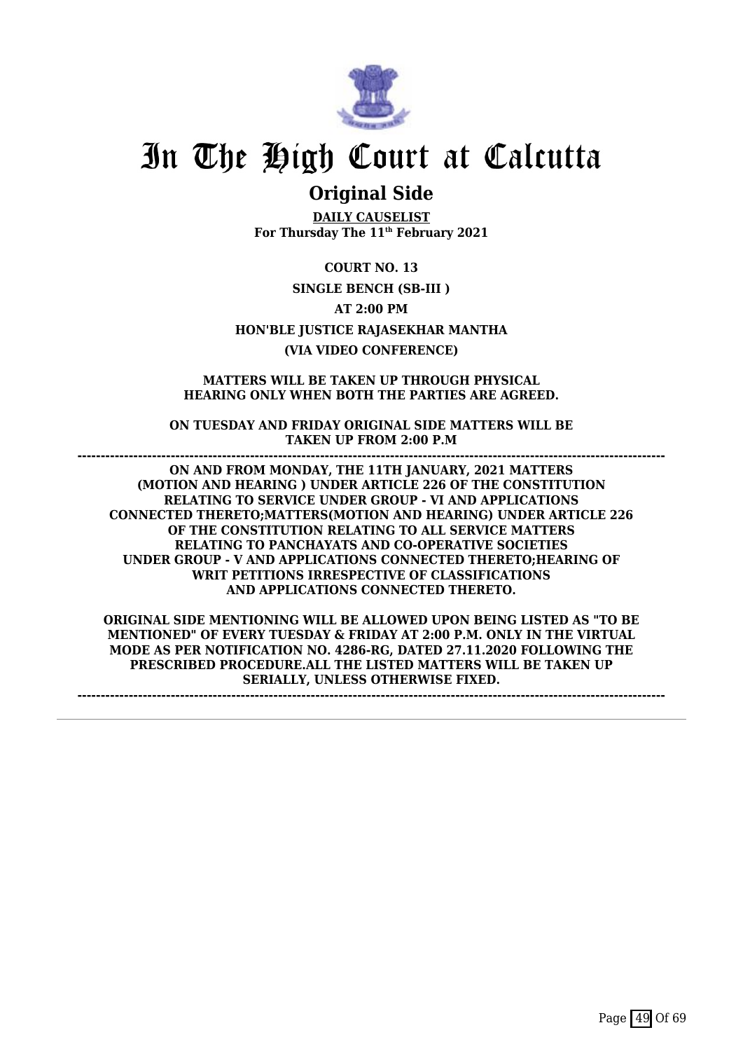# In The High Court at Calcutta

## Original Side

**DAILY CAUSELIST**
**For Thursday The 11th February 2021**

**COURT NO. 13**

**SINGLE BENCH (SB-III )**

**AT 2:00 PM**

**HON'BLE JUSTICE RAJASEKHAR MANTHA**

**(VIA VIDEO CONFERENCE)**

**MATTERS WILL BE TAKEN UP THROUGH PHYSICAL HEARING ONLY WHEN BOTH THE PARTIES ARE AGREED.**

**ON TUESDAY AND FRIDAY ORIGINAL SIDE MATTERS WILL BE TAKEN UP FROM 2:00 P.M**

---

**ON AND FROM MONDAY, THE 11TH JANUARY, 2021 MATTERS (MOTION AND HEARING ) UNDER ARTICLE 226 OF THE CONSTITUTION RELATING TO SERVICE UNDER GROUP - VI AND APPLICATIONS CONNECTED THERETO;MATTERS(MOTION AND HEARING) UNDER ARTICLE 226 OF THE CONSTITUTION RELATING TO ALL SERVICE MATTERS RELATING TO PANCHAYATS AND CO-OPERATIVE SOCIETIES UNDER GROUP - V AND APPLICATIONS CONNECTED THERETO;HEARING OF WRIT PETITIONS IRRESPECTIVE OF CLASSIFICATIONS AND APPLICATIONS CONNECTED THERETO.**

**ORIGINAL SIDE MENTIONING WILL BE ALLOWED UPON BEING LISTED AS "TO BE MENTIONED" OF EVERY TUESDAY & FRIDAY AT 2:00 P.M. ONLY IN THE VIRTUAL MODE AS PER NOTIFICATION NO. 4286-RG, DATED 27.11.2020 FOLLOWING THE PRESCRIBED PROCEDURE.ALL THE LISTED MATTERS WILL BE TAKEN UP SERIALLY, UNLESS OTHERWISE FIXED.**

---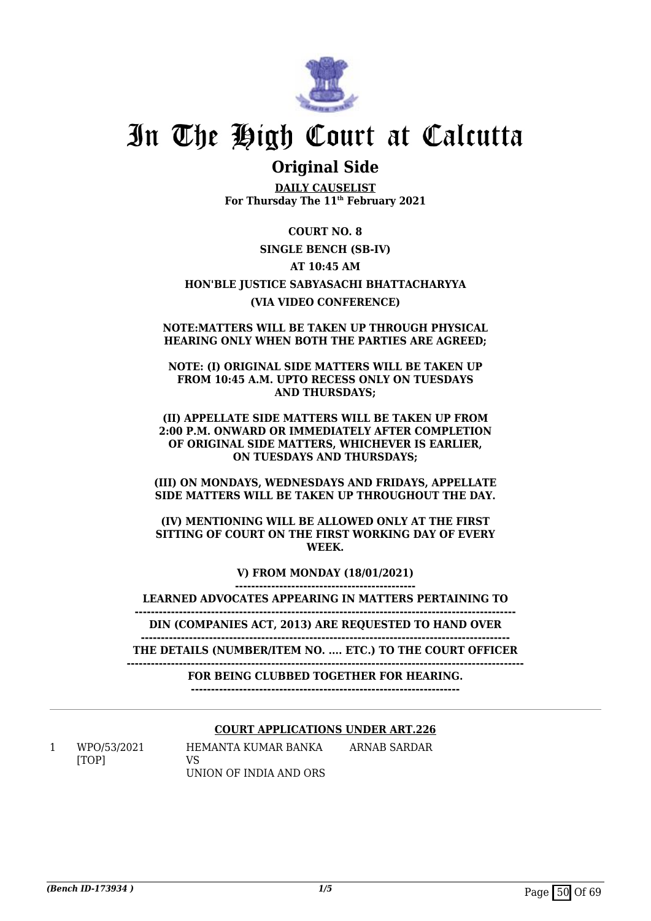# In The High Court at Calcutta

## Original Side

**DAILY CAUSELIST**
**For Thursday The 11th February 2021**

**COURT NO. 8**

**SINGLE BENCH (SB-IV)**

**AT 10:45 AM**

**HON'BLE JUSTICE SABYASACHI BHATTACHARYYA**

**(VIA VIDEO CONFERENCE)**

**NOTE:MATTERS WILL BE TAKEN UP THROUGH PHYSICAL HEARING ONLY WHEN BOTH THE PARTIES ARE AGREED;**

**NOTE: (I) ORIGINAL SIDE MATTERS WILL BE TAKEN UP FROM 10:45 A.M. UPTO RECESS ONLY ON TUESDAYS AND THURSDAYS;**

**(II) APPELLATE SIDE MATTERS WILL BE TAKEN UP FROM 2:00 P.M. ONWARD OR IMMEDIATELY AFTER COMPLETION OF ORIGINAL SIDE MATTERS, WHICHEVER IS EARLIER, ON TUESDAYS AND THURSDAYS;**

**(III) ON MONDAYS, WEDNESDAYS AND FRIDAYS, APPELLATE SIDE MATTERS WILL BE TAKEN UP THROUGHOUT THE DAY.**

**(IV) MENTIONING WILL BE ALLOWED ONLY AT THE FIRST SITTING OF COURT ON THE FIRST WORKING DAY OF EVERY WEEK.**

**V) FROM MONDAY (18/01/2021)**

**LEARNED ADVOCATES APPEARING IN MATTERS PERTAINING TO**

**DIN (COMPANIES ACT, 2013) ARE REQUESTED TO HAND OVER**

**THE DETAILS (NUMBER/ITEM NO. .... ETC.) TO THE COURT OFFICER**

**FOR BEING CLUBBED TOGETHER FOR HEARING.**

---

**COURT APPLICATIONS UNDER ART.226**

| | | | |
|---|---|---|---|
| 1 | WPO/53/2021 [TOP] | HEMANTA KUMAR BANKA VS UNION OF INDIA AND ORS | ARNAB SARDAR |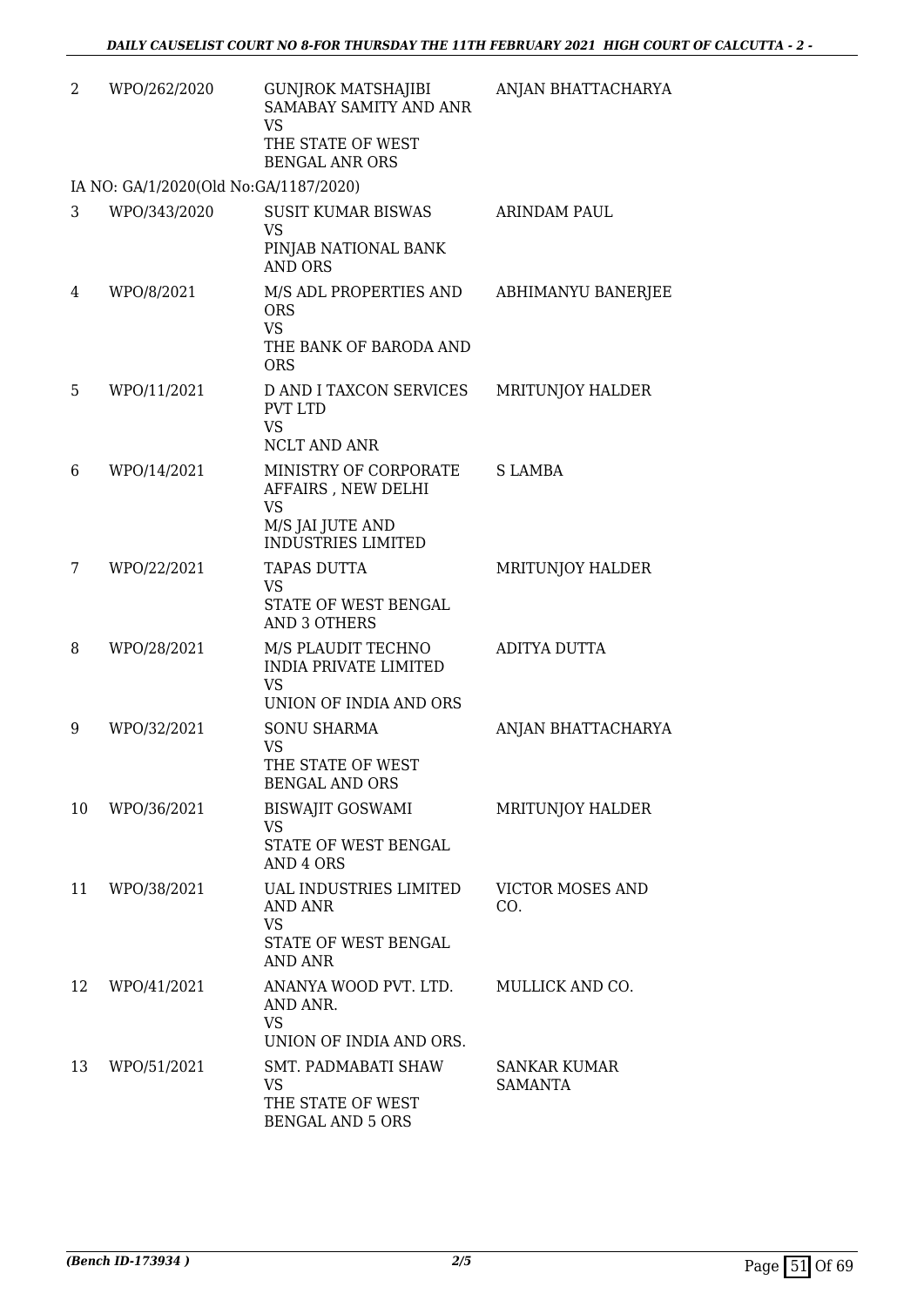| | | | |
|---|---|---|---|
| 2 | WPO/262/2020 | GUNJROK MATSHAJIBI SAMABAY SAMITY AND ANR<br>VS<br>THE STATE OF WEST BENGAL ANR ORS | ANJAN BHATTACHARYA |
| | IA NO: GA/1/2020(Old No:GA/1187/2020) | | |
| 3 | WPO/343/2020 | SUSIT KUMAR BISWAS<br>VS<br>PINJAB NATIONAL BANK AND ORS | ARINDAM PAUL |
| 4 | WPO/8/2021 | M/S ADL PROPERTIES AND ORS<br>VS<br>THE BANK OF BARODA AND ORS | ABHIMANYU BANERJEE |
| 5 | WPO/11/2021 | D AND I TAXCON SERVICES PVT LTD<br>VS<br>NCLT AND ANR | MRITUNJOY HALDER |
| 6 | WPO/14/2021 | MINISTRY OF CORPORATE AFFAIRS , NEW DELHI<br>VS<br>M/S JAI JUTE AND INDUSTRIES LIMITED | S LAMBA |
| 7 | WPO/22/2021 | TAPAS DUTTA<br>VS<br>STATE OF WEST BENGAL AND 3 OTHERS | MRITUNJOY HALDER |
| 8 | WPO/28/2021 | M/S PLAUDIT TECHNO INDIA PRIVATE LIMITED<br>VS<br>UNION OF INDIA AND ORS | ADITYA DUTTA |
| 9 | WPO/32/2021 | SONU SHARMA<br>VS<br>THE STATE OF WEST BENGAL AND ORS | ANJAN BHATTACHARYA |
| 10 | WPO/36/2021 | BISWAJIT GOSWAMI<br>VS<br>STATE OF WEST BENGAL AND 4 ORS | MRITUNJOY HALDER |
| 11 | WPO/38/2021 | UAL INDUSTRIES LIMITED AND ANR<br>VS<br>STATE OF WEST BENGAL AND ANR | VICTOR MOSES AND CO. |
| 12 | WPO/41/2021 | ANANYA WOOD PVT. LTD. AND ANR.<br>VS<br>UNION OF INDIA AND ORS. | MULLICK AND CO. |
| 13 | WPO/51/2021 | SMT. PADMABATI SHAW<br>VS<br>THE STATE OF WEST BENGAL AND 5 ORS | SANKAR KUMAR SAMANTA |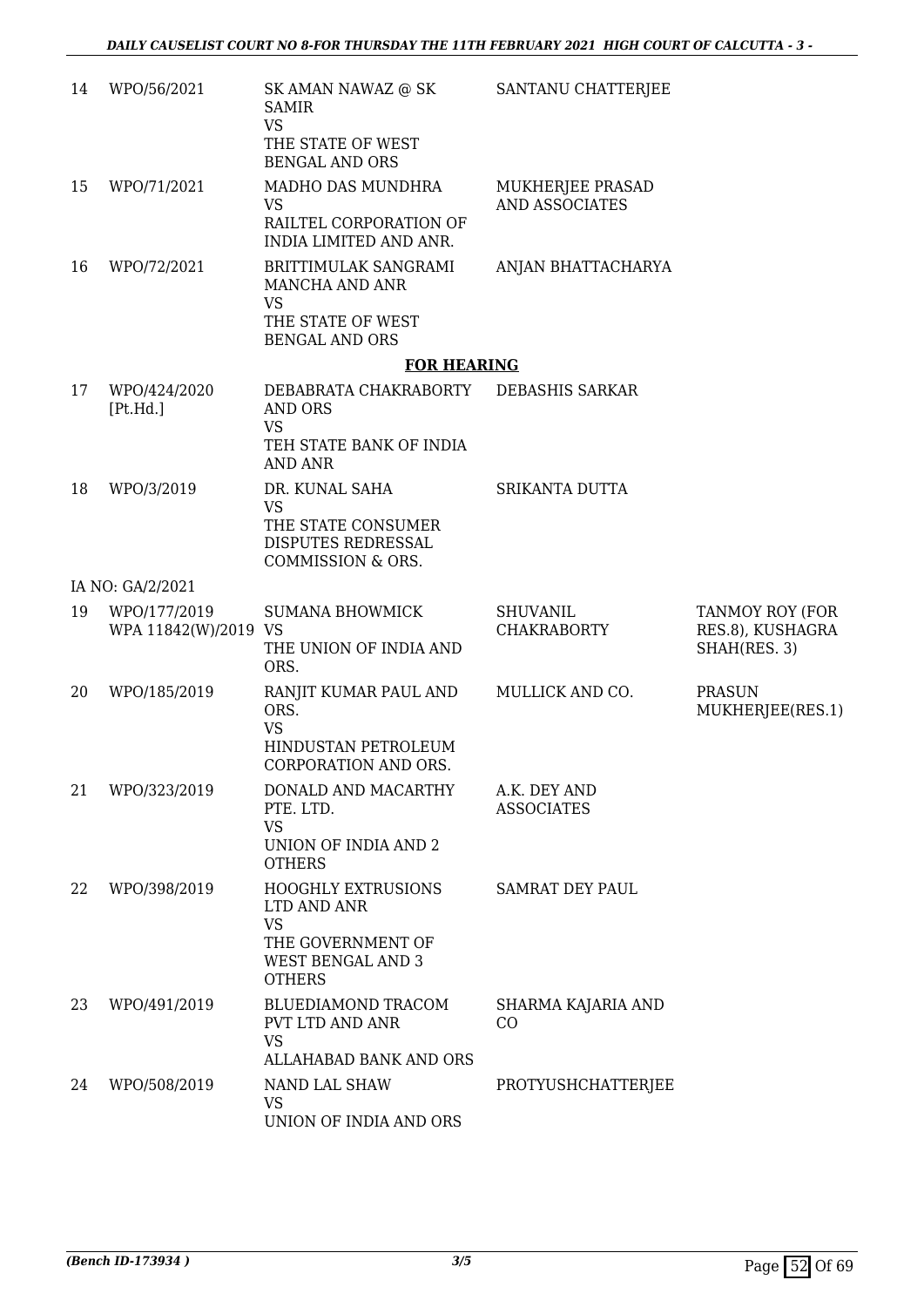| 14 | WPO/56/2021 | SK AMAN NAWAZ @ SK SAMIR VS THE STATE OF WEST BENGAL AND ORS | SANTANU CHATTERJEE | |
|---|---|---|---|---|
| 15 | WPO/71/2021 | MADHO DAS MUNDHRA VS RAILTEL CORPORATION OF INDIA LIMITED AND ANR. | MUKHERJEE PRASAD AND ASSOCIATES | |
| 16 | WPO/72/2021 | BRITTIMULAK SANGRAMI MANCHA AND ANR VS THE STATE OF WEST BENGAL AND ORS | ANJAN BHATTACHARYA | |

**FOR HEARING**

| 17 | WPO/424/2020 [Pt.Hd.] | DEBABRATA CHAKRABORTY AND ORS VS TEH STATE BANK OF INDIA AND ANR | DEBASHIS SARKAR | |
|---|---|---|---|---|
| 18 | WPO/3/2019 | DR. KUNAL SAHA VS THE STATE CONSUMER DISPUTES REDRESSAL COMMISSION & ORS. | SRIKANTA DUTTA | |
| | IA NO: GA/2/2021 | | | |
| 19 | WPO/177/2019 WPA 11842(W)/2019 | SUMANA BHOWMICK VS THE UNION OF INDIA AND ORS. | SHUVANIL CHAKRABORTY | TANMOY ROY (FOR RES.8), KUSHAGRA SHAH(RES. 3) |
| 20 | WPO/185/2019 | RANJIT KUMAR PAUL AND ORS. VS HINDUSTAN PETROLEUM CORPORATION AND ORS. | MULLICK AND CO. | PRASUN MUKHERJEE(RES.1) |
| 21 | WPO/323/2019 | DONALD AND MACARTHY PTE. LTD. VS UNION OF INDIA AND 2 OTHERS | A.K. DEY AND ASSOCIATES | |
| 22 | WPO/398/2019 | HOOGHLY EXTRUSIONS LTD AND ANR VS THE GOVERNMENT OF WEST BENGAL AND 3 OTHERS | SAMRAT DEY PAUL | |
| 23 | WPO/491/2019 | BLUEDIAMOND TRACOM PVT LTD AND ANR VS ALLAHABAD BANK AND ORS | SHARMA KAJARIA AND CO | |
| 24 | WPO/508/2019 | NAND LAL SHAW VS UNION OF INDIA AND ORS | PROTYUSHCHATTERJEE | |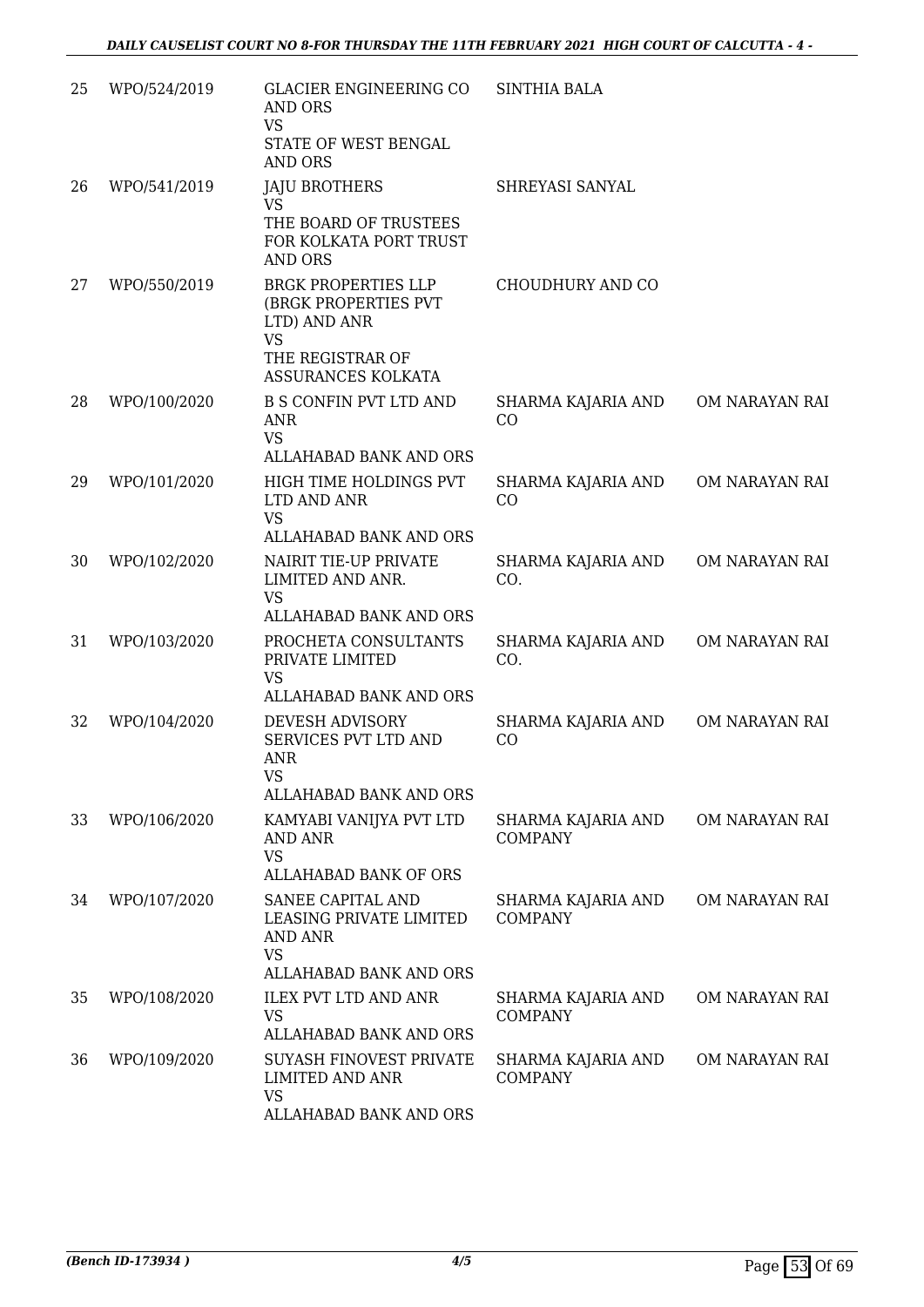| | | | | |
|---|---|---|---|---|
| 25 | WPO/524/2019 | GLACIER ENGINEERING CO AND ORS<br>VS<br>STATE OF WEST BENGAL AND ORS | SINTHIA BALA | |
| 26 | WPO/541/2019 | JAJU BROTHERS<br>VS<br>THE BOARD OF TRUSTEES FOR KOLKATA PORT TRUST AND ORS | SHREYASI SANYAL | |
| 27 | WPO/550/2019 | BRGK PROPERTIES LLP (BRGK PROPERTIES PVT LTD) AND ANR<br>VS<br>THE REGISTRAR OF ASSURANCES KOLKATA | CHOUDHURY AND CO | |
| 28 | WPO/100/2020 | B S CONFIN PVT LTD AND ANR<br>VS<br>ALLAHABAD BANK AND ORS | SHARMA KAJARIA AND CO | OM NARAYAN RAI |
| 29 | WPO/101/2020 | HIGH TIME HOLDINGS PVT LTD AND ANR<br>VS<br>ALLAHABAD BANK AND ORS | SHARMA KAJARIA AND CO | OM NARAYAN RAI |
| 30 | WPO/102/2020 | NAIRIT TIE-UP PRIVATE LIMITED AND ANR.<br>VS<br>ALLAHABAD BANK AND ORS | SHARMA KAJARIA AND CO. | OM NARAYAN RAI |
| 31 | WPO/103/2020 | PROCHETA CONSULTANTS PRIVATE LIMITED<br>VS<br>ALLAHABAD BANK AND ORS | SHARMA KAJARIA AND CO. | OM NARAYAN RAI |
| 32 | WPO/104/2020 | DEVESH ADVISORY SERVICES PVT LTD AND ANR<br>VS<br>ALLAHABAD BANK AND ORS | SHARMA KAJARIA AND CO | OM NARAYAN RAI |
| 33 | WPO/106/2020 | KAMYABI VANIJYA PVT LTD AND ANR<br>VS<br>ALLAHABAD BANK OF ORS | SHARMA KAJARIA AND COMPANY | OM NARAYAN RAI |
| 34 | WPO/107/2020 | SANEE CAPITAL AND LEASING PRIVATE LIMITED AND ANR<br>VS<br>ALLAHABAD BANK AND ORS | SHARMA KAJARIA AND COMPANY | OM NARAYAN RAI |
| 35 | WPO/108/2020 | ILEX PVT LTD AND ANR<br>VS<br>ALLAHABAD BANK AND ORS | SHARMA KAJARIA AND COMPANY | OM NARAYAN RAI |
| 36 | WPO/109/2020 | SUYASH FINOVEST PRIVATE LIMITED AND ANR<br>VS<br>ALLAHABAD BANK AND ORS | SHARMA KAJARIA AND COMPANY | OM NARAYAN RAI |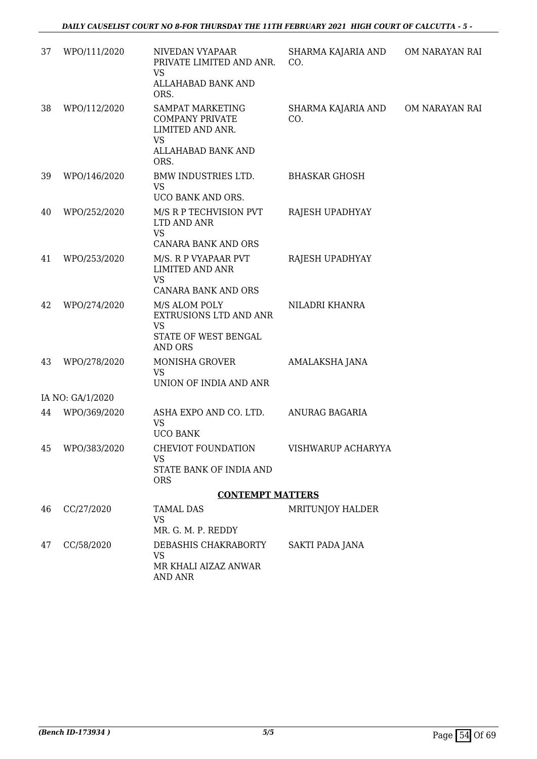| | | | | |
|---|---|---|---|---|
| 37 | WPO/111/2020 | NIVEDAN VYAPAAR PRIVATE LIMITED AND ANR.<br>VS<br>ALLAHABAD BANK AND ORS. | SHARMA KAJARIA AND CO. | OM NARAYAN RAI |
| 38 | WPO/112/2020 | SAMPAT MARKETING COMPANY PRIVATE LIMITED AND ANR.<br>VS<br>ALLAHABAD BANK AND ORS. | SHARMA KAJARIA AND CO. | OM NARAYAN RAI |
| 39 | WPO/146/2020 | BMW INDUSTRIES LTD.<br>VS<br>UCO BANK AND ORS. | BHASKAR GHOSH | |
| 40 | WPO/252/2020 | M/S R P TECHVISION PVT LTD AND ANR<br>VS<br>CANARA BANK AND ORS | RAJESH UPADHYAY | |
| 41 | WPO/253/2020 | M/S. R P VYAPAAR PVT LIMITED AND ANR<br>VS<br>CANARA BANK AND ORS | RAJESH UPADHYAY | |
| 42 | WPO/274/2020 | M/S ALOM POLY EXTRUSIONS LTD AND ANR<br>VS<br>STATE OF WEST BENGAL AND ORS | NILADRI KHANRA | |
| 43 | WPO/278/2020 | MONISHA GROVER<br>VS<br>UNION OF INDIA AND ANR | AMALAKSHA JANA | |
| | IA NO: GA/1/2020 | | | |
| 44 | WPO/369/2020 | ASHA EXPO AND CO. LTD.<br>VS<br>UCO BANK | ANURAG BAGARIA | |
| 45 | WPO/383/2020 | CHEVIOT FOUNDATION<br>VS<br>STATE BANK OF INDIA AND ORS | VISHWARUP ACHARYYA | |

**CONTEMPT MATTERS**

| | | | | |
|---|---|---|---|---|
| 46 | CC/27/2020 | TAMAL DAS<br>VS<br>MR. G. M. P. REDDY | MRITUNJOY HALDER | |
| 47 | CC/58/2020 | DEBASHIS CHAKRABORTY<br>VS<br>MR KHALI AIZAZ ANWAR AND ANR | SAKTI PADA JANA | |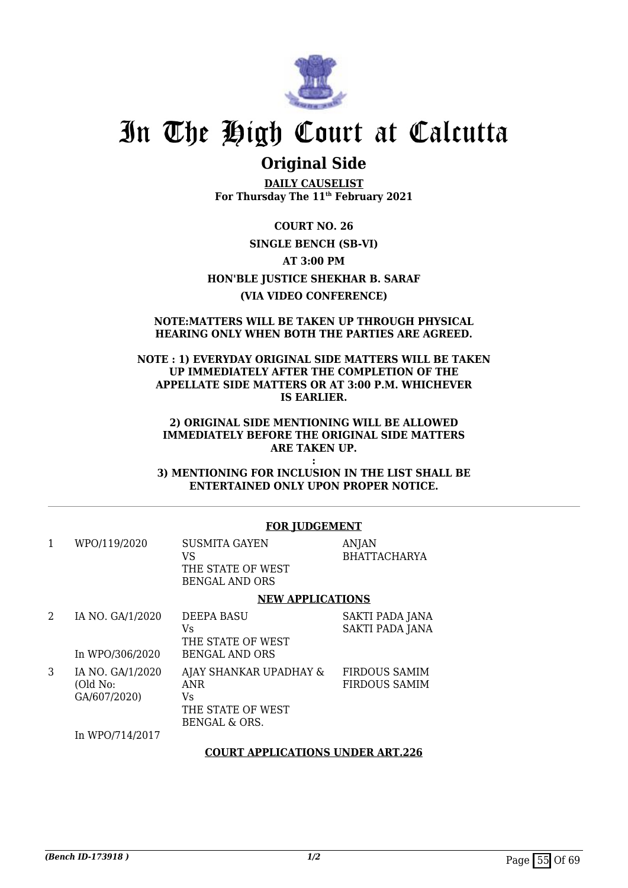# In The High Court at Calcutta

## Original Side

**DAILY CAUSELIST**
**For Thursday The 11th February 2021**

**COURT NO. 26**

**SINGLE BENCH (SB-VI)**

**AT 3:00 PM**

**HON'BLE JUSTICE SHEKHAR B. SARAF**

**(VIA VIDEO CONFERENCE)**

**NOTE:MATTERS WILL BE TAKEN UP THROUGH PHYSICAL HEARING ONLY WHEN BOTH THE PARTIES ARE AGREED.**

**NOTE : 1) EVERYDAY ORIGINAL SIDE MATTERS WILL BE TAKEN UP IMMEDIATELY AFTER THE COMPLETION OF THE APPELLATE SIDE MATTERS OR AT 3:00 P.M. WHICHEVER IS EARLIER.**

**2) ORIGINAL SIDE MENTIONING WILL BE ALLOWED IMMEDIATELY BEFORE THE ORIGINAL SIDE MATTERS ARE TAKEN UP.**
**:**
**3) MENTIONING FOR INCLUSION IN THE LIST SHALL BE ENTERTAINED ONLY UPON PROPER NOTICE.**

---

**FOR JUDGEMENT**

| | | | |
|---|---|---|---|
| 1 | WPO/119/2020 | SUSMITA GAYEN<br>VS<br>THE STATE OF WEST BENGAL AND ORS | ANJAN BHATTACHARYA |

**NEW APPLICATIONS**

| | | | |
|---|---|---|---|
| 2 | IA NO. GA/1/2020<br><br>In WPO/306/2020 | DEEPA BASU<br>Vs<br>THE STATE OF WEST BENGAL AND ORS | SAKTI PADA JANA<br>SAKTI PADA JANA |
| 3 | IA NO. GA/1/2020<br>(Old No: GA/607/2020)<br><br>In WPO/714/2017 | AJAY SHANKAR UPADHAY & ANR<br>Vs<br>THE STATE OF WEST BENGAL & ORS. | FIRDOUS SAMIM<br>FIRDOUS SAMIM |

**COURT APPLICATIONS UNDER ART.226**

*(Bench ID-173918 )* 1/2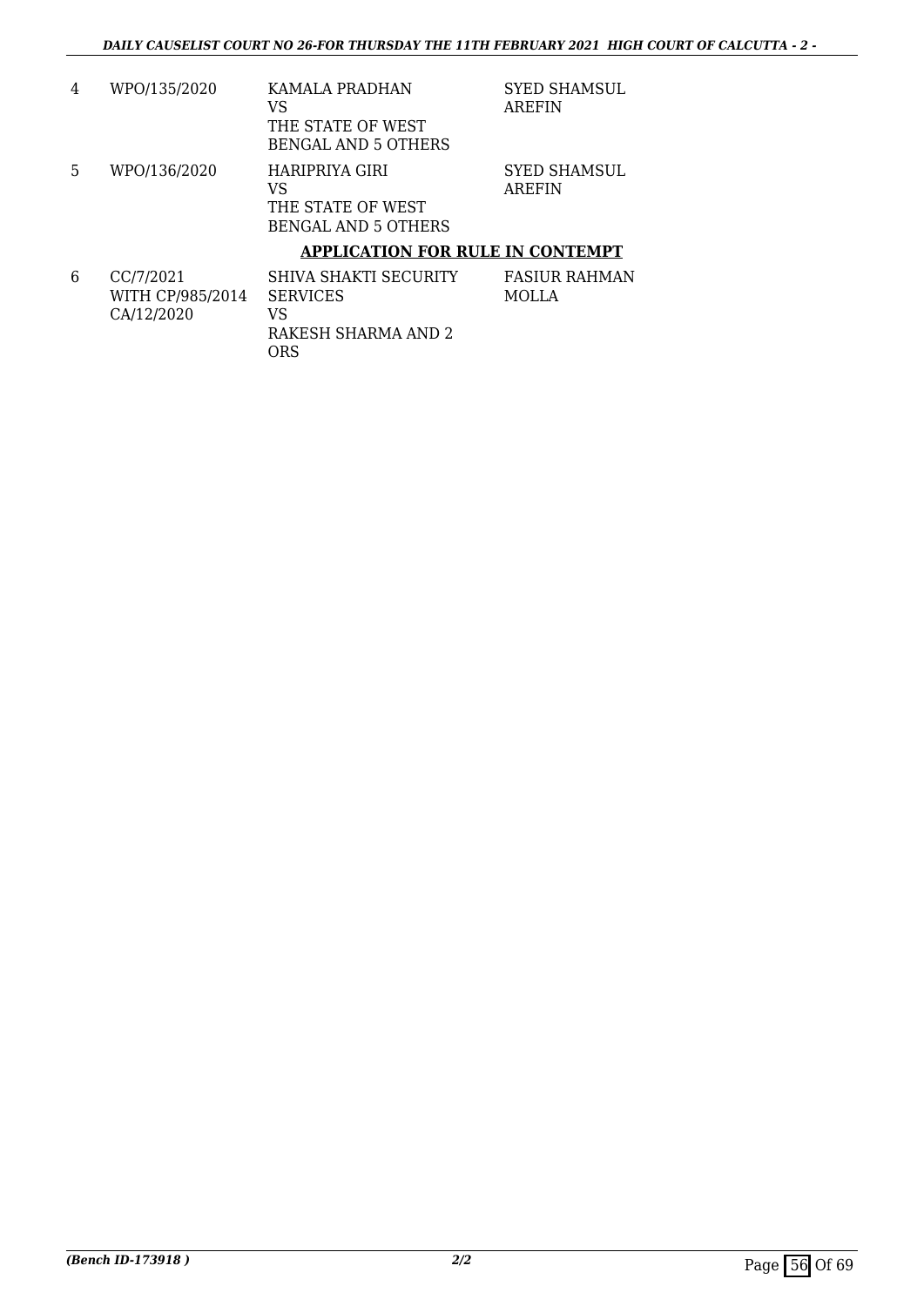| 4 | WPO/135/2020 | KAMALA PRADHAN<br>VS<br>THE STATE OF WEST BENGAL AND 5 OTHERS | SYED SHAMSUL AREFIN |
|---|---|---|---|
| 5 | WPO/136/2020 | HARIPRIYA GIRI<br>VS<br>THE STATE OF WEST BENGAL AND 5 OTHERS | SYED SHAMSUL AREFIN |

**APPLICATION FOR RULE IN CONTEMPT**

| 6 | CC/7/2021<br>WITH CP/985/2014<br>CA/12/2020 | SHIVA SHAKTI SECURITY SERVICES<br>VS<br>RAKESH SHARMA AND 2 ORS | FASIUR RAHMAN MOLLA |
|---|---|---|---|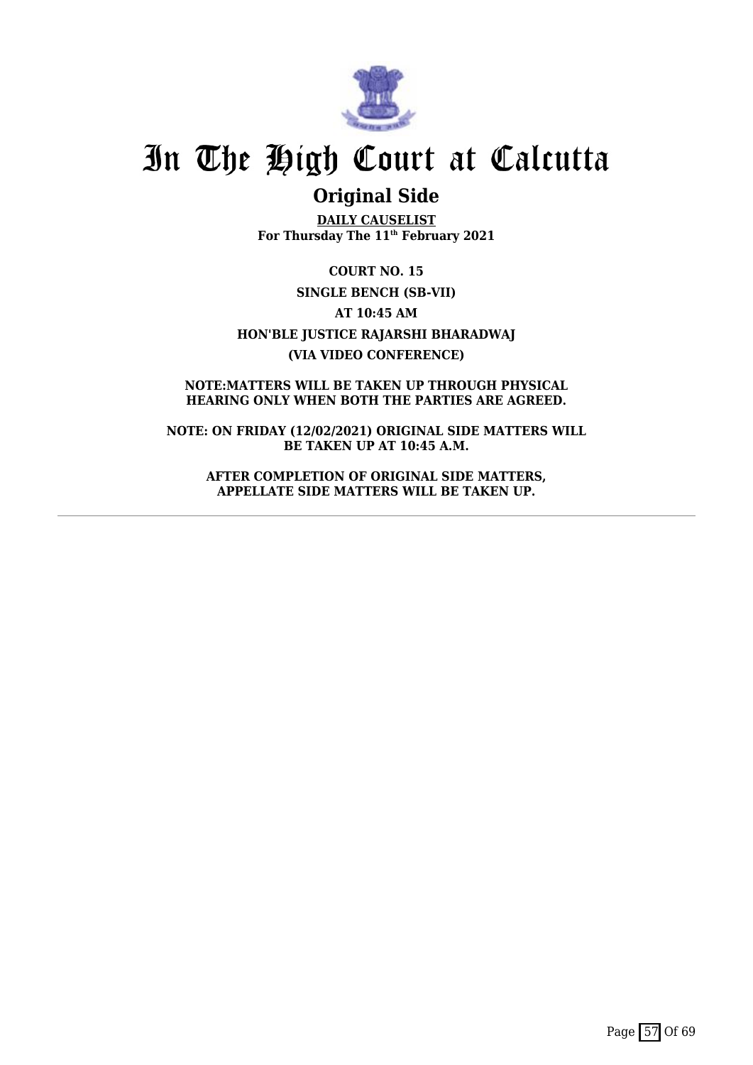# In The High Court at Calcutta

## Original Side

**DAILY CAUSELIST**
**For Thursday The 11th February 2021**

**COURT NO. 15**

**SINGLE BENCH (SB-VII)**

**AT 10:45 AM**

**HON'BLE JUSTICE RAJARSHI BHARADWAJ**

**(VIA VIDEO CONFERENCE)**

**NOTE:MATTERS WILL BE TAKEN UP THROUGH PHYSICAL HEARING ONLY WHEN BOTH THE PARTIES ARE AGREED.**

**NOTE: ON FRIDAY (12/02/2021) ORIGINAL SIDE MATTERS WILL BE TAKEN UP AT 10:45 A.M.**

**AFTER COMPLETION OF ORIGINAL SIDE MATTERS, APPELLATE SIDE MATTERS WILL BE TAKEN UP.**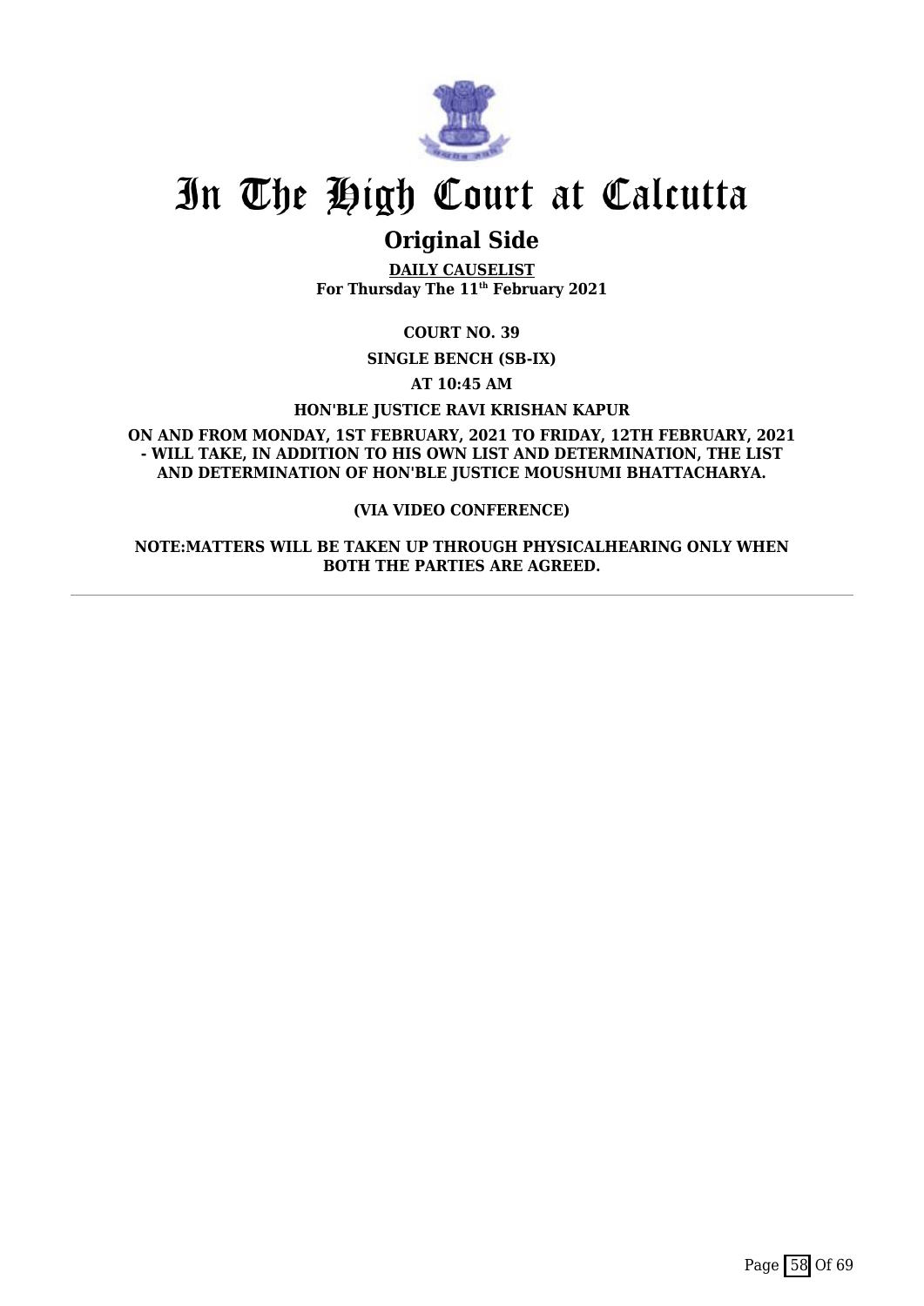# In The High Court at Calcutta

## Original Side

**DAILY CAUSELIST**
**For Thursday The 11th February 2021**

**COURT NO. 39**

**SINGLE BENCH (SB-IX)**

**AT 10:45 AM**

**HON'BLE JUSTICE RAVI KRISHAN KAPUR**

**ON AND FROM MONDAY, 1ST FEBRUARY, 2021 TO FRIDAY, 12TH FEBRUARY, 2021 - WILL TAKE, IN ADDITION TO HIS OWN LIST AND DETERMINATION, THE LIST AND DETERMINATION OF HON'BLE JUSTICE MOUSHUMI BHATTACHARYA.**

**(VIA VIDEO CONFERENCE)**

**NOTE:MATTERS WILL BE TAKEN UP THROUGH PHYSICALHEARING ONLY WHEN BOTH THE PARTIES ARE AGREED.**

---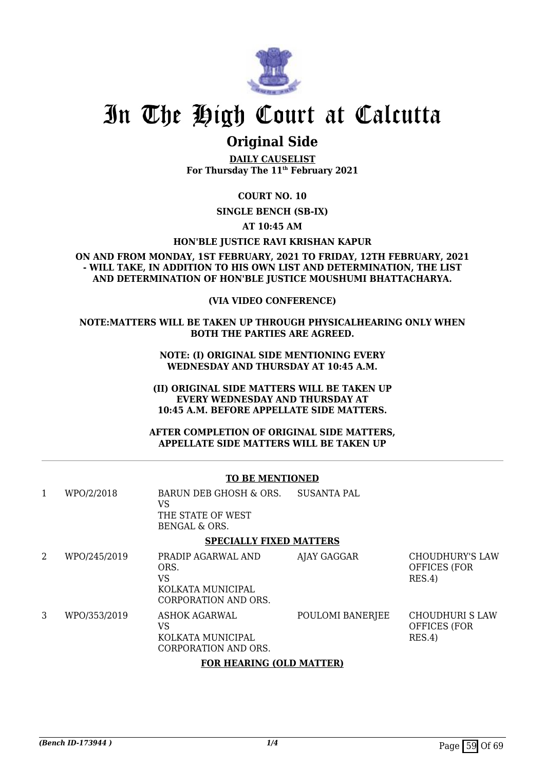# In The High Court at Calcutta

## Original Side

**DAILY CAUSELIST**
**For Thursday The 11th February 2021**

**COURT NO. 10**

**SINGLE BENCH (SB-IX)**

**AT 10:45 AM**

**HON'BLE JUSTICE RAVI KRISHAN KAPUR**

**ON AND FROM MONDAY, 1ST FEBRUARY, 2021 TO FRIDAY, 12TH FEBRUARY, 2021 - WILL TAKE, IN ADDITION TO HIS OWN LIST AND DETERMINATION, THE LIST AND DETERMINATION OF HON'BLE JUSTICE MOUSHUMI BHATTACHARYA.**

**(VIA VIDEO CONFERENCE)**

**NOTE:MATTERS WILL BE TAKEN UP THROUGH PHYSICALHEARING ONLY WHEN BOTH THE PARTIES ARE AGREED.**

**NOTE: (I) ORIGINAL SIDE MENTIONING EVERY WEDNESDAY AND THURSDAY AT 10:45 A.M.**

**(II) ORIGINAL SIDE MATTERS WILL BE TAKEN UP EVERY WEDNESDAY AND THURSDAY AT 10:45 A.M. BEFORE APPELLATE SIDE MATTERS.**

**AFTER COMPLETION OF ORIGINAL SIDE MATTERS, APPELLATE SIDE MATTERS WILL BE TAKEN UP**

**TO BE MENTIONED**

| | | | | |
|---|---|---|---|---|
| 1 | WPO/2/2018 | BARUN DEB GHOSH & ORS. VS THE STATE OF WEST BENGAL & ORS. | SUSANTA PAL | |

**SPECIALLY FIXED MATTERS**

| | | | | |
|---|---|---|---|---|
| 2 | WPO/245/2019 | PRADIP AGARWAL AND ORS. VS KOLKATA MUNICIPAL CORPORATION AND ORS. | AJAY GAGGAR | CHOUDHURY'S LAW OFFICES (FOR RES.4) |
| 3 | WPO/353/2019 | ASHOK AGARWAL VS KOLKATA MUNICIPAL CORPORATION AND ORS. | POULOMI BANERJEE | CHOUDHURI S LAW OFFICES (FOR RES.4) |

**FOR HEARING (OLD MATTER)**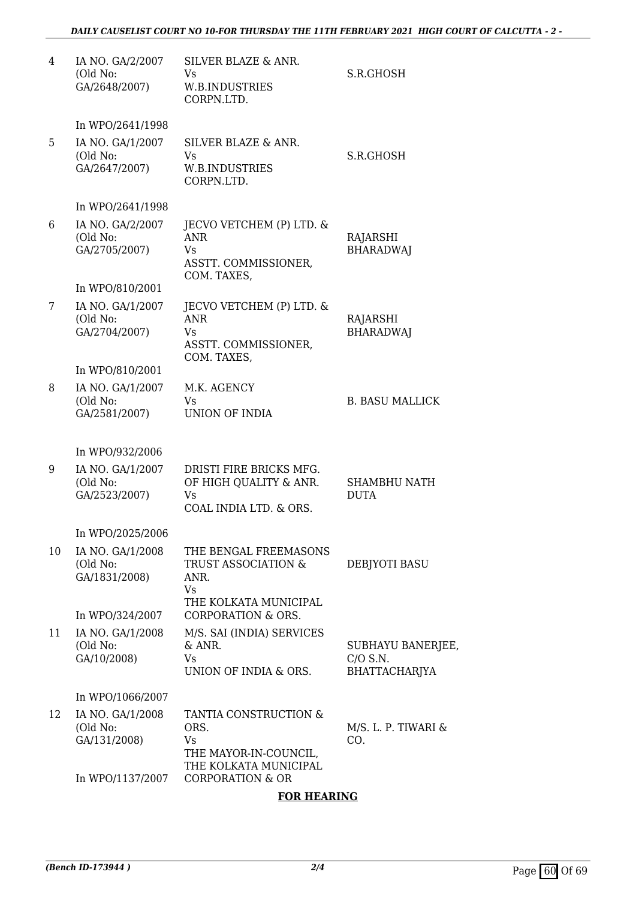| 4 | IA NO. GA/2/2007 (Old No: GA/2648/2007) | SILVER BLAZE & ANR. Vs W.B.INDUSTRIES CORPN.LTD. | S.R.GHOSH |
|---|---|---|---|
| | In WPO/2641/1998 | | |
| 5 | IA NO. GA/1/2007 (Old No: GA/2647/2007) | SILVER BLAZE & ANR. Vs W.B.INDUSTRIES CORPN.LTD. | S.R.GHOSH |
| | In WPO/2641/1998 | | |
| 6 | IA NO. GA/2/2007 (Old No: GA/2705/2007) | JECVO VETCHEM (P) LTD. & ANR Vs ASSTT. COMMISSIONER, COM. TAXES, | RAJARSHI BHARADWAJ |
| | In WPO/810/2001 | | |
| 7 | IA NO. GA/1/2007 (Old No: GA/2704/2007) | JECVO VETCHEM (P) LTD. & ANR Vs ASSTT. COMMISSIONER, COM. TAXES, | RAJARSHI BHARADWAJ |
| | In WPO/810/2001 | | |
| 8 | IA NO. GA/1/2007 (Old No: GA/2581/2007) | M.K. AGENCY Vs UNION OF INDIA | B. BASU MALLICK |
| | In WPO/932/2006 | | |
| 9 | IA NO. GA/1/2007 (Old No: GA/2523/2007) | DRISTI FIRE BRICKS MFG. OF HIGH QUALITY & ANR. Vs COAL INDIA LTD. & ORS. | SHAMBHU NATH DUTA |
| | In WPO/2025/2006 | | |
| 10 | IA NO. GA/1/2008 (Old No: GA/1831/2008) | THE BENGAL FREEMASONS TRUST ASSOCIATION & ANR. Vs THE KOLKATA MUNICIPAL CORPORATION & ORS. | DEBJYOTI BASU |
| | In WPO/324/2007 | | |
| 11 | IA NO. GA/1/2008 (Old No: GA/10/2008) | M/S. SAI (INDIA) SERVICES & ANR. Vs UNION OF INDIA & ORS. | SUBHAYU BANERJEE, C/O S.N. BHATTACHARJYA |
| | In WPO/1066/2007 | | |
| 12 | IA NO. GA/1/2008 (Old No: GA/131/2008) | TANTIA CONSTRUCTION & ORS. Vs THE MAYOR-IN-COUNCIL, THE KOLKATA MUNICIPAL CORPORATION & OR | M/S. L. P. TIWARI & CO. |
| | In WPO/1137/2007 | | |

**FOR HEARING**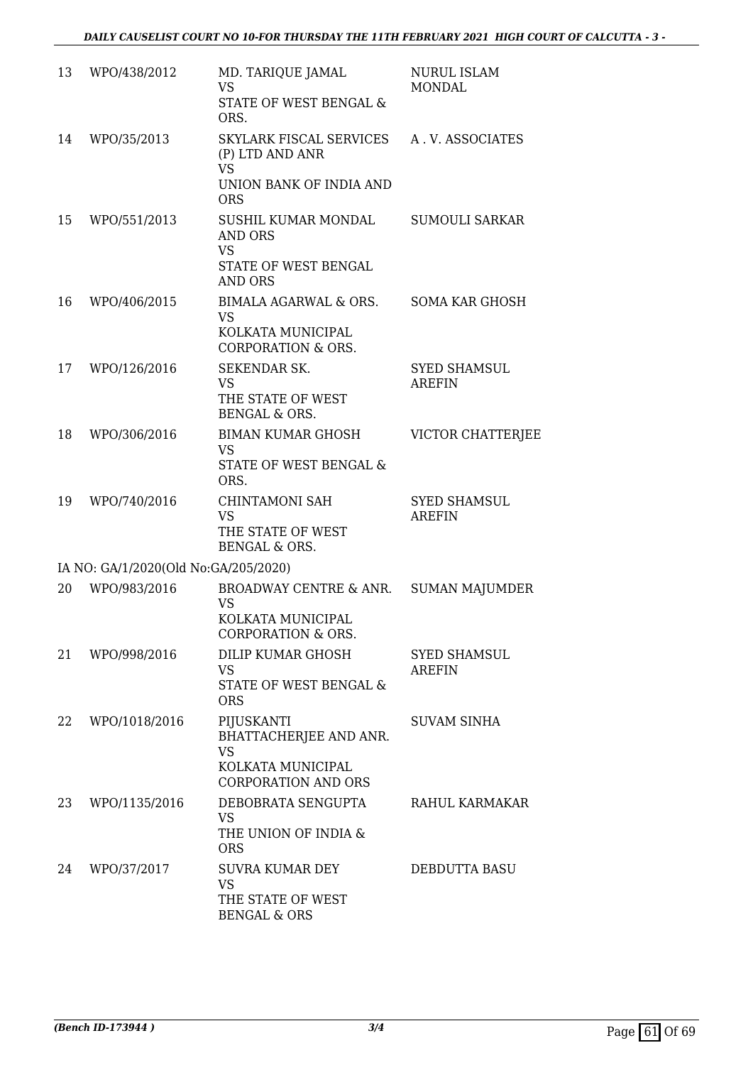| | | | |
|---|---|---|---|
| 13 | WPO/438/2012 | MD. TARIQUE JAMAL<br>VS<br>STATE OF WEST BENGAL & ORS. | NURUL ISLAM MONDAL |
| 14 | WPO/35/2013 | SKYLARK FISCAL SERVICES (P) LTD AND ANR<br>VS<br>UNION BANK OF INDIA AND ORS | A . V. ASSOCIATES |
| 15 | WPO/551/2013 | SUSHIL KUMAR MONDAL AND ORS<br>VS<br>STATE OF WEST BENGAL AND ORS | SUMOULI SARKAR |
| 16 | WPO/406/2015 | BIMALA AGARWAL & ORS.<br>VS<br>KOLKATA MUNICIPAL CORPORATION & ORS. | SOMA KAR GHOSH |
| 17 | WPO/126/2016 | SEKENDAR SK.<br>VS<br>THE STATE OF WEST BENGAL & ORS. | SYED SHAMSUL AREFIN |
| 18 | WPO/306/2016 | BIMAN KUMAR GHOSH<br>VS<br>STATE OF WEST BENGAL & ORS. | VICTOR CHATTERJEE |
| 19 | WPO/740/2016 | CHINTAMONI SAH<br>VS<br>THE STATE OF WEST BENGAL & ORS. | SYED SHAMSUL AREFIN |
| | IA NO: GA/1/2020(Old No:GA/205/2020) | | |
| 20 | WPO/983/2016 | BROADWAY CENTRE & ANR.<br>VS<br>KOLKATA MUNICIPAL CORPORATION & ORS. | SUMAN MAJUMDER |
| 21 | WPO/998/2016 | DILIP KUMAR GHOSH<br>VS<br>STATE OF WEST BENGAL & ORS | SYED SHAMSUL AREFIN |
| 22 | WPO/1018/2016 | PIJUSKANTI BHATTACHERJEE AND ANR.<br>VS<br>KOLKATA MUNICIPAL CORPORATION AND ORS | SUVAM SINHA |
| 23 | WPO/1135/2016 | DEBOBRATA SENGUPTA<br>VS<br>THE UNION OF INDIA & ORS | RAHUL KARMAKAR |
| 24 | WPO/37/2017 | SUVRA KUMAR DEY<br>VS<br>THE STATE OF WEST BENGAL & ORS | DEBDUTTA BASU |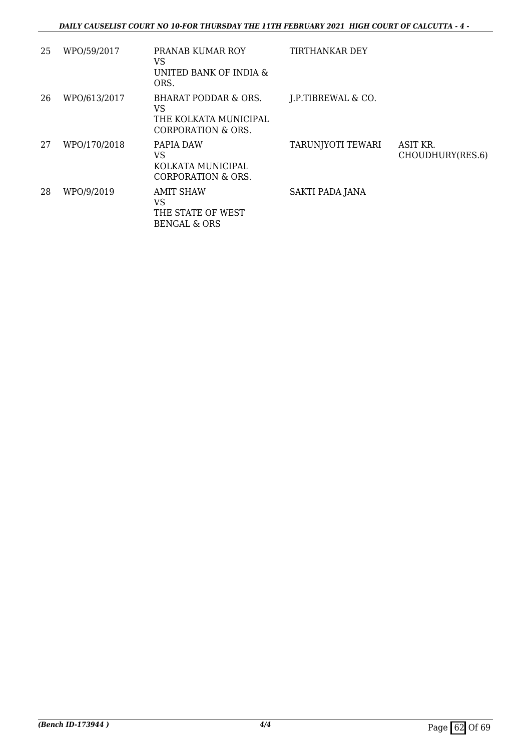| 25 | WPO/59/2017 | PRANAB KUMAR ROY<br>VS<br>UNITED BANK OF INDIA & ORS. | TIRTHANKAR DEY | |
|---|---|---|---|---|
| 26 | WPO/613/2017 | BHARAT PODDAR & ORS.<br>VS<br>THE KOLKATA MUNICIPAL CORPORATION & ORS. | J.P.TIBREWAL & CO. | |
| 27 | WPO/170/2018 | PAPIA DAW<br>VS<br>KOLKATA MUNICIPAL CORPORATION & ORS. | TARUNJYOTI TEWARI | ASIT KR. CHOUDHURY(RES.6) |
| 28 | WPO/9/2019 | AMIT SHAW<br>VS<br>THE STATE OF WEST BENGAL & ORS | SAKTI PADA JANA | |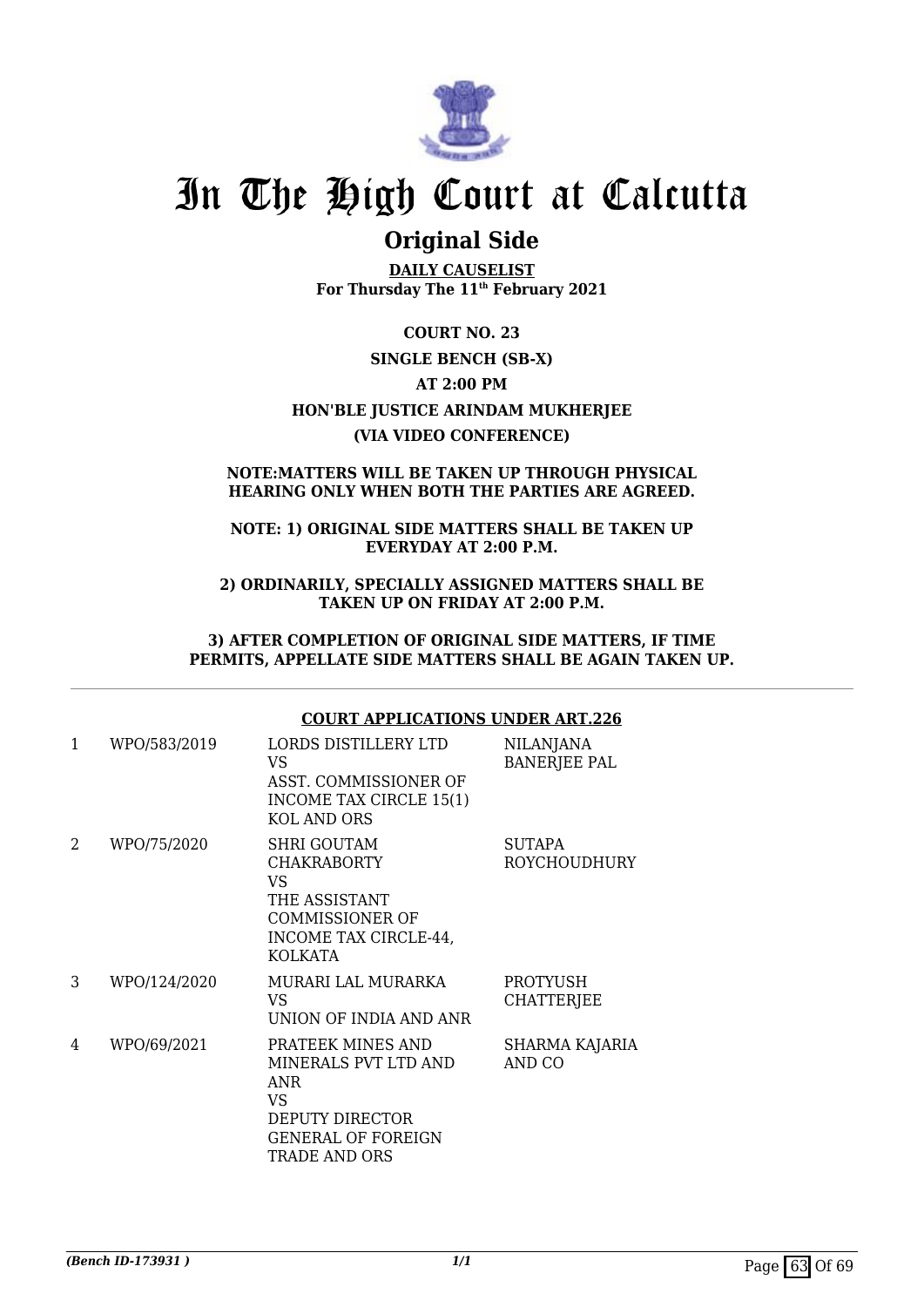# In The High Court at Calcutta

## Original Side

**DAILY CAUSELIST**
**For Thursday The 11th February 2021**

**COURT NO. 23**

**SINGLE BENCH (SB-X)**

**AT 2:00 PM**

**HON'BLE JUSTICE ARINDAM MUKHERJEE**

**(VIA VIDEO CONFERENCE)**

**NOTE:MATTERS WILL BE TAKEN UP THROUGH PHYSICAL HEARING ONLY WHEN BOTH THE PARTIES ARE AGREED.**

**NOTE: 1) ORIGINAL SIDE MATTERS SHALL BE TAKEN UP EVERYDAY AT 2:00 P.M.**

**2) ORDINARILY, SPECIALLY ASSIGNED MATTERS SHALL BE TAKEN UP ON FRIDAY AT 2:00 P.M.**

**3) AFTER COMPLETION OF ORIGINAL SIDE MATTERS, IF TIME PERMITS, APPELLATE SIDE MATTERS SHALL BE AGAIN TAKEN UP.**

**COURT APPLICATIONS UNDER ART.226**

| | | | |
|---|---|---|---|
| 1 | WPO/583/2019 | LORDS DISTILLERY LTD VS ASST. COMMISSIONER OF INCOME TAX CIRCLE 15(1) KOL AND ORS | NILANJANA BANERJEE PAL |
| 2 | WPO/75/2020 | SHRI GOUTAM CHAKRABORTY VS THE ASSISTANT COMMISSIONER OF INCOME TAX CIRCLE-44, KOLKATA | SUTAPA ROYCHOUDHURY |
| 3 | WPO/124/2020 | MURARI LAL MURARKA VS UNION OF INDIA AND ANR | PROTYUSH CHATTERJEE |
| 4 | WPO/69/2021 | PRATEEK MINES AND MINERALS PVT LTD AND ANR VS DEPUTY DIRECTOR GENERAL OF FOREIGN TRADE AND ORS | SHARMA KAJARIA AND CO |

*(Bench ID-173931 )*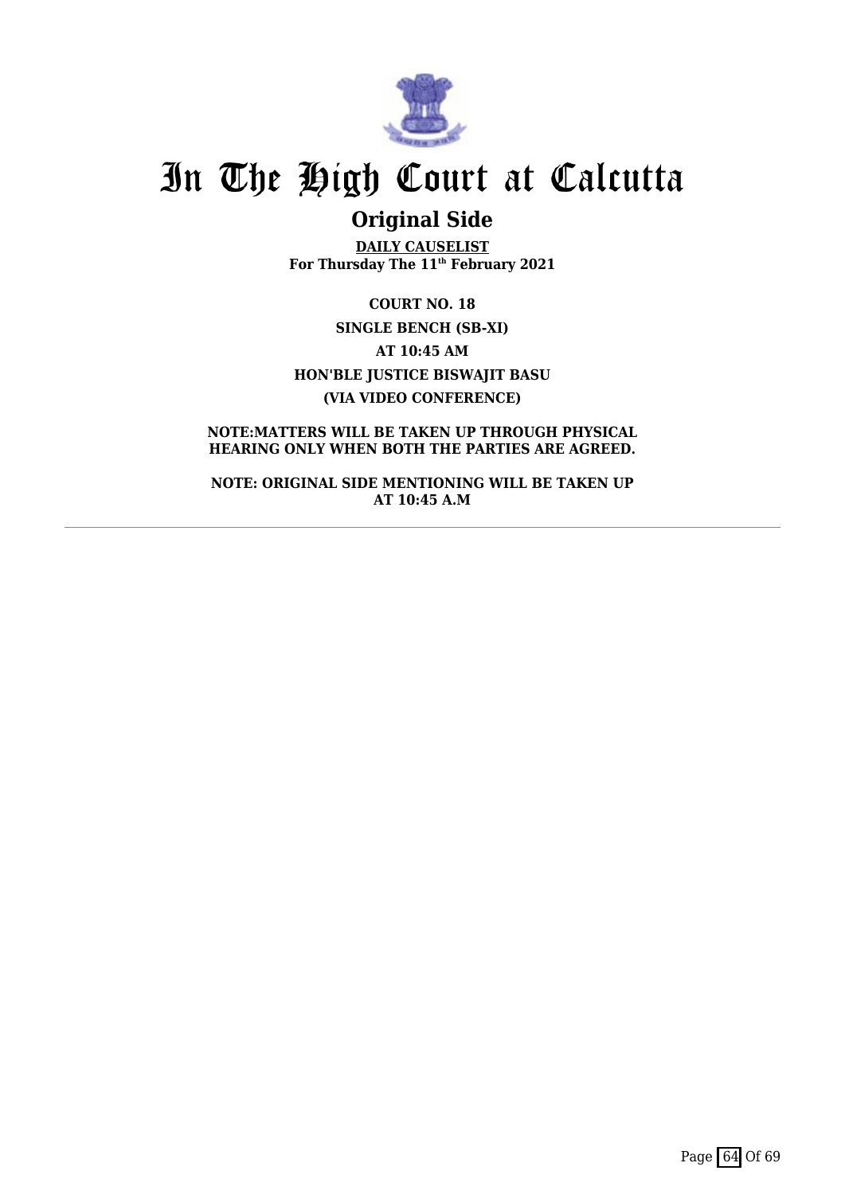# In The High Court at Calcutta

## Original Side

**DAILY CAUSELIST**
**For Thursday The 11th February 2021**

**COURT NO. 18**

**SINGLE BENCH (SB-XI)**

**AT 10:45 AM**

**HON'BLE JUSTICE BISWAJIT BASU**

**(VIA VIDEO CONFERENCE)**

**NOTE:MATTERS WILL BE TAKEN UP THROUGH PHYSICAL HEARING ONLY WHEN BOTH THE PARTIES ARE AGREED.**

**NOTE: ORIGINAL SIDE MENTIONING WILL BE TAKEN UP AT 10:45 A.M**

---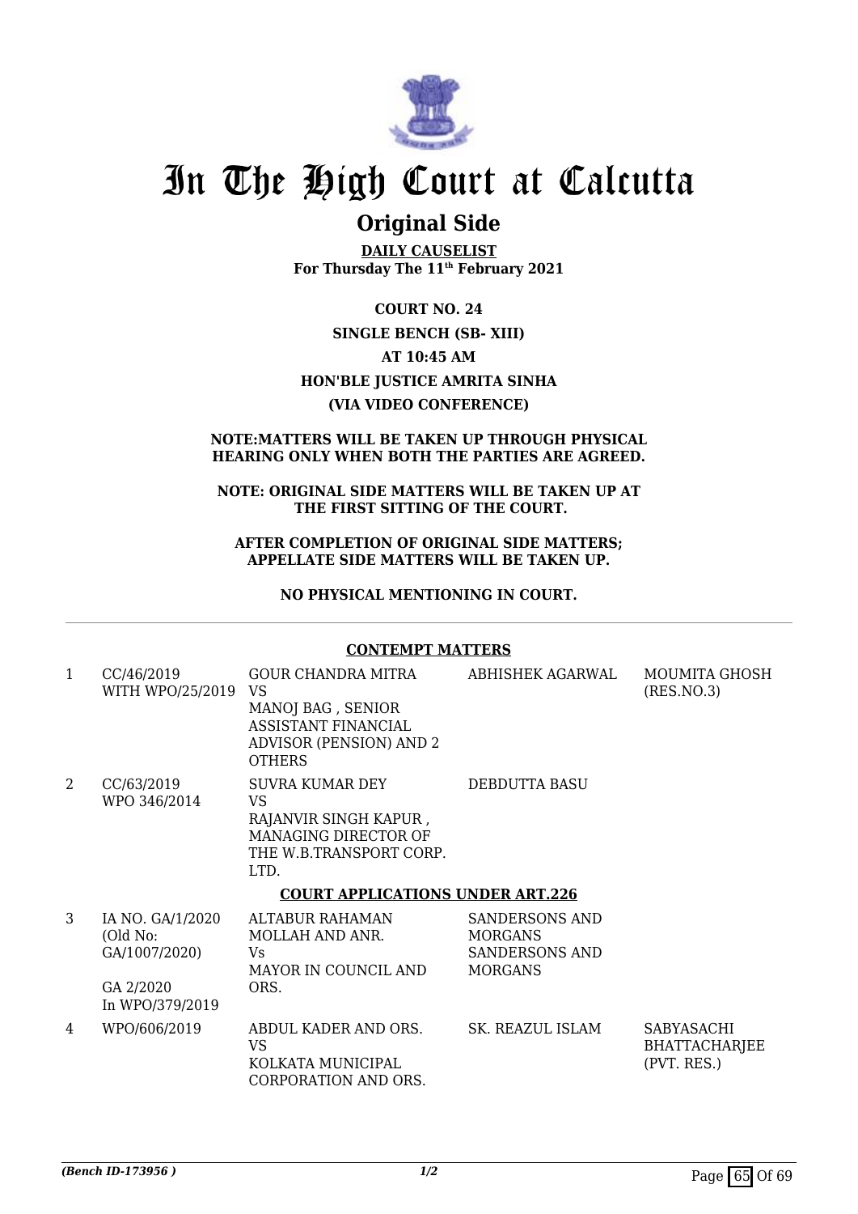# In The High Court at Calcutta

## Original Side

**DAILY CAUSELIST**
**For Thursday The 11th February 2021**

**COURT NO. 24**

**SINGLE BENCH (SB- XIII)**

**AT 10:45 AM**

**HON'BLE JUSTICE AMRITA SINHA**

**(VIA VIDEO CONFERENCE)**

**NOTE:MATTERS WILL BE TAKEN UP THROUGH PHYSICAL HEARING ONLY WHEN BOTH THE PARTIES ARE AGREED.**

**NOTE: ORIGINAL SIDE MATTERS WILL BE TAKEN UP AT THE FIRST SITTING OF THE COURT.**

**AFTER COMPLETION OF ORIGINAL SIDE MATTERS; APPELLATE SIDE MATTERS WILL BE TAKEN UP.**

**NO PHYSICAL MENTIONING IN COURT.**

**CONTEMPT MATTERS**

| | | | | |
|---|---|---|---|---|
| 1 | CC/46/2019 WITH WPO/25/2019 | GOUR CHANDRA MITRA VS MANOJ BAG , SENIOR ASSISTANT FINANCIAL ADVISOR (PENSION) AND 2 OTHERS | ABHISHEK AGARWAL | MOUMITA GHOSH (RES.NO.3) |
| 2 | CC/63/2019 WPO 346/2014 | SUVRA KUMAR DEY VS RAJANVIR SINGH KAPUR , MANAGING DIRECTOR OF THE W.B.TRANSPORT CORP. LTD. | DEBDUTTA BASU | |

**COURT APPLICATIONS UNDER ART.226**

| | | | | |
|---|---|---|---|---|
| 3 | IA NO. GA/1/2020 (Old No: GA/1007/2020) GA 2/2020 In WPO/379/2019 | ALTABUR RAHAMAN MOLLAH AND ANR. Vs MAYOR IN COUNCIL AND ORS. | SANDERSONS AND MORGANS SANDERSONS AND MORGANS | |
| 4 | WPO/606/2019 | ABDUL KADER AND ORS. VS KOLKATA MUNICIPAL CORPORATION AND ORS. | SK. REAZUL ISLAM | SABYASACHI BHATTACHARJEE (PVT. RES.) |

*(Bench ID-173956 )* 1/2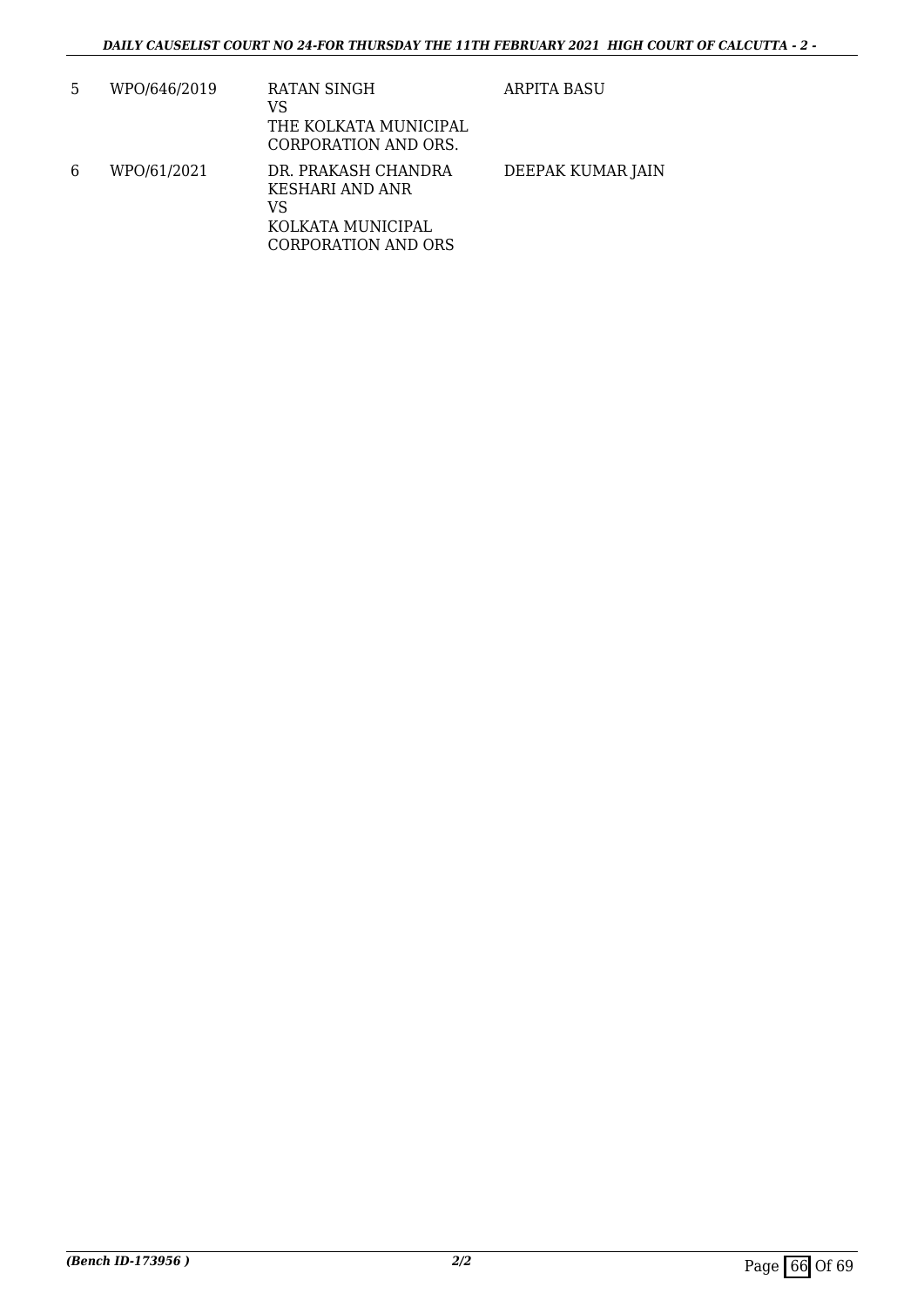| | | | |
|---|---|---|---|
| 5 | WPO/646/2019 | RATAN SINGH<br>VS<br>THE KOLKATA MUNICIPAL CORPORATION AND ORS. | ARPITA BASU |
| 6 | WPO/61/2021 | DR. PRAKASH CHANDRA KESHARI AND ANR<br>VS<br>KOLKATA MUNICIPAL CORPORATION AND ORS | DEEPAK KUMAR JAIN |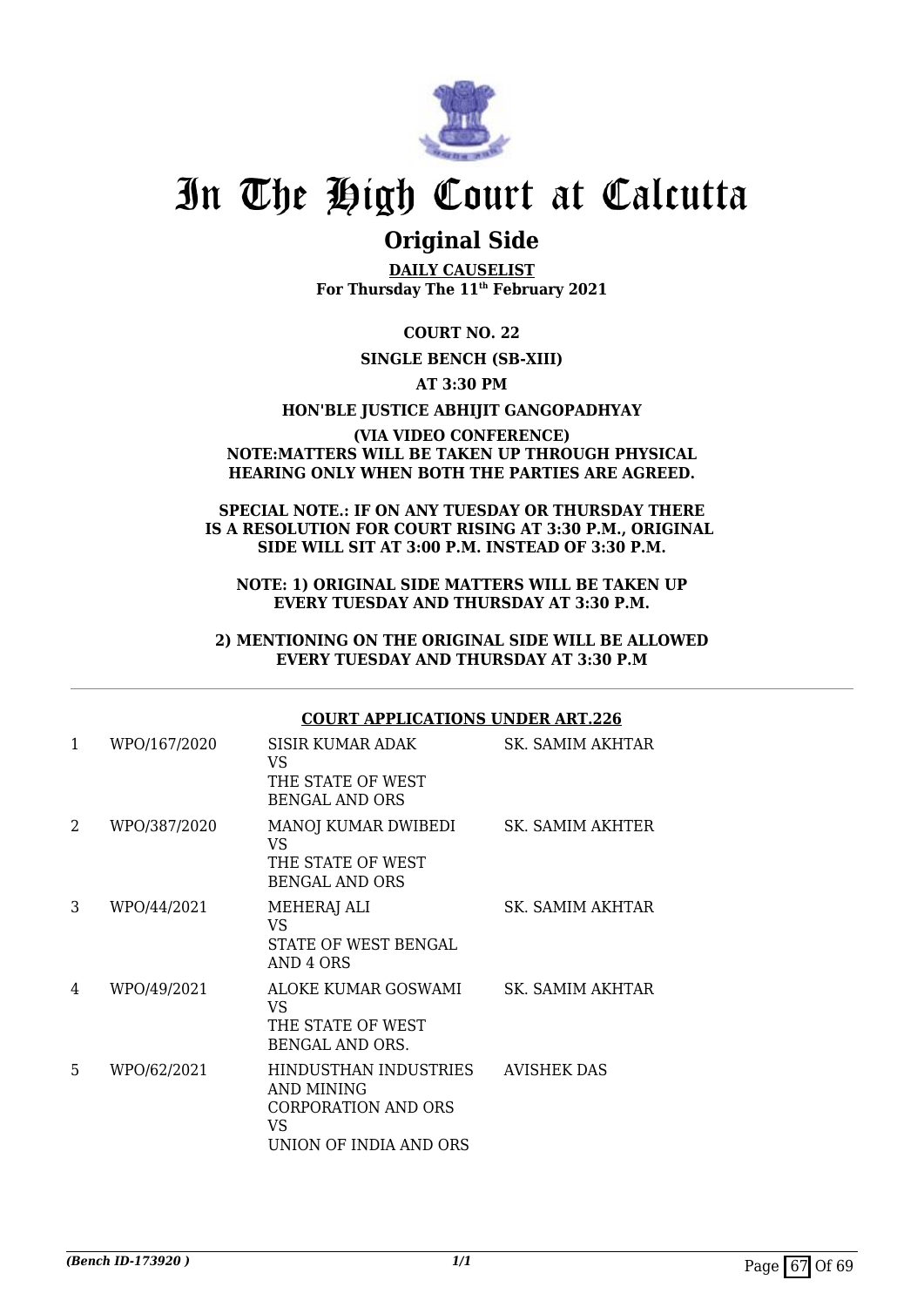# In The High Court at Calcutta

## Original Side

**DAILY CAUSELIST**
**For Thursday The 11th February 2021**

**COURT NO. 22**

**SINGLE BENCH (SB-XIII)**

**AT 3:30 PM**

**HON'BLE JUSTICE ABHIJIT GANGOPADHYAY**

**(VIA VIDEO CONFERENCE)**
**NOTE:MATTERS WILL BE TAKEN UP THROUGH PHYSICAL HEARING ONLY WHEN BOTH THE PARTIES ARE AGREED.**

**SPECIAL NOTE.: IF ON ANY TUESDAY OR THURSDAY THERE IS A RESOLUTION FOR COURT RISING AT 3:30 P.M., ORIGINAL SIDE WILL SIT AT 3:00 P.M. INSTEAD OF 3:30 P.M.**

**NOTE: 1) ORIGINAL SIDE MATTERS WILL BE TAKEN UP EVERY TUESDAY AND THURSDAY AT 3:30 P.M.**

**2) MENTIONING ON THE ORIGINAL SIDE WILL BE ALLOWED EVERY TUESDAY AND THURSDAY AT 3:30 P.M**

**COURT APPLICATIONS UNDER ART.226**

| | | | |
|---|---|---|---|
| 1 | WPO/167/2020 | SISIR KUMAR ADAK<br>VS<br>THE STATE OF WEST BENGAL AND ORS | SK. SAMIM AKHTAR |
| 2 | WPO/387/2020 | MANOJ KUMAR DWIBEDI<br>VS<br>THE STATE OF WEST BENGAL AND ORS | SK. SAMIM AKHTER |
| 3 | WPO/44/2021 | MEHERAJ ALI<br>VS<br>STATE OF WEST BENGAL AND 4 ORS | SK. SAMIM AKHTAR |
| 4 | WPO/49/2021 | ALOKE KUMAR GOSWAMI<br>VS<br>THE STATE OF WEST BENGAL AND ORS. | SK. SAMIM AKHTAR |
| 5 | WPO/62/2021 | HINDUSTHAN INDUSTRIES AND MINING CORPORATION AND ORS<br>VS<br>UNION OF INDIA AND ORS | AVISHEK DAS |

*(Bench ID-173920 )* 1/1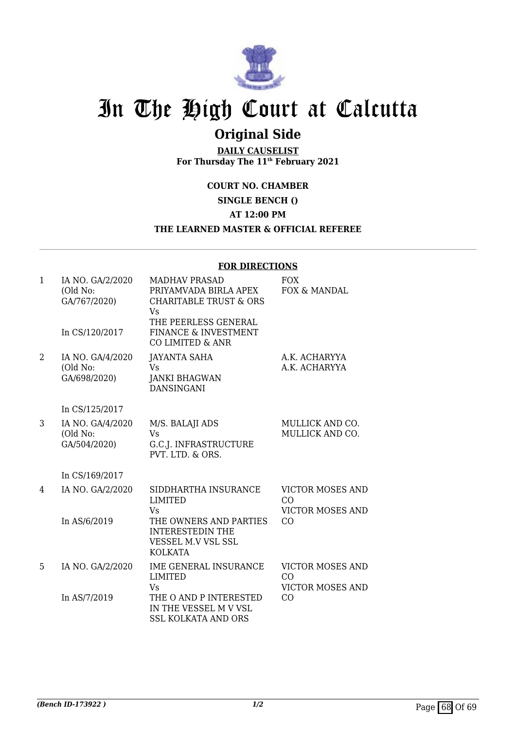# In The High Court at Calcutta

## Original Side

**DAILY CAUSELIST**
**For Thursday The 11th February 2021**

**COURT NO. CHAMBER**

**SINGLE BENCH ()**

**AT 12:00 PM**

**THE LEARNED MASTER & OFFICIAL REFEREE**

**FOR DIRECTIONS**

| | | | |
|---|---|---|---|
| 1 | IA NO. GA/2/2020 (Old No: GA/767/2020) In CS/120/2017 | MADHAV PRASAD PRIYAMVADA BIRLA APEX CHARITABLE TRUST & ORS Vs THE PEERLESS GENERAL FINANCE & INVESTMENT CO LIMITED & ANR | FOX FOX & MANDAL |
| 2 | IA NO. GA/4/2020 (Old No: GA/698/2020) In CS/125/2017 | JAYANTA SAHA Vs JANKI BHAGWAN DANSINGANI | A.K. ACHARYYA A.K. ACHARYYA |
| 3 | IA NO. GA/4/2020 (Old No: GA/504/2020) In CS/169/2017 | M/S. BALAJI ADS Vs G.C.J. INFRASTRUCTURE PVT. LTD. & ORS. | MULLICK AND CO. MULLICK AND CO. |
| 4 | IA NO. GA/2/2020 In AS/6/2019 | SIDDHARTHA INSURANCE LIMITED Vs THE OWNERS AND PARTIES INTERESTEDIN THE VESSEL M.V VSL SSL KOLKATA | VICTOR MOSES AND CO VICTOR MOSES AND CO |
| 5 | IA NO. GA/2/2020 In AS/7/2019 | IME GENERAL INSURANCE LIMITED Vs THE O AND P INTERESTED IN THE VESSEL M V VSL SSL KOLKATA AND ORS | VICTOR MOSES AND CO VICTOR MOSES AND CO |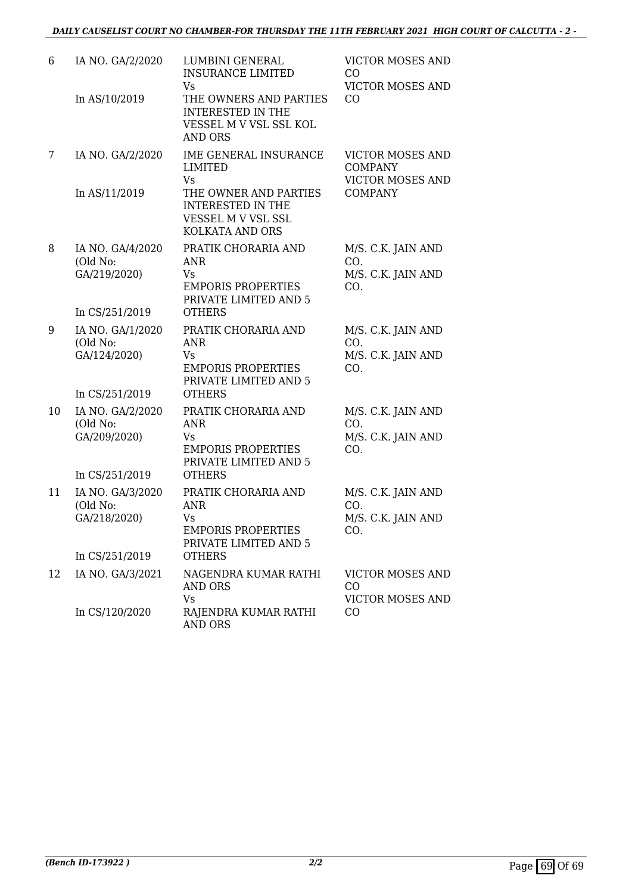| | | | |
|---|---|---|---|
| 6 | IA NO. GA/2/2020<br><br>In AS/10/2019 | LUMBINI GENERAL INSURANCE LIMITED<br>Vs<br>THE OWNERS AND PARTIES INTERESTED IN THE VESSEL M V VSL SSL KOL AND ORS | VICTOR MOSES AND CO<br>VICTOR MOSES AND CO |
| 7 | IA NO. GA/2/2020<br><br>In AS/11/2019 | IME GENERAL INSURANCE LIMITED<br>Vs<br>THE OWNER AND PARTIES INTERESTED IN THE VESSEL M V VSL SSL KOLKATA AND ORS | VICTOR MOSES AND COMPANY<br>VICTOR MOSES AND COMPANY |
| 8 | IA NO. GA/4/2020<br>(Old No: GA/219/2020)<br><br>In CS/251/2019 | PRATIK CHORARIA AND ANR<br>Vs<br>EMPORIS PROPERTIES PRIVATE LIMITED AND 5 OTHERS | M/S. C.K. JAIN AND CO.<br>M/S. C.K. JAIN AND CO. |
| 9 | IA NO. GA/1/2020<br>(Old No: GA/124/2020)<br><br>In CS/251/2019 | PRATIK CHORARIA AND ANR<br>Vs<br>EMPORIS PROPERTIES PRIVATE LIMITED AND 5 OTHERS | M/S. C.K. JAIN AND CO.<br>M/S. C.K. JAIN AND CO. |
| 10 | IA NO. GA/2/2020<br>(Old No: GA/209/2020)<br><br>In CS/251/2019 | PRATIK CHORARIA AND ANR<br>Vs<br>EMPORIS PROPERTIES PRIVATE LIMITED AND 5 OTHERS | M/S. C.K. JAIN AND CO.<br>M/S. C.K. JAIN AND CO. |
| 11 | IA NO. GA/3/2020<br>(Old No: GA/218/2020)<br><br>In CS/251/2019 | PRATIK CHORARIA AND ANR<br>Vs<br>EMPORIS PROPERTIES PRIVATE LIMITED AND 5 OTHERS | M/S. C.K. JAIN AND CO.<br>M/S. C.K. JAIN AND CO. |
| 12 | IA NO. GA/3/2021<br><br>In CS/120/2020 | NAGENDRA KUMAR RATHI AND ORS<br>Vs<br>RAJENDRA KUMAR RATHI AND ORS | VICTOR MOSES AND CO<br>VICTOR MOSES AND CO |